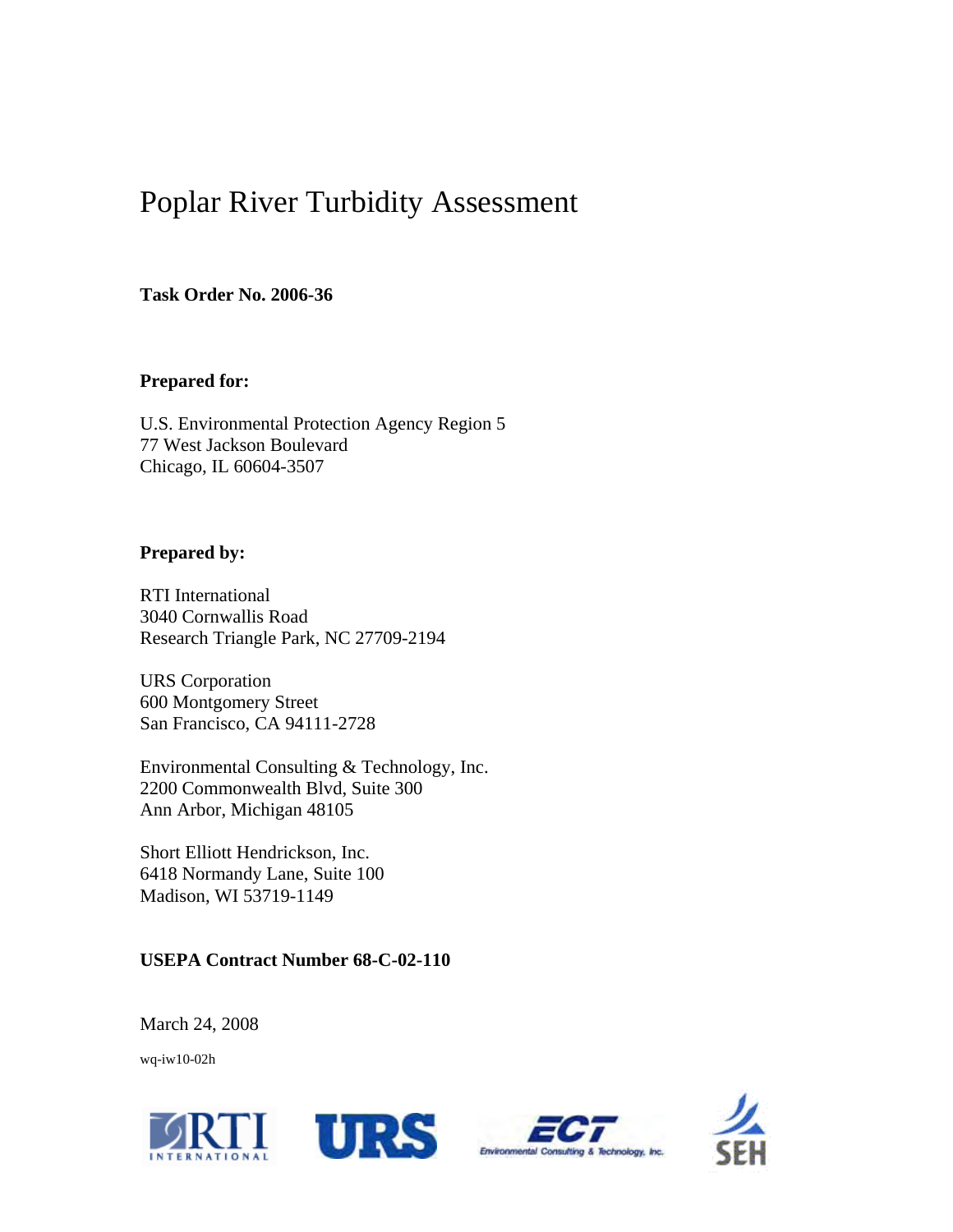# Poplar River Turbidity Assessment

**Task Order No. 2006-36**

**Prepared for:**

U.S. Environmental Protection Agency Region 5
77 West Jackson Boulevard
Chicago, IL 60604-3507

**Prepared by:**

RTI International
3040 Cornwallis Road
Research Triangle Park, NC 27709-2194

URS Corporation
600 Montgomery Street
San Francisco, CA 94111-2728

Environmental Consulting & Technology, Inc.
2200 Commonwealth Blvd, Suite 300
Ann Arbor, Michigan 48105

Short Elliott Hendrickson, Inc.
6418 Normandy Lane, Suite 100
Madison, WI 53719-1149

**USEPA Contract Number 68-C-02-110**

March 24, 2008

wq-iw10-02h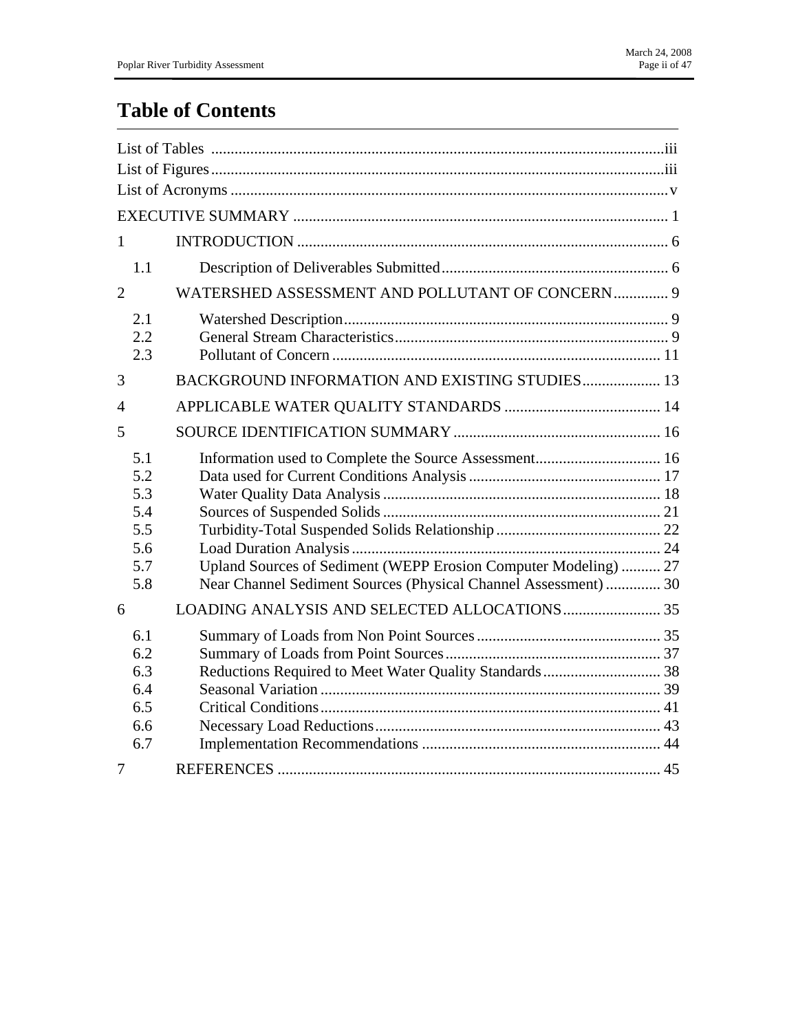# Table of Contents

List of Tables ..... iii
List of Figures ..... iii
List of Acronyms ..... v

EXECUTIVE SUMMARY ..... 1

1 INTRODUCTION ..... 6

- 1.1 Description of Deliverables Submitted ..... 6

2 WATERSHED ASSESSMENT AND POLLUTANT OF CONCERN ..... 9

- 2.1 Watershed Description ..... 9
- 2.2 General Stream Characteristics ..... 9
- 2.3 Pollutant of Concern ..... 11

3 BACKGROUND INFORMATION AND EXISTING STUDIES ..... 13

4 APPLICABLE WATER QUALITY STANDARDS ..... 14

5 SOURCE IDENTIFICATION SUMMARY ..... 16

- 5.1 Information used to Complete the Source Assessment ..... 16
- 5.2 Data used for Current Conditions Analysis ..... 17
- 5.3 Water Quality Data Analysis ..... 18
- 5.4 Sources of Suspended Solids ..... 21
- 5.5 Turbidity-Total Suspended Solids Relationship ..... 22
- 5.6 Load Duration Analysis ..... 24
- 5.7 Upland Sources of Sediment (WEPP Erosion Computer Modeling) ..... 27
- 5.8 Near Channel Sediment Sources (Physical Channel Assessment) ..... 30

6 LOADING ANALYSIS AND SELECTED ALLOCATIONS ..... 35

- 6.1 Summary of Loads from Non Point Sources ..... 35
- 6.2 Summary of Loads from Point Sources ..... 37
- 6.3 Reductions Required to Meet Water Quality Standards ..... 38
- 6.4 Seasonal Variation ..... 39
- 6.5 Critical Conditions ..... 41
- 6.6 Necessary Load Reductions ..... 43
- 6.7 Implementation Recommendations ..... 44

7 REFERENCES ..... 45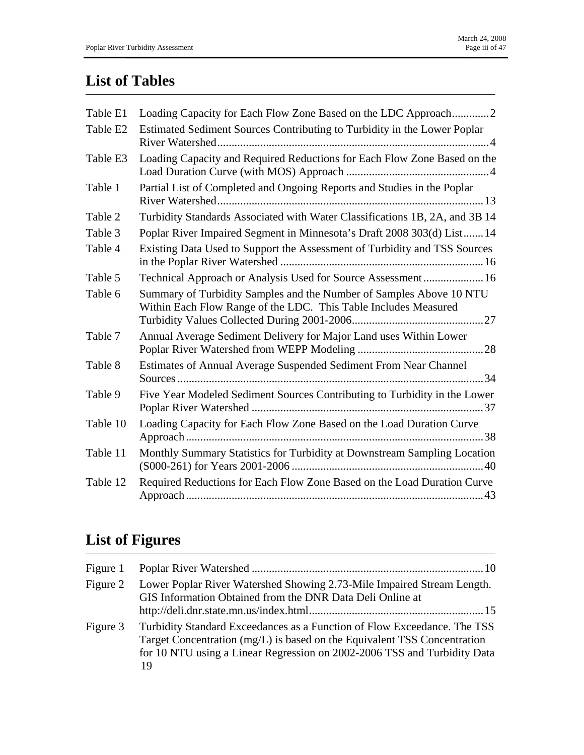## List of Tables

| | | |
|---|---|---|
| Table E1 | Loading Capacity for Each Flow Zone Based on the LDC Approach | 2 |
| Table E2 | Estimated Sediment Sources Contributing to Turbidity in the Lower Poplar River Watershed | 4 |
| Table E3 | Loading Capacity and Required Reductions for Each Flow Zone Based on the Load Duration Curve (with MOS) Approach | 4 |
| Table 1 | Partial List of Completed and Ongoing Reports and Studies in the Poplar River Watershed | 13 |
| Table 2 | Turbidity Standards Associated with Water Classifications 1B, 2A, and 3B | 14 |
| Table 3 | Poplar River Impaired Segment in Minnesota's Draft 2008 303(d) List | 14 |
| Table 4 | Existing Data Used to Support the Assessment of Turbidity and TSS Sources in the Poplar River Watershed | 16 |
| Table 5 | Technical Approach or Analysis Used for Source Assessment | 16 |
| Table 6 | Summary of Turbidity Samples and the Number of Samples Above 10 NTU Within Each Flow Range of the LDC. This Table Includes Measured Turbidity Values Collected During 2001-2006 | 27 |
| Table 7 | Annual Average Sediment Delivery for Major Land uses Within Lower Poplar River Watershed from WEPP Modeling | 28 |
| Table 8 | Estimates of Annual Average Suspended Sediment From Near Channel Sources | 34 |
| Table 9 | Five Year Modeled Sediment Sources Contributing to Turbidity in the Lower Poplar River Watershed | 37 |
| Table 10 | Loading Capacity for Each Flow Zone Based on the Load Duration Curve Approach | 38 |
| Table 11 | Monthly Summary Statistics for Turbidity at Downstream Sampling Location (S000-261) for Years 2001-2006 | 40 |
| Table 12 | Required Reductions for Each Flow Zone Based on the Load Duration Curve Approach | 43 |

## List of Figures

| | | |
|---|---|---|
| Figure 1 | Poplar River Watershed | 10 |
| Figure 2 | Lower Poplar River Watershed Showing 2.73-Mile Impaired Stream Length. GIS Information Obtained from the DNR Data Deli Online at http://deli.dnr.state.mn.us/index.html | 15 |
| Figure 3 | Turbidity Standard Exceedances as a Function of Flow Exceedance. The TSS Target Concentration (mg/L) is based on the Equivalent TSS Concentration for 10 NTU using a Linear Regression on 2002-2006 TSS and Turbidity Data | 19 |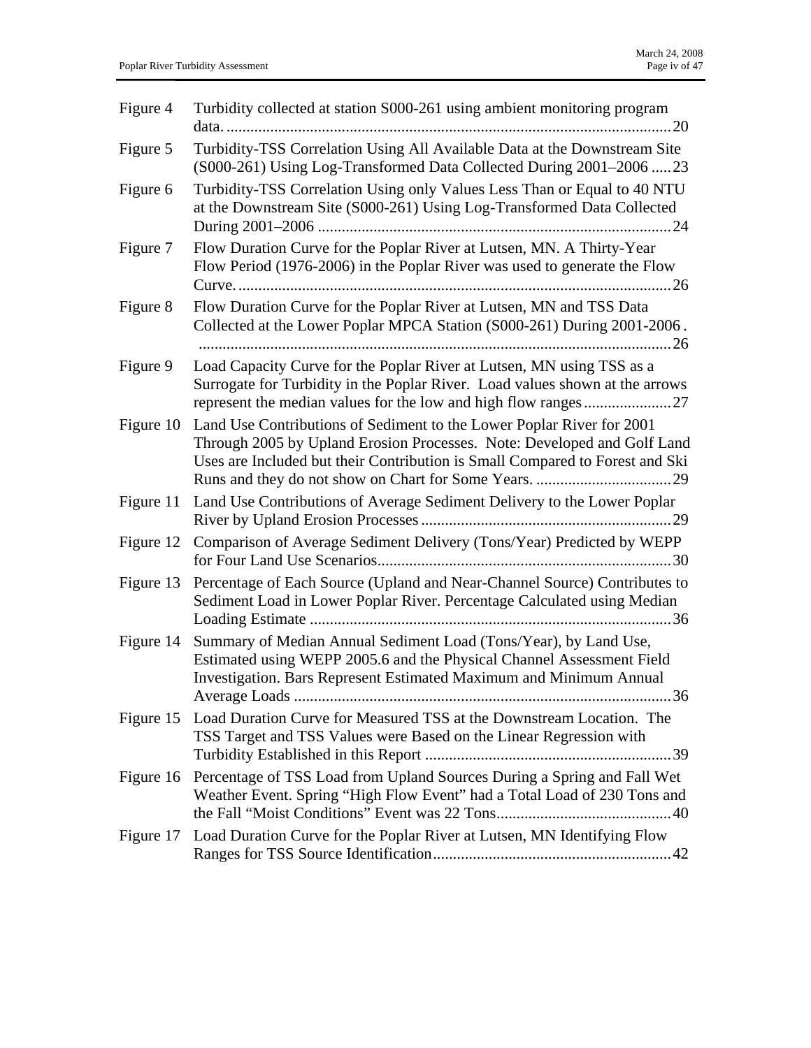| | | |
|---|---|---|
| Figure 4 | Turbidity collected at station S000-261 using ambient monitoring program data. | 20 |
| Figure 5 | Turbidity-TSS Correlation Using All Available Data at the Downstream Site (S000-261) Using Log-Transformed Data Collected During 2001–2006 | 23 |
| Figure 6 | Turbidity-TSS Correlation Using only Values Less Than or Equal to 40 NTU at the Downstream Site (S000-261) Using Log-Transformed Data Collected During 2001–2006 | 24 |
| Figure 7 | Flow Duration Curve for the Poplar River at Lutsen, MN. A Thirty-Year Flow Period (1976-2006) in the Poplar River was used to generate the Flow Curve. | 26 |
| Figure 8 | Flow Duration Curve for the Poplar River at Lutsen, MN and TSS Data Collected at the Lower Poplar MPCA Station (S000-261) During 2001-2006 . | 26 |
| Figure 9 | Load Capacity Curve for the Poplar River at Lutsen, MN using TSS as a Surrogate for Turbidity in the Poplar River. Load values shown at the arrows represent the median values for the low and high flow ranges | 27 |
| Figure 10 | Land Use Contributions of Sediment to the Lower Poplar River for 2001 Through 2005 by Upland Erosion Processes. Note: Developed and Golf Land Uses are Included but their Contribution is Small Compared to Forest and Ski Runs and they do not show on Chart for Some Years. | 29 |
| Figure 11 | Land Use Contributions of Average Sediment Delivery to the Lower Poplar River by Upland Erosion Processes | 29 |
| Figure 12 | Comparison of Average Sediment Delivery (Tons/Year) Predicted by WEPP for Four Land Use Scenarios | 30 |
| Figure 13 | Percentage of Each Source (Upland and Near-Channel Source) Contributes to Sediment Load in Lower Poplar River. Percentage Calculated using Median Loading Estimate | 36 |
| Figure 14 | Summary of Median Annual Sediment Load (Tons/Year), by Land Use, Estimated using WEPP 2005.6 and the Physical Channel Assessment Field Investigation. Bars Represent Estimated Maximum and Minimum Annual Average Loads | 36 |
| Figure 15 | Load Duration Curve for Measured TSS at the Downstream Location. The TSS Target and TSS Values were Based on the Linear Regression with Turbidity Established in this Report | 39 |
| Figure 16 | Percentage of TSS Load from Upland Sources During a Spring and Fall Wet Weather Event. Spring "High Flow Event" had a Total Load of 230 Tons and the Fall "Moist Conditions" Event was 22 Tons | 40 |
| Figure 17 | Load Duration Curve for the Poplar River at Lutsen, MN Identifying Flow Ranges for TSS Source Identification | 42 |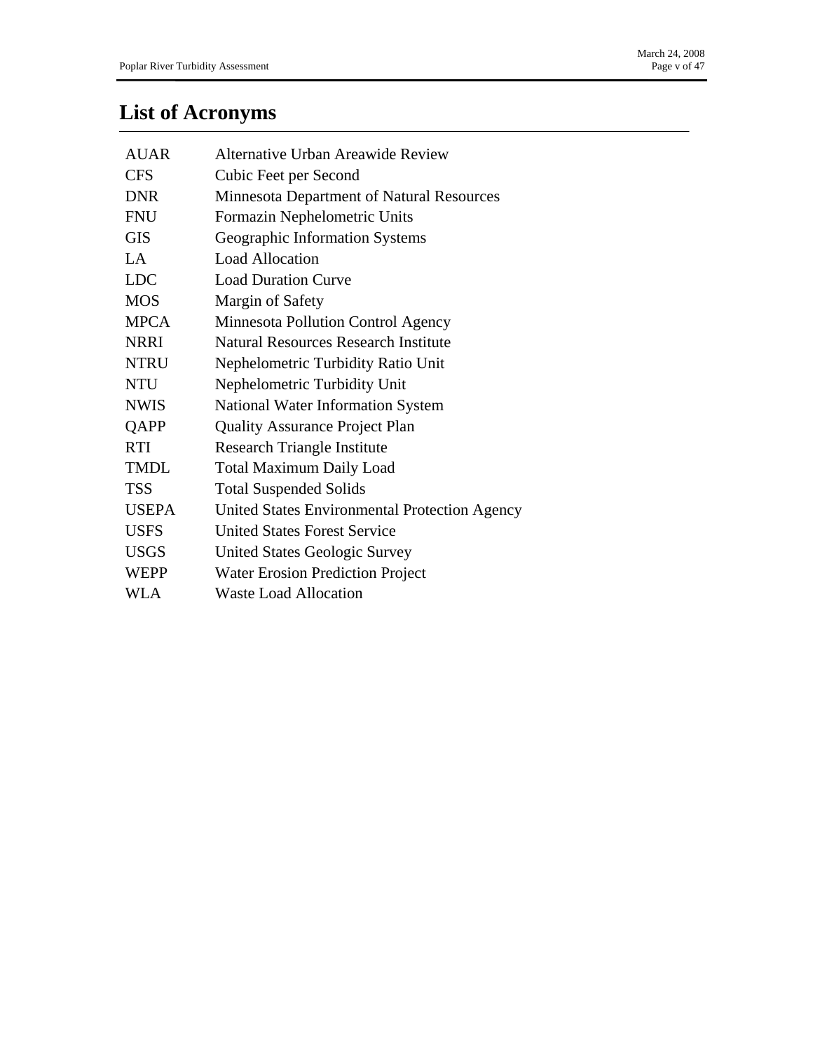# List of Acronyms

| | |
|---|---|
| AUAR | Alternative Urban Areawide Review |
| CFS | Cubic Feet per Second |
| DNR | Minnesota Department of Natural Resources |
| FNU | Formazin Nephelometric Units |
| GIS | Geographic Information Systems |
| LA | Load Allocation |
| LDC | Load Duration Curve |
| MOS | Margin of Safety |
| MPCA | Minnesota Pollution Control Agency |
| NRRI | Natural Resources Research Institute |
| NTRU | Nephelometric Turbidity Ratio Unit |
| NTU | Nephelometric Turbidity Unit |
| NWIS | National Water Information System |
| QAPP | Quality Assurance Project Plan |
| RTI | Research Triangle Institute |
| TMDL | Total Maximum Daily Load |
| TSS | Total Suspended Solids |
| USEPA | United States Environmental Protection Agency |
| USFS | United States Forest Service |
| USGS | United States Geologic Survey |
| WEPP | Water Erosion Prediction Project |
| WLA | Waste Load Allocation |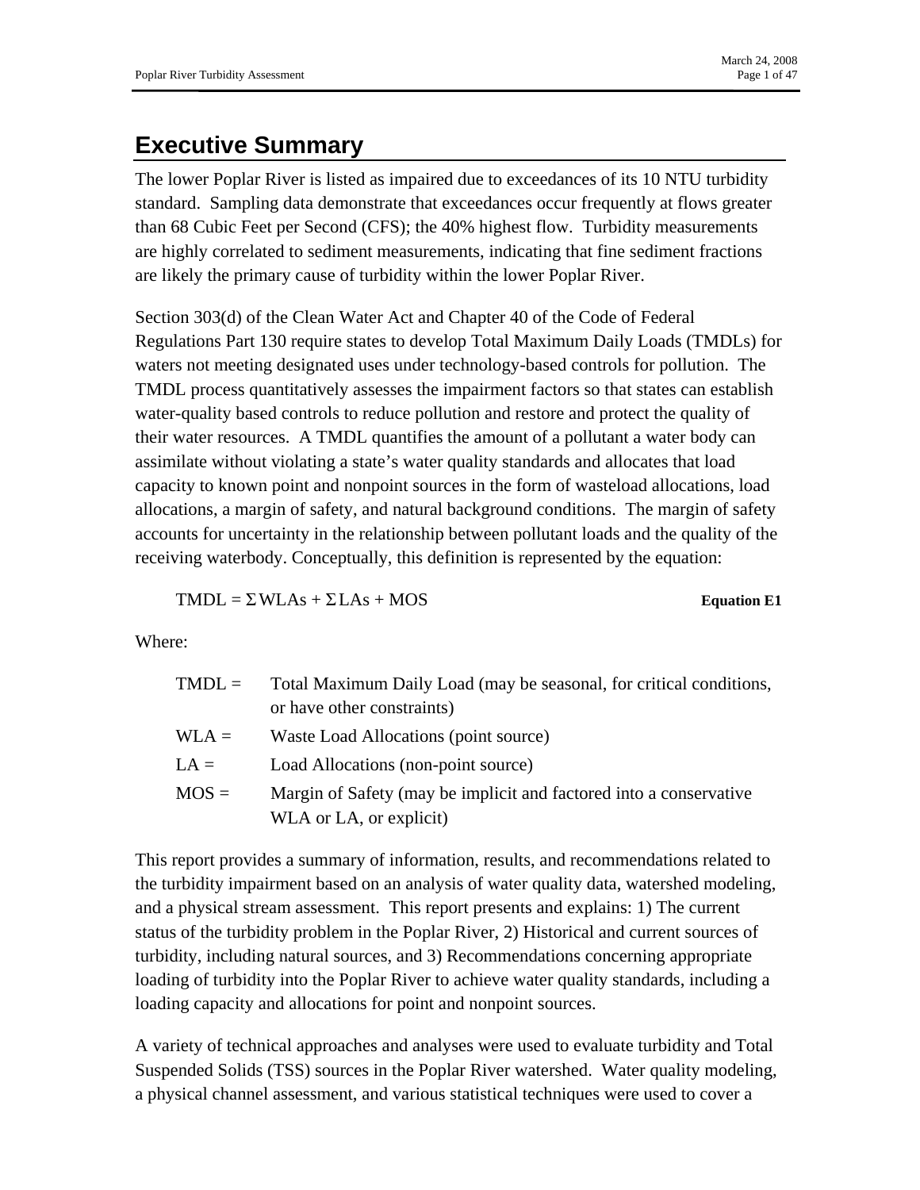# Executive Summary

The lower Poplar River is listed as impaired due to exceedances of its 10 NTU turbidity standard. Sampling data demonstrate that exceedances occur frequently at flows greater than 68 Cubic Feet per Second (CFS); the 40% highest flow. Turbidity measurements are highly correlated to sediment measurements, indicating that fine sediment fractions are likely the primary cause of turbidity within the lower Poplar River.

Section 303(d) of the Clean Water Act and Chapter 40 of the Code of Federal Regulations Part 130 require states to develop Total Maximum Daily Loads (TMDLs) for waters not meeting designated uses under technology-based controls for pollution. The TMDL process quantitatively assesses the impairment factors so that states can establish water-quality based controls to reduce pollution and restore and protect the quality of their water resources. A TMDL quantifies the amount of a pollutant a water body can assimilate without violating a state's water quality standards and allocates that load capacity to known point and nonpoint sources in the form of wasteload allocations, load allocations, a margin of safety, and natural background conditions. The margin of safety accounts for uncertainty in the relationship between pollutant loads and the quality of the receiving waterbody. Conceptually, this definition is represented by the equation:

$$\text{TMDL} = \Sigma\,\text{WLAs} + \Sigma\,\text{LAs} + \text{MOS} \qquad \textbf{Equation E1}$$

Where:

| | |
|---|---|
| TMDL = | Total Maximum Daily Load (may be seasonal, for critical conditions, or have other constraints) |
| WLA = | Waste Load Allocations (point source) |
| LA = | Load Allocations (non-point source) |
| MOS = | Margin of Safety (may be implicit and factored into a conservative WLA or LA, or explicit) |

This report provides a summary of information, results, and recommendations related to the turbidity impairment based on an analysis of water quality data, watershed modeling, and a physical stream assessment. This report presents and explains: 1) The current status of the turbidity problem in the Poplar River, 2) Historical and current sources of turbidity, including natural sources, and 3) Recommendations concerning appropriate loading of turbidity into the Poplar River to achieve water quality standards, including a loading capacity and allocations for point and nonpoint sources.

A variety of technical approaches and analyses were used to evaluate turbidity and Total Suspended Solids (TSS) sources in the Poplar River watershed. Water quality modeling, a physical channel assessment, and various statistical techniques were used to cover a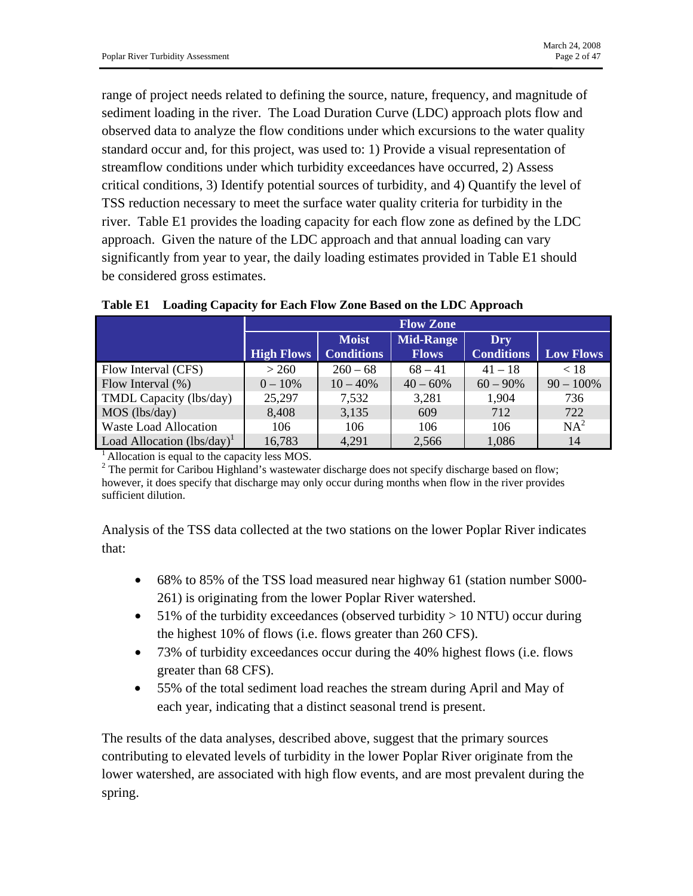range of project needs related to defining the source, nature, frequency, and magnitude of sediment loading in the river. The Load Duration Curve (LDC) approach plots flow and observed data to analyze the flow conditions under which excursions to the water quality standard occur and, for this project, was used to: 1) Provide a visual representation of streamflow conditions under which turbidity exceedances have occurred, 2) Assess critical conditions, 3) Identify potential sources of turbidity, and 4) Quantify the level of TSS reduction necessary to meet the surface water quality criteria for turbidity in the river. Table E1 provides the loading capacity for each flow zone as defined by the LDC approach. Given the nature of the LDC approach and that annual loading can vary significantly from year to year, the daily loading estimates provided in Table E1 should be considered gross estimates.

**Table E1 Loading Capacity for Each Flow Zone Based on the LDC Approach**

| | Flow Zone | | | | |
|---|---|---|---|---|---|
| | High Flows | Moist Conditions | Mid-Range Flows | Dry Conditions | Low Flows |
| Flow Interval (CFS) | > 260 | 260 – 68 | 68 – 41 | 41 – 18 | < 18 |
| Flow Interval (%) | 0 – 10% | 10 – 40% | 40 – 60% | 60 – 90% | 90 – 100% |
| TMDL Capacity (lbs/day) | 25,297 | 7,532 | 3,281 | 1,904 | 736 |
| MOS (lbs/day) | 8,408 | 3,135 | 609 | 712 | 722 |
| Waste Load Allocation | 106 | 106 | 106 | 106 | NA[2] |
| Load Allocation (lbs/day)[1] | 16,783 | 4,291 | 2,566 | 1,086 | 14 |

[1] Allocation is equal to the capacity less MOS.
[2] The permit for Caribou Highland's wastewater discharge does not specify discharge based on flow; however, it does specify that discharge may only occur during months when flow in the river provides sufficient dilution.

Analysis of the TSS data collected at the two stations on the lower Poplar River indicates that:

- 68% to 85% of the TSS load measured near highway 61 (station number S000-261) is originating from the lower Poplar River watershed.
- 51% of the turbidity exceedances (observed turbidity > 10 NTU) occur during the highest 10% of flows (i.e. flows greater than 260 CFS).
- 73% of turbidity exceedances occur during the 40% highest flows (i.e. flows greater than 68 CFS).
- 55% of the total sediment load reaches the stream during April and May of each year, indicating that a distinct seasonal trend is present.

The results of the data analyses, described above, suggest that the primary sources contributing to elevated levels of turbidity in the lower Poplar River originate from the lower watershed, are associated with high flow events, and are most prevalent during the spring.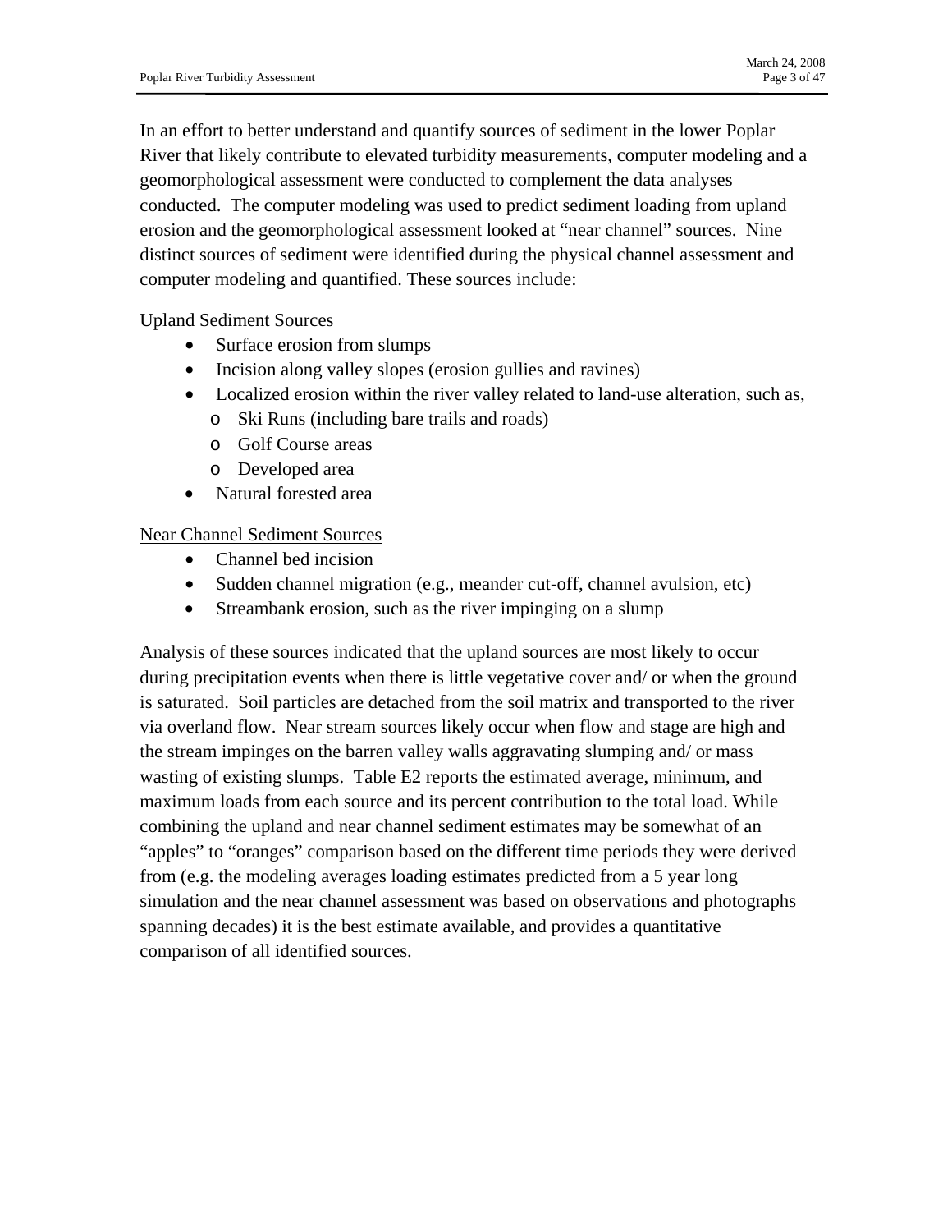In an effort to better understand and quantify sources of sediment in the lower Poplar River that likely contribute to elevated turbidity measurements, computer modeling and a geomorphological assessment were conducted to complement the data analyses conducted. The computer modeling was used to predict sediment loading from upland erosion and the geomorphological assessment looked at "near channel" sources. Nine distinct sources of sediment were identified during the physical channel assessment and computer modeling and quantified. These sources include:

<u>Upland Sediment Sources</u>

- Surface erosion from slumps
- Incision along valley slopes (erosion gullies and ravines)
- Localized erosion within the river valley related to land-use alteration, such as,
  - Ski Runs (including bare trails and roads)
  - Golf Course areas
  - Developed area
- Natural forested area

<u>Near Channel Sediment Sources</u>

- Channel bed incision
- Sudden channel migration (e.g., meander cut-off, channel avulsion, etc)
- Streambank erosion, such as the river impinging on a slump

Analysis of these sources indicated that the upland sources are most likely to occur during precipitation events when there is little vegetative cover and/ or when the ground is saturated. Soil particles are detached from the soil matrix and transported to the river via overland flow. Near stream sources likely occur when flow and stage are high and the stream impinges on the barren valley walls aggravating slumping and/ or mass wasting of existing slumps. Table E2 reports the estimated average, minimum, and maximum loads from each source and its percent contribution to the total load. While combining the upland and near channel sediment estimates may be somewhat of an "apples" to "oranges" comparison based on the different time periods they were derived from (e.g. the modeling averages loading estimates predicted from a 5 year long simulation and the near channel assessment was based on observations and photographs spanning decades) it is the best estimate available, and provides a quantitative comparison of all identified sources.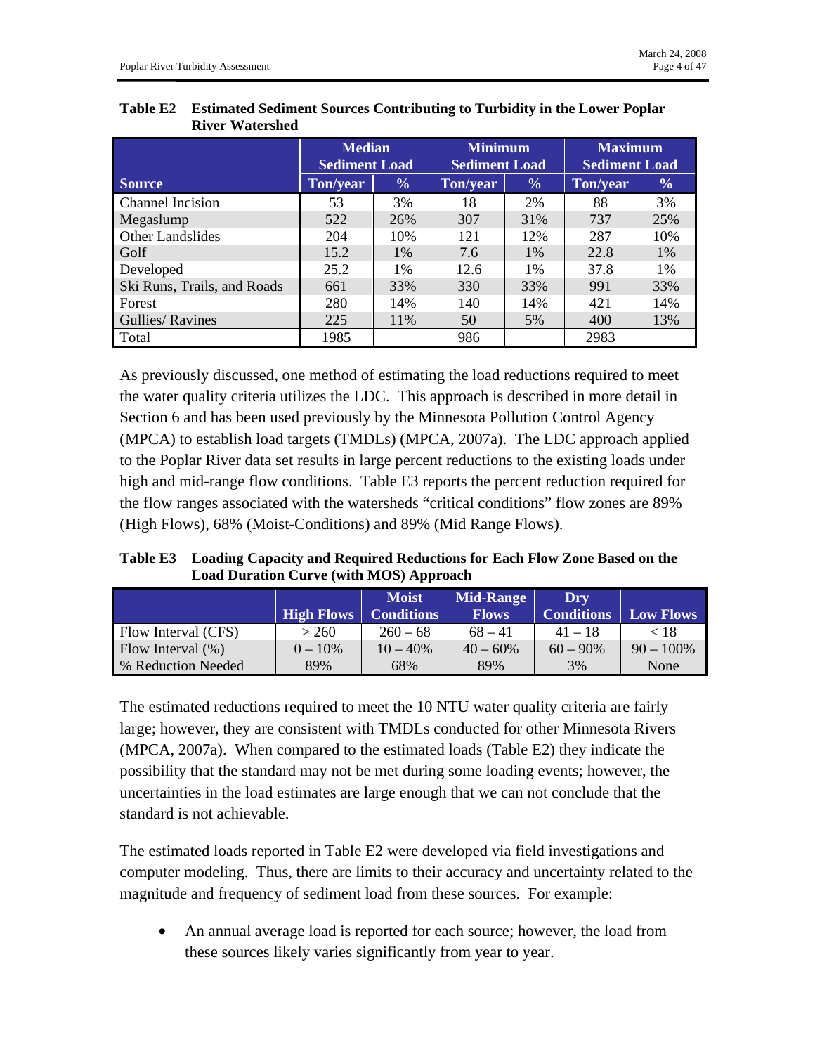**Table E2 Estimated Sediment Sources Contributing to Turbidity in the Lower Poplar River Watershed**

| Source | Median Sediment Load | | Minimum Sediment Load | | Maximum Sediment Load | |
|---|---|---|---|---|---|---|
| | Ton/year | % | Ton/year | % | Ton/year | % |
| Channel Incision | 53 | 3% | 18 | 2% | 88 | 3% |
| Megaslump | 522 | 26% | 307 | 31% | 737 | 25% |
| Other Landslides | 204 | 10% | 121 | 12% | 287 | 10% |
| Golf | 15.2 | 1% | 7.6 | 1% | 22.8 | 1% |
| Developed | 25.2 | 1% | 12.6 | 1% | 37.8 | 1% |
| Ski Runs, Trails, and Roads | 661 | 33% | 330 | 33% | 991 | 33% |
| Forest | 280 | 14% | 140 | 14% | 421 | 14% |
| Gullies/ Ravines | 225 | 11% | 50 | 5% | 400 | 13% |
| Total | 1985 | | 986 | | 2983 | |

As previously discussed, one method of estimating the load reductions required to meet the water quality criteria utilizes the LDC. This approach is described in more detail in Section 6 and has been used previously by the Minnesota Pollution Control Agency (MPCA) to establish load targets (TMDLs) (MPCA, 2007a). The LDC approach applied to the Poplar River data set results in large percent reductions to the existing loads under high and mid-range flow conditions. Table E3 reports the percent reduction required for the flow ranges associated with the watersheds "critical conditions" flow zones are 89% (High Flows), 68% (Moist-Conditions) and 89% (Mid Range Flows).

**Table E3 Loading Capacity and Required Reductions for Each Flow Zone Based on the Load Duration Curve (with MOS) Approach**

| | High Flows | Moist Conditions | Mid-Range Flows | Dry Conditions | Low Flows |
|---|---|---|---|---|---|
| Flow Interval (CFS) | > 260 | 260 – 68 | 68 – 41 | 41 – 18 | < 18 |
| Flow Interval (%) | 0 – 10% | 10 – 40% | 40 – 60% | 60 – 90% | 90 – 100% |
| % Reduction Needed | 89% | 68% | 89% | 3% | None |

The estimated reductions required to meet the 10 NTU water quality criteria are fairly large; however, they are consistent with TMDLs conducted for other Minnesota Rivers (MPCA, 2007a). When compared to the estimated loads (Table E2) they indicate the possibility that the standard may not be met during some loading events; however, the uncertainties in the load estimates are large enough that we can not conclude that the standard is not achievable.

The estimated loads reported in Table E2 were developed via field investigations and computer modeling. Thus, there are limits to their accuracy and uncertainty related to the magnitude and frequency of sediment load from these sources. For example:

- An annual average load is reported for each source; however, the load from these sources likely varies significantly from year to year.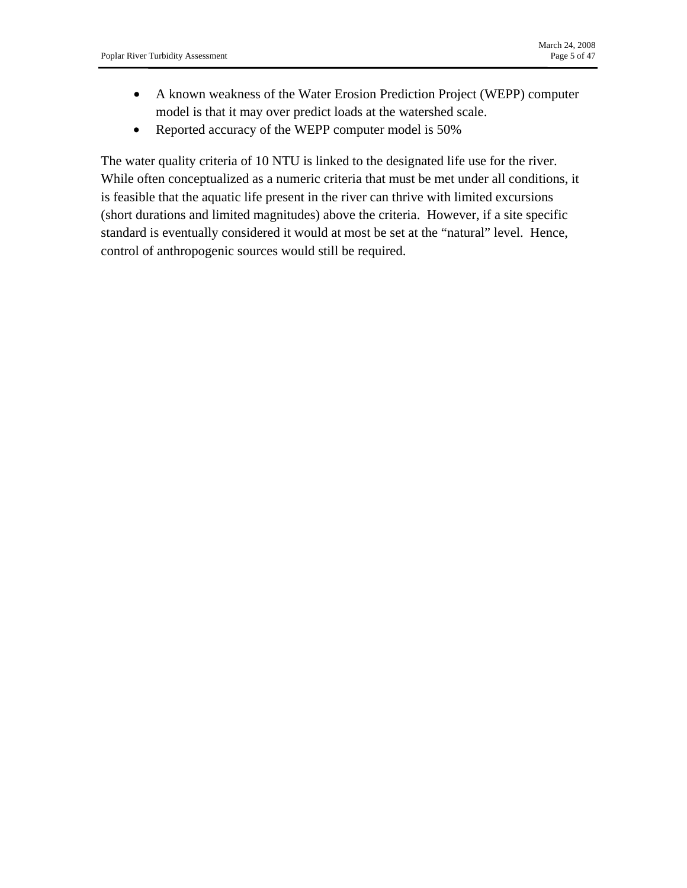- A known weakness of the Water Erosion Prediction Project (WEPP) computer model is that it may over predict loads at the watershed scale.
- Reported accuracy of the WEPP computer model is 50%

The water quality criteria of 10 NTU is linked to the designated life use for the river. While often conceptualized as a numeric criteria that must be met under all conditions, it is feasible that the aquatic life present in the river can thrive with limited excursions (short durations and limited magnitudes) above the criteria. However, if a site specific standard is eventually considered it would at most be set at the "natural" level. Hence, control of anthropogenic sources would still be required.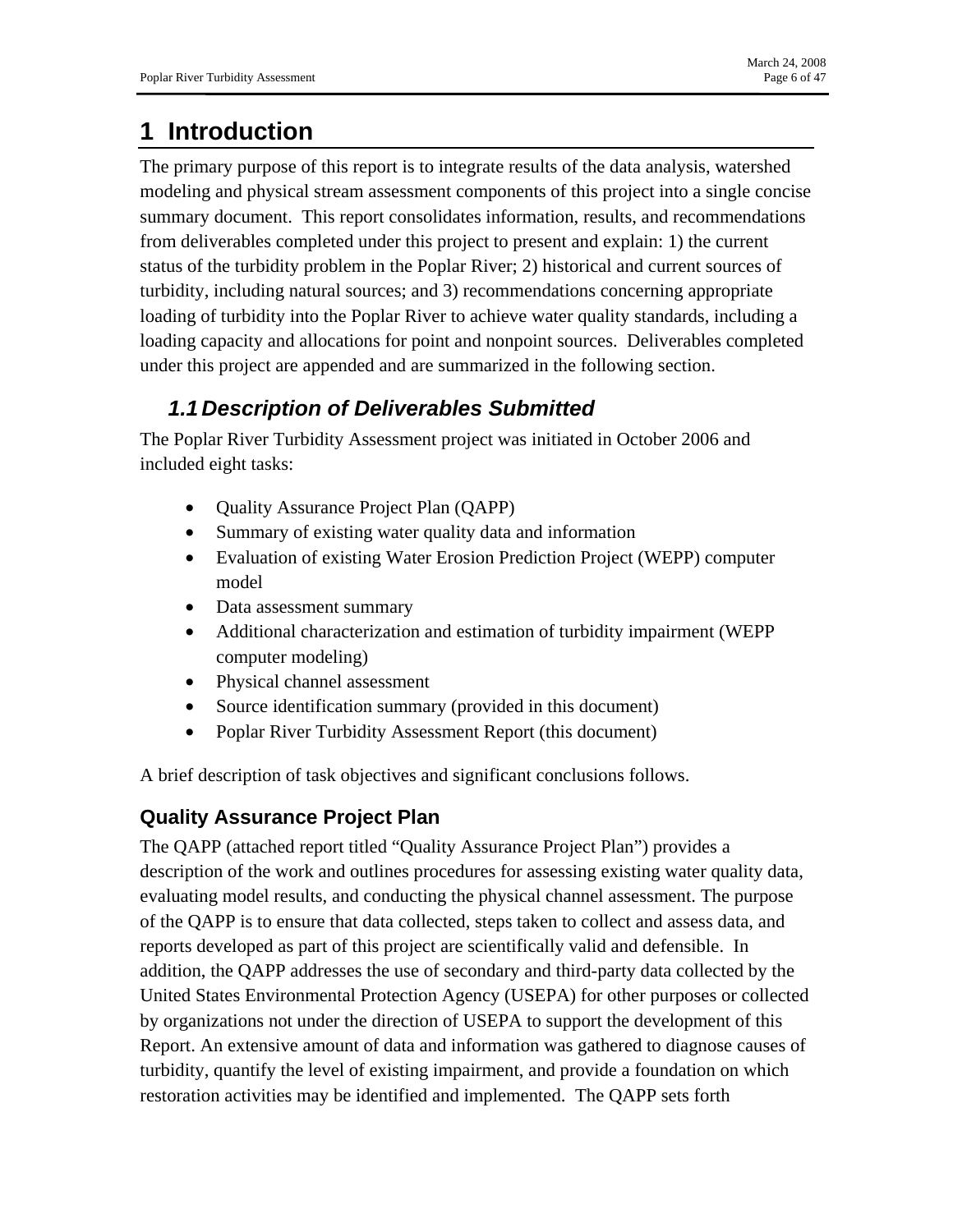# 1 Introduction

The primary purpose of this report is to integrate results of the data analysis, watershed modeling and physical stream assessment components of this project into a single concise summary document. This report consolidates information, results, and recommendations from deliverables completed under this project to present and explain: 1) the current status of the turbidity problem in the Poplar River; 2) historical and current sources of turbidity, including natural sources; and 3) recommendations concerning appropriate loading of turbidity into the Poplar River to achieve water quality standards, including a loading capacity and allocations for point and nonpoint sources. Deliverables completed under this project are appended and are summarized in the following section.

## *1.1 Description of Deliverables Submitted*

The Poplar River Turbidity Assessment project was initiated in October 2006 and included eight tasks:

- Quality Assurance Project Plan (QAPP)
- Summary of existing water quality data and information
- Evaluation of existing Water Erosion Prediction Project (WEPP) computer model
- Data assessment summary
- Additional characterization and estimation of turbidity impairment (WEPP computer modeling)
- Physical channel assessment
- Source identification summary (provided in this document)
- Poplar River Turbidity Assessment Report (this document)

A brief description of task objectives and significant conclusions follows.

### Quality Assurance Project Plan

The QAPP (attached report titled "Quality Assurance Project Plan") provides a description of the work and outlines procedures for assessing existing water quality data, evaluating model results, and conducting the physical channel assessment. The purpose of the QAPP is to ensure that data collected, steps taken to collect and assess data, and reports developed as part of this project are scientifically valid and defensible. In addition, the QAPP addresses the use of secondary and third-party data collected by the United States Environmental Protection Agency (USEPA) for other purposes or collected by organizations not under the direction of USEPA to support the development of this Report. An extensive amount of data and information was gathered to diagnose causes of turbidity, quantify the level of existing impairment, and provide a foundation on which restoration activities may be identified and implemented. The QAPP sets forth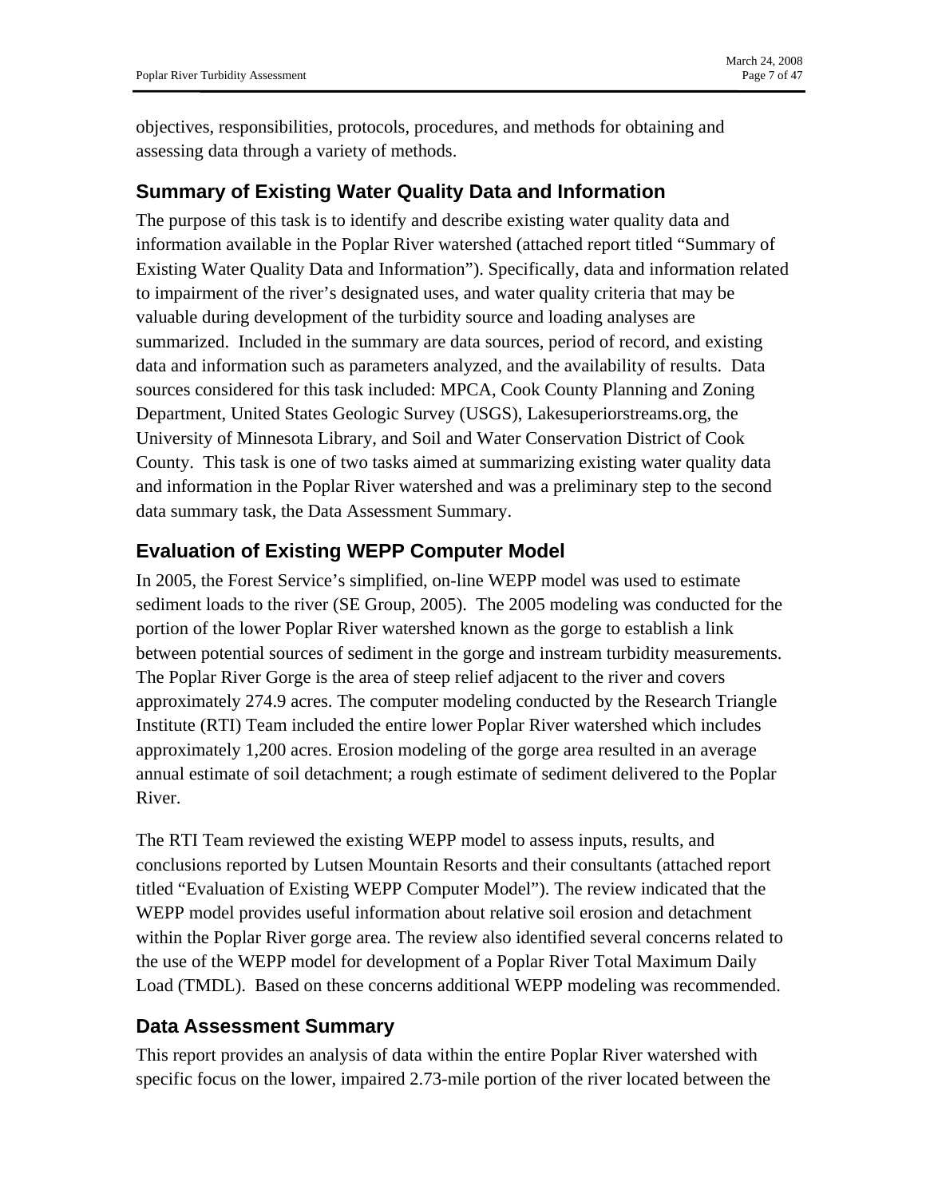objectives, responsibilities, protocols, procedures, and methods for obtaining and assessing data through a variety of methods.

## Summary of Existing Water Quality Data and Information

The purpose of this task is to identify and describe existing water quality data and information available in the Poplar River watershed (attached report titled "Summary of Existing Water Quality Data and Information"). Specifically, data and information related to impairment of the river's designated uses, and water quality criteria that may be valuable during development of the turbidity source and loading analyses are summarized. Included in the summary are data sources, period of record, and existing data and information such as parameters analyzed, and the availability of results. Data sources considered for this task included: MPCA, Cook County Planning and Zoning Department, United States Geologic Survey (USGS), Lakesuperiorstreams.org, the University of Minnesota Library, and Soil and Water Conservation District of Cook County. This task is one of two tasks aimed at summarizing existing water quality data and information in the Poplar River watershed and was a preliminary step to the second data summary task, the Data Assessment Summary.

## Evaluation of Existing WEPP Computer Model

In 2005, the Forest Service's simplified, on-line WEPP model was used to estimate sediment loads to the river (SE Group, 2005). The 2005 modeling was conducted for the portion of the lower Poplar River watershed known as the gorge to establish a link between potential sources of sediment in the gorge and instream turbidity measurements. The Poplar River Gorge is the area of steep relief adjacent to the river and covers approximately 274.9 acres. The computer modeling conducted by the Research Triangle Institute (RTI) Team included the entire lower Poplar River watershed which includes approximately 1,200 acres. Erosion modeling of the gorge area resulted in an average annual estimate of soil detachment; a rough estimate of sediment delivered to the Poplar River.

The RTI Team reviewed the existing WEPP model to assess inputs, results, and conclusions reported by Lutsen Mountain Resorts and their consultants (attached report titled "Evaluation of Existing WEPP Computer Model"). The review indicated that the WEPP model provides useful information about relative soil erosion and detachment within the Poplar River gorge area. The review also identified several concerns related to the use of the WEPP model for development of a Poplar River Total Maximum Daily Load (TMDL). Based on these concerns additional WEPP modeling was recommended.

## Data Assessment Summary

This report provides an analysis of data within the entire Poplar River watershed with specific focus on the lower, impaired 2.73-mile portion of the river located between the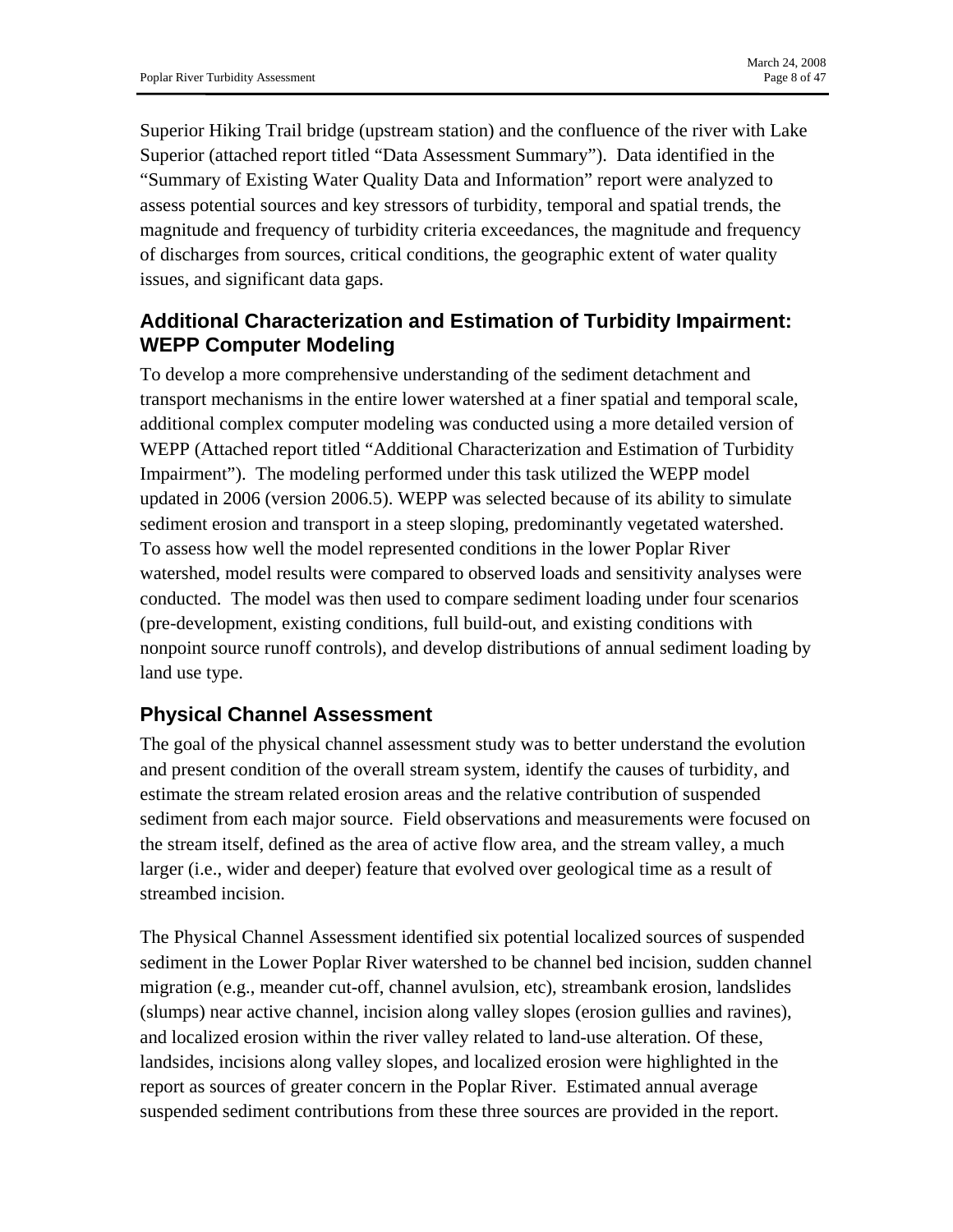Superior Hiking Trail bridge (upstream station) and the confluence of the river with Lake Superior (attached report titled "Data Assessment Summary"). Data identified in the "Summary of Existing Water Quality Data and Information" report were analyzed to assess potential sources and key stressors of turbidity, temporal and spatial trends, the magnitude and frequency of turbidity criteria exceedances, the magnitude and frequency of discharges from sources, critical conditions, the geographic extent of water quality issues, and significant data gaps.

## Additional Characterization and Estimation of Turbidity Impairment: WEPP Computer Modeling

To develop a more comprehensive understanding of the sediment detachment and transport mechanisms in the entire lower watershed at a finer spatial and temporal scale, additional complex computer modeling was conducted using a more detailed version of WEPP (Attached report titled "Additional Characterization and Estimation of Turbidity Impairment"). The modeling performed under this task utilized the WEPP model updated in 2006 (version 2006.5). WEPP was selected because of its ability to simulate sediment erosion and transport in a steep sloping, predominantly vegetated watershed. To assess how well the model represented conditions in the lower Poplar River watershed, model results were compared to observed loads and sensitivity analyses were conducted. The model was then used to compare sediment loading under four scenarios (pre-development, existing conditions, full build-out, and existing conditions with nonpoint source runoff controls), and develop distributions of annual sediment loading by land use type.

## Physical Channel Assessment

The goal of the physical channel assessment study was to better understand the evolution and present condition of the overall stream system, identify the causes of turbidity, and estimate the stream related erosion areas and the relative contribution of suspended sediment from each major source. Field observations and measurements were focused on the stream itself, defined as the area of active flow area, and the stream valley, a much larger (i.e., wider and deeper) feature that evolved over geological time as a result of streambed incision.

The Physical Channel Assessment identified six potential localized sources of suspended sediment in the Lower Poplar River watershed to be channel bed incision, sudden channel migration (e.g., meander cut-off, channel avulsion, etc), streambank erosion, landslides (slumps) near active channel, incision along valley slopes (erosion gullies and ravines), and localized erosion within the river valley related to land-use alteration. Of these, landsides, incisions along valley slopes, and localized erosion were highlighted in the report as sources of greater concern in the Poplar River. Estimated annual average suspended sediment contributions from these three sources are provided in the report.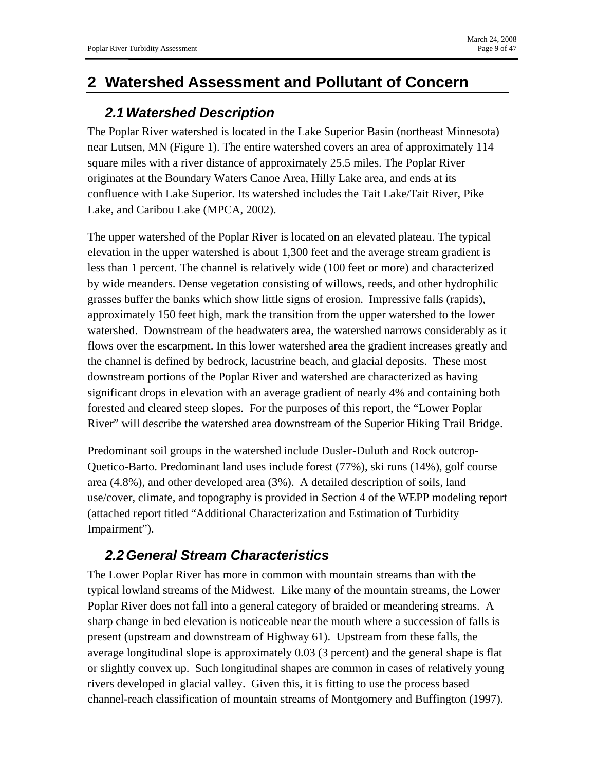# 2 Watershed Assessment and Pollutant of Concern

## *2.1 Watershed Description*

The Poplar River watershed is located in the Lake Superior Basin (northeast Minnesota) near Lutsen, MN (Figure 1). The entire watershed covers an area of approximately 114 square miles with a river distance of approximately 25.5 miles. The Poplar River originates at the Boundary Waters Canoe Area, Hilly Lake area, and ends at its confluence with Lake Superior. Its watershed includes the Tait Lake/Tait River, Pike Lake, and Caribou Lake (MPCA, 2002).

The upper watershed of the Poplar River is located on an elevated plateau. The typical elevation in the upper watershed is about 1,300 feet and the average stream gradient is less than 1 percent. The channel is relatively wide (100 feet or more) and characterized by wide meanders. Dense vegetation consisting of willows, reeds, and other hydrophilic grasses buffer the banks which show little signs of erosion. Impressive falls (rapids), approximately 150 feet high, mark the transition from the upper watershed to the lower watershed. Downstream of the headwaters area, the watershed narrows considerably as it flows over the escarpment. In this lower watershed area the gradient increases greatly and the channel is defined by bedrock, lacustrine beach, and glacial deposits. These most downstream portions of the Poplar River and watershed are characterized as having significant drops in elevation with an average gradient of nearly 4% and containing both forested and cleared steep slopes. For the purposes of this report, the "Lower Poplar River" will describe the watershed area downstream of the Superior Hiking Trail Bridge.

Predominant soil groups in the watershed include Dusler-Duluth and Rock outcrop-Quetico-Barto. Predominant land uses include forest (77%), ski runs (14%), golf course area (4.8%), and other developed area (3%). A detailed description of soils, land use/cover, climate, and topography is provided in Section 4 of the WEPP modeling report (attached report titled "Additional Characterization and Estimation of Turbidity Impairment").

## *2.2 General Stream Characteristics*

The Lower Poplar River has more in common with mountain streams than with the typical lowland streams of the Midwest. Like many of the mountain streams, the Lower Poplar River does not fall into a general category of braided or meandering streams. A sharp change in bed elevation is noticeable near the mouth where a succession of falls is present (upstream and downstream of Highway 61). Upstream from these falls, the average longitudinal slope is approximately 0.03 (3 percent) and the general shape is flat or slightly convex up. Such longitudinal shapes are common in cases of relatively young rivers developed in glacial valley. Given this, it is fitting to use the process based channel-reach classification of mountain streams of Montgomery and Buffington (1997).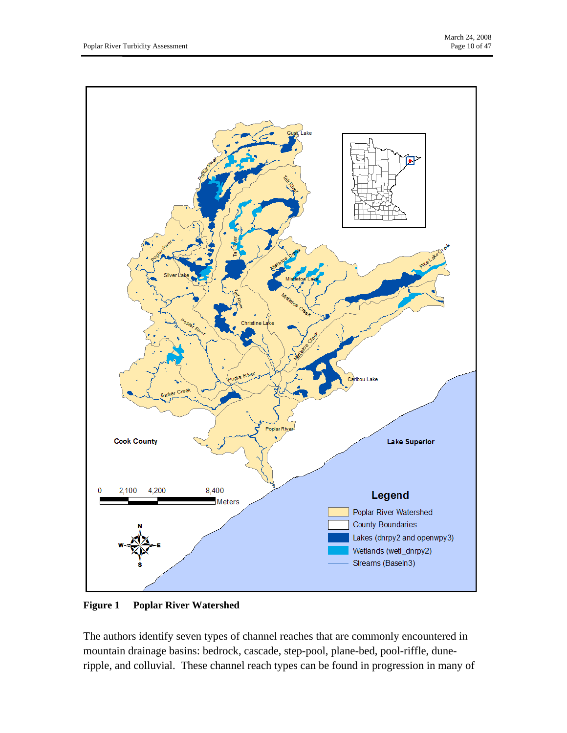**Figure 1 Poplar River Watershed**

The authors identify seven types of channel reaches that are commonly encountered in mountain drainage basins: bedrock, cascade, step-pool, plane-bed, pool-riffle, dune-ripple, and colluvial. These channel reach types can be found in progression in many of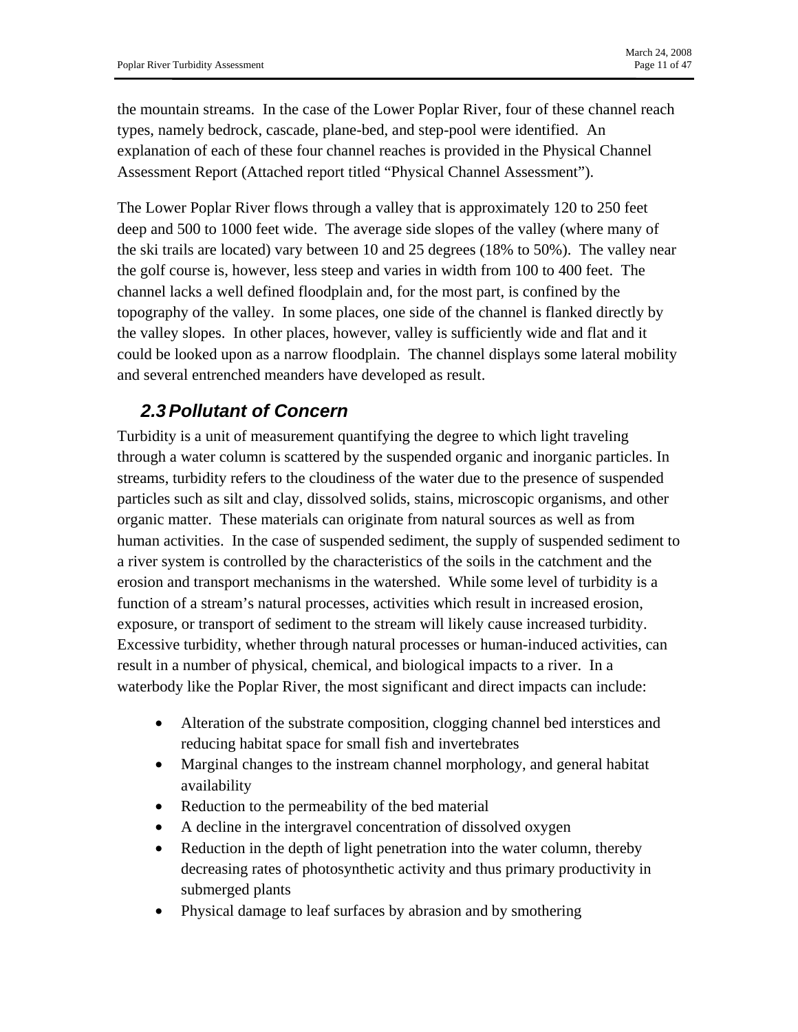the mountain streams. In the case of the Lower Poplar River, four of these channel reach types, namely bedrock, cascade, plane-bed, and step-pool were identified. An explanation of each of these four channel reaches is provided in the Physical Channel Assessment Report (Attached report titled "Physical Channel Assessment").

The Lower Poplar River flows through a valley that is approximately 120 to 250 feet deep and 500 to 1000 feet wide. The average side slopes of the valley (where many of the ski trails are located) vary between 10 and 25 degrees (18% to 50%). The valley near the golf course is, however, less steep and varies in width from 100 to 400 feet. The channel lacks a well defined floodplain and, for the most part, is confined by the topography of the valley. In some places, one side of the channel is flanked directly by the valley slopes. In other places, however, valley is sufficiently wide and flat and it could be looked upon as a narrow floodplain. The channel displays some lateral mobility and several entrenched meanders have developed as result.

## *2.3 Pollutant of Concern*

Turbidity is a unit of measurement quantifying the degree to which light traveling through a water column is scattered by the suspended organic and inorganic particles. In streams, turbidity refers to the cloudiness of the water due to the presence of suspended particles such as silt and clay, dissolved solids, stains, microscopic organisms, and other organic matter. These materials can originate from natural sources as well as from human activities. In the case of suspended sediment, the supply of suspended sediment to a river system is controlled by the characteristics of the soils in the catchment and the erosion and transport mechanisms in the watershed. While some level of turbidity is a function of a stream's natural processes, activities which result in increased erosion, exposure, or transport of sediment to the stream will likely cause increased turbidity. Excessive turbidity, whether through natural processes or human-induced activities, can result in a number of physical, chemical, and biological impacts to a river. In a waterbody like the Poplar River, the most significant and direct impacts can include:

- Alteration of the substrate composition, clogging channel bed interstices and reducing habitat space for small fish and invertebrates
- Marginal changes to the instream channel morphology, and general habitat availability
- Reduction to the permeability of the bed material
- A decline in the intergravel concentration of dissolved oxygen
- Reduction in the depth of light penetration into the water column, thereby decreasing rates of photosynthetic activity and thus primary productivity in submerged plants
- Physical damage to leaf surfaces by abrasion and by smothering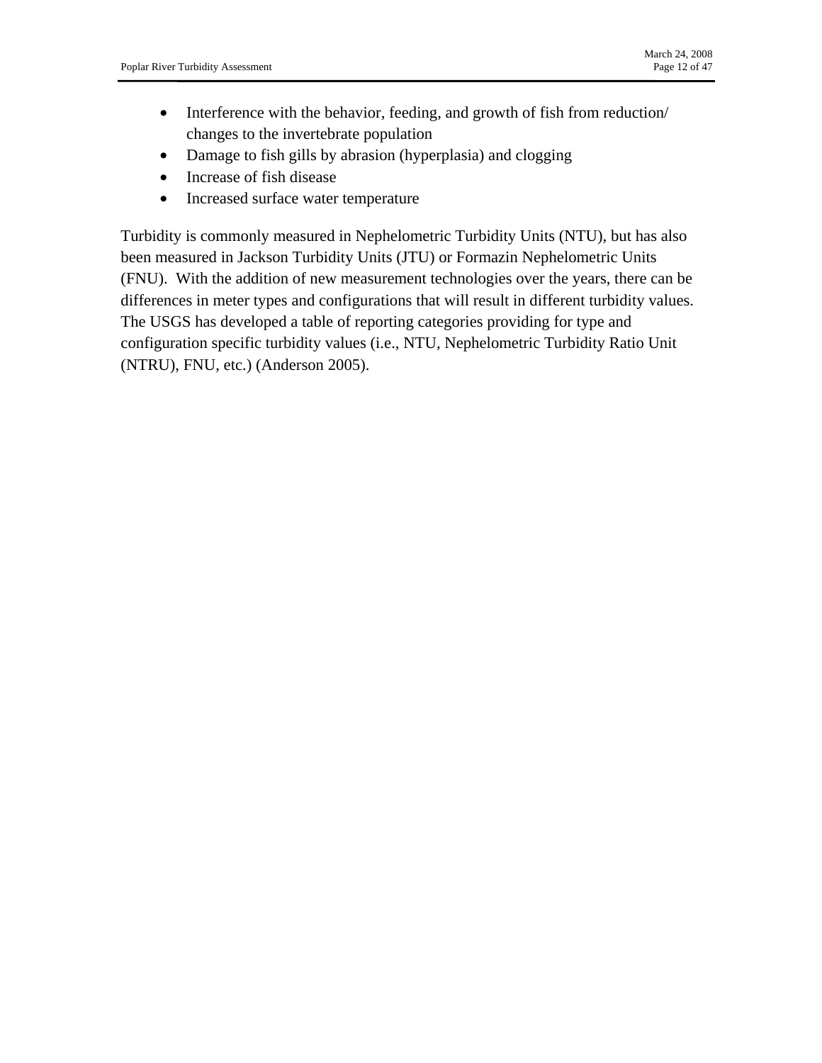- Interference with the behavior, feeding, and growth of fish from reduction/ changes to the invertebrate population
- Damage to fish gills by abrasion (hyperplasia) and clogging
- Increase of fish disease
- Increased surface water temperature

Turbidity is commonly measured in Nephelometric Turbidity Units (NTU), but has also been measured in Jackson Turbidity Units (JTU) or Formazin Nephelometric Units (FNU). With the addition of new measurement technologies over the years, there can be differences in meter types and configurations that will result in different turbidity values. The USGS has developed a table of reporting categories providing for type and configuration specific turbidity values (i.e., NTU, Nephelometric Turbidity Ratio Unit (NTRU), FNU, etc.) (Anderson 2005).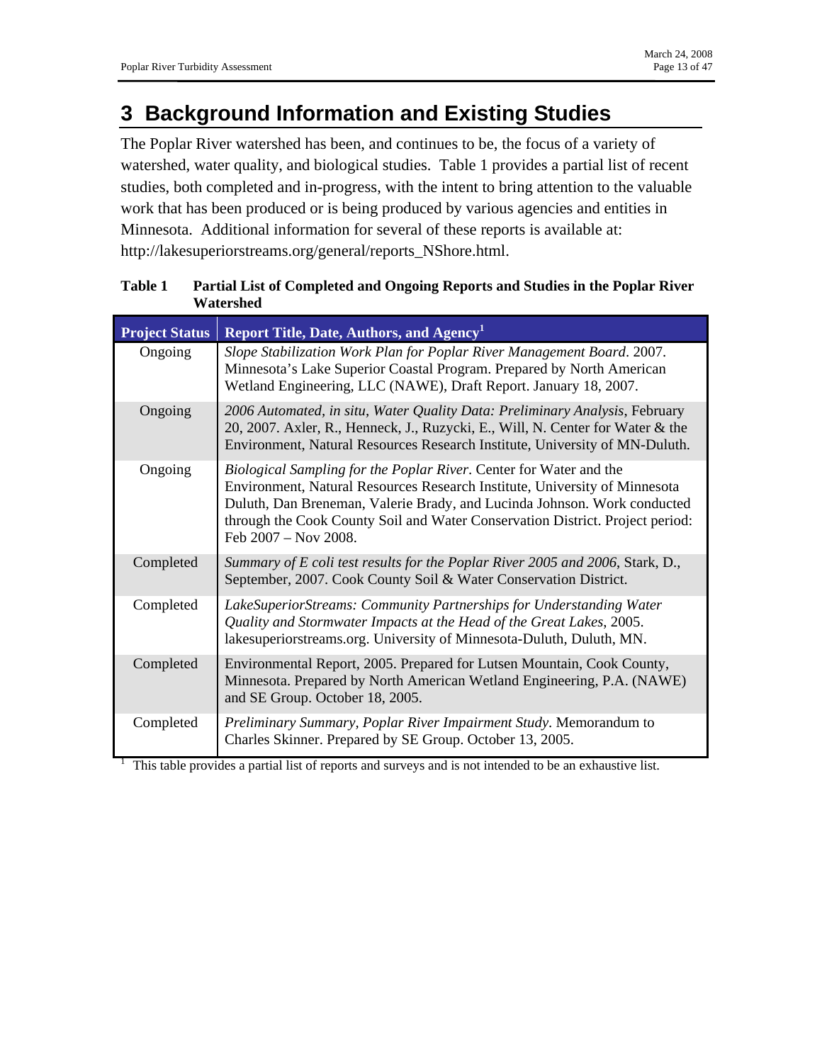# 3 Background Information and Existing Studies

The Poplar River watershed has been, and continues to be, the focus of a variety of watershed, water quality, and biological studies. Table 1 provides a partial list of recent studies, both completed and in-progress, with the intent to bring attention to the valuable work that has been produced or is being produced by various agencies and entities in Minnesota. Additional information for several of these reports is available at: http://lakesuperiorstreams.org/general/reports_NShore.html.

**Table 1 Partial List of Completed and Ongoing Reports and Studies in the Poplar River Watershed**

| Project Status | Report Title, Date, Authors, and Agency[1] |
|---|---|
| Ongoing | *Slope Stabilization Work Plan for Poplar River Management Board*. 2007. Minnesota's Lake Superior Coastal Program. Prepared by North American Wetland Engineering, LLC (NAWE), Draft Report. January 18, 2007. |
| Ongoing | *2006 Automated, in situ, Water Quality Data: Preliminary Analysis*, February 20, 2007. Axler, R., Henneck, J., Ruzycki, E., Will, N. Center for Water & the Environment, Natural Resources Research Institute, University of MN-Duluth. |
| Ongoing | *Biological Sampling for the Poplar River*. Center for Water and the Environment, Natural Resources Research Institute, University of Minnesota Duluth, Dan Breneman, Valerie Brady, and Lucinda Johnson. Work conducted through the Cook County Soil and Water Conservation District. Project period: Feb 2007 – Nov 2008. |
| Completed | *Summary of E coli test results for the Poplar River 2005 and 2006*, Stark, D., September, 2007. Cook County Soil & Water Conservation District. |
| Completed | *LakeSuperiorStreams: Community Partnerships for Understanding Water Quality and Stormwater Impacts at the Head of the Great Lakes*, 2005. lakesuperiorstreams.org. University of Minnesota-Duluth, Duluth, MN. |
| Completed | Environmental Report, 2005. Prepared for Lutsen Mountain, Cook County, Minnesota. Prepared by North American Wetland Engineering, P.A. (NAWE) and SE Group. October 18, 2005. |
| Completed | *Preliminary Summary, Poplar River Impairment Study*. Memorandum to Charles Skinner. Prepared by SE Group. October 13, 2005. |

[1] This table provides a partial list of reports and surveys and is not intended to be an exhaustive list.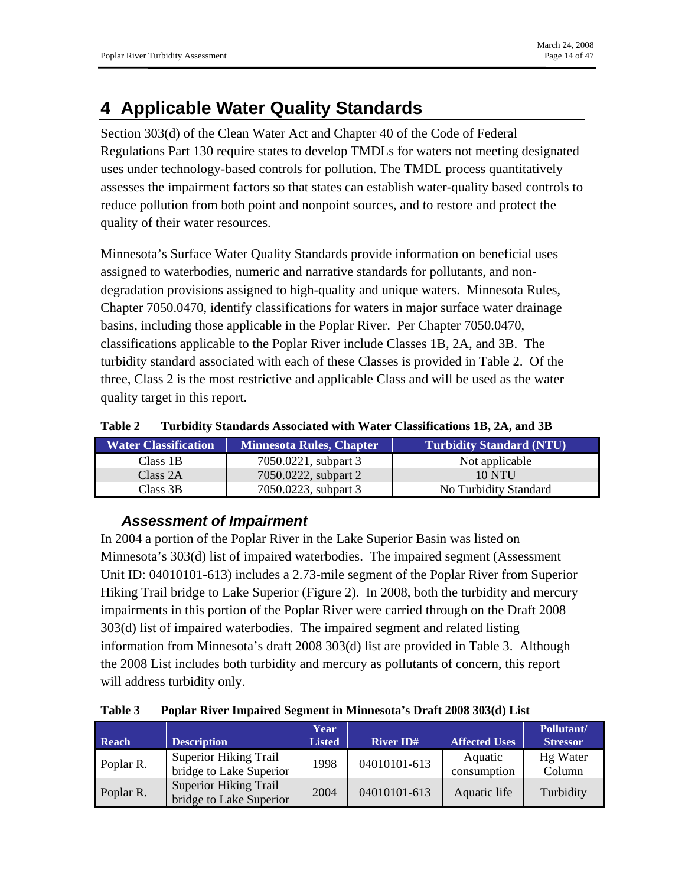# 4 Applicable Water Quality Standards

Section 303(d) of the Clean Water Act and Chapter 40 of the Code of Federal Regulations Part 130 require states to develop TMDLs for waters not meeting designated uses under technology-based controls for pollution. The TMDL process quantitatively assesses the impairment factors so that states can establish water-quality based controls to reduce pollution from both point and nonpoint sources, and to restore and protect the quality of their water resources.

Minnesota's Surface Water Quality Standards provide information on beneficial uses assigned to waterbodies, numeric and narrative standards for pollutants, and non-degradation provisions assigned to high-quality and unique waters. Minnesota Rules, Chapter 7050.0470, identify classifications for waters in major surface water drainage basins, including those applicable in the Poplar River. Per Chapter 7050.0470, classifications applicable to the Poplar River include Classes 1B, 2A, and 3B. The turbidity standard associated with each of these Classes is provided in Table 2. Of the three, Class 2 is the most restrictive and applicable Class and will be used as the water quality target in this report.

**Table 2 Turbidity Standards Associated with Water Classifications 1B, 2A, and 3B**

| Water Classification | Minnesota Rules, Chapter | Turbidity Standard (NTU) |
|---|---|---|
| Class 1B | 7050.0221, subpart 3 | Not applicable |
| Class 2A | 7050.0222, subpart 2 | 10 NTU |
| Class 3B | 7050.0223, subpart 3 | No Turbidity Standard |

### *Assessment of Impairment*

In 2004 a portion of the Poplar River in the Lake Superior Basin was listed on Minnesota's 303(d) list of impaired waterbodies. The impaired segment (Assessment Unit ID: 04010101-613) includes a 2.73-mile segment of the Poplar River from Superior Hiking Trail bridge to Lake Superior (Figure 2). In 2008, both the turbidity and mercury impairments in this portion of the Poplar River were carried through on the Draft 2008 303(d) list of impaired waterbodies. The impaired segment and related listing information from Minnesota's draft 2008 303(d) list are provided in Table 3. Although the 2008 List includes both turbidity and mercury as pollutants of concern, this report will address turbidity only.

**Table 3 Poplar River Impaired Segment in Minnesota's Draft 2008 303(d) List**

| Reach | Description | Year Listed | River ID# | Affected Uses | Pollutant/ Stressor |
|---|---|---|---|---|---|
| Poplar R. | Superior Hiking Trail bridge to Lake Superior | 1998 | 04010101-613 | Aquatic consumption | Hg Water Column |
| Poplar R. | Superior Hiking Trail bridge to Lake Superior | 2004 | 04010101-613 | Aquatic life | Turbidity |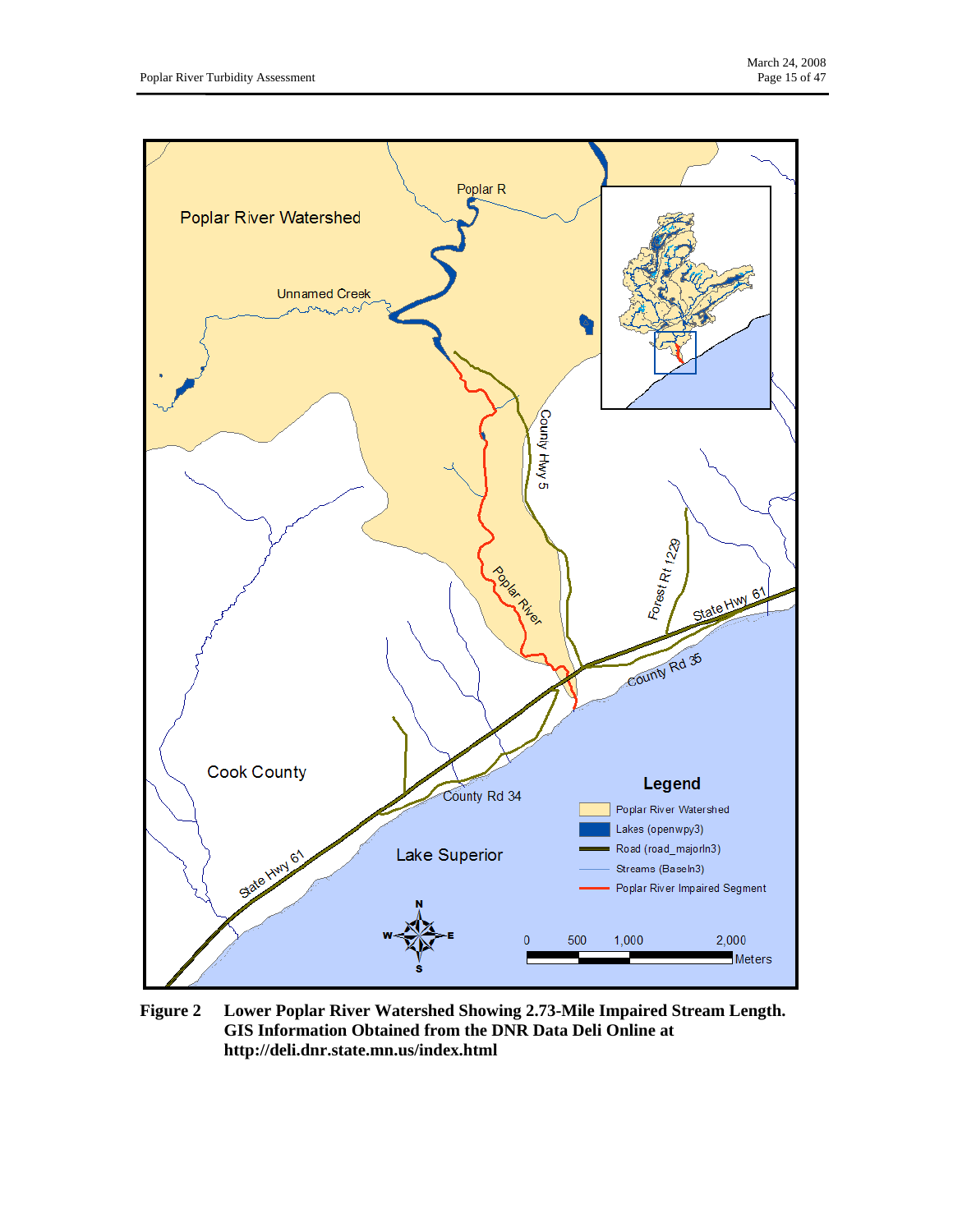**Figure 2** Lower Poplar River Watershed Showing 2.73-Mile Impaired Stream Length. GIS Information Obtained from the DNR Data Deli Online at http://deli.dnr.state.mn.us/index.html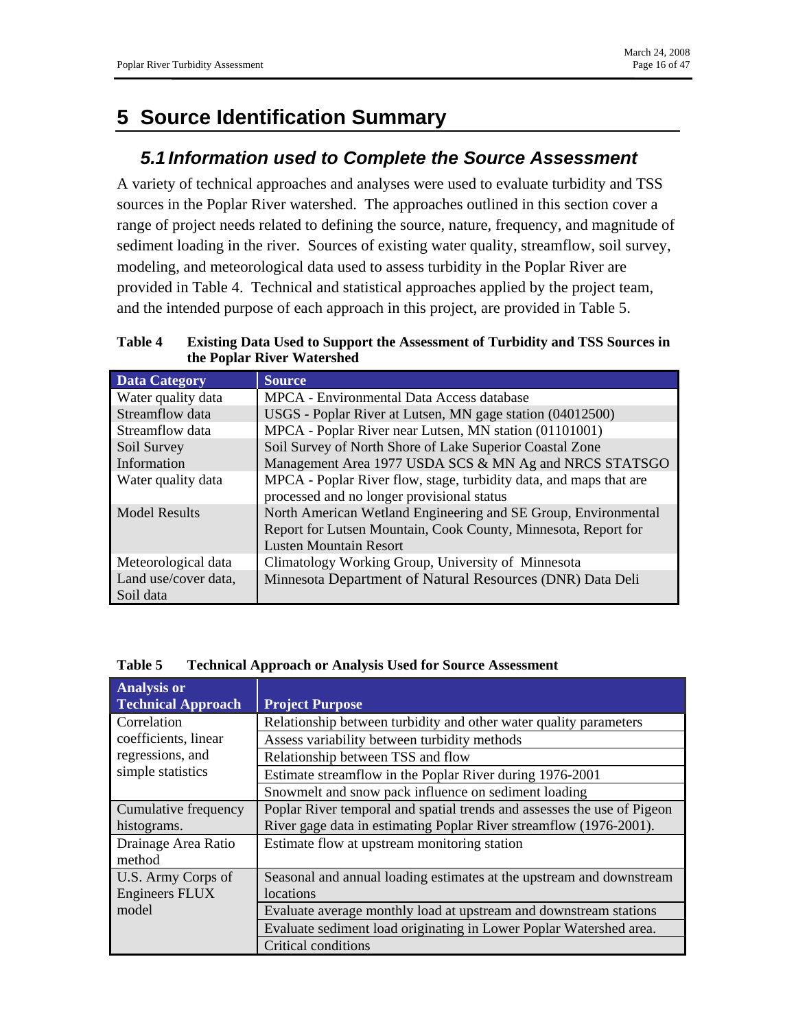# 5 Source Identification Summary

## 5.1 Information used to Complete the Source Assessment

A variety of technical approaches and analyses were used to evaluate turbidity and TSS sources in the Poplar River watershed. The approaches outlined in this section cover a range of project needs related to defining the source, nature, frequency, and magnitude of sediment loading in the river. Sources of existing water quality, streamflow, soil survey, modeling, and meteorological data used to assess turbidity in the Poplar River are provided in Table 4. Technical and statistical approaches applied by the project team, and the intended purpose of each approach in this project, are provided in Table 5.

**Table 4 Existing Data Used to Support the Assessment of Turbidity and TSS Sources in the Poplar River Watershed**

| Data Category | Source |
|---|---|
| Water quality data | MPCA - Environmental Data Access database |
| Streamflow data | USGS - Poplar River at Lutsen, MN gage station (04012500) |
| Streamflow data | MPCA - Poplar River near Lutsen, MN station (01101001) |
| Soil Survey Information | Soil Survey of North Shore of Lake Superior Coastal Zone Management Area 1977 USDA SCS & MN Ag and NRCS STATSGO |
| Water quality data | MPCA - Poplar River flow, stage, turbidity data, and maps that are processed and no longer provisional status |
| Model Results | North American Wetland Engineering and SE Group, Environmental Report for Lutsen Mountain, Cook County, Minnesota, Report for Lusten Mountain Resort |
| Meteorological data | Climatology Working Group, University of Minnesota |
| Land use/cover data, Soil data | Minnesota Department of Natural Resources (DNR) Data Deli |

**Table 5 Technical Approach or Analysis Used for Source Assessment**

| Analysis or Technical Approach | Project Purpose |
|---|---|
| Correlation coefficients, linear regressions, and simple statistics | Relationship between turbidity and other water quality parameters |
| | Assess variability between turbidity methods |
| | Relationship between TSS and flow |
| | Estimate streamflow in the Poplar River during 1976-2001 |
| | Snowmelt and snow pack influence on sediment loading |
| Cumulative frequency histograms. | Poplar River temporal and spatial trends and assesses the use of Pigeon River gage data in estimating Poplar River streamflow (1976-2001). |
| Drainage Area Ratio method | Estimate flow at upstream monitoring station |
| U.S. Army Corps of Engineers FLUX model | Seasonal and annual loading estimates at the upstream and downstream locations |
| | Evaluate average monthly load at upstream and downstream stations |
| | Evaluate sediment load originating in Lower Poplar Watershed area. |
| | Critical conditions |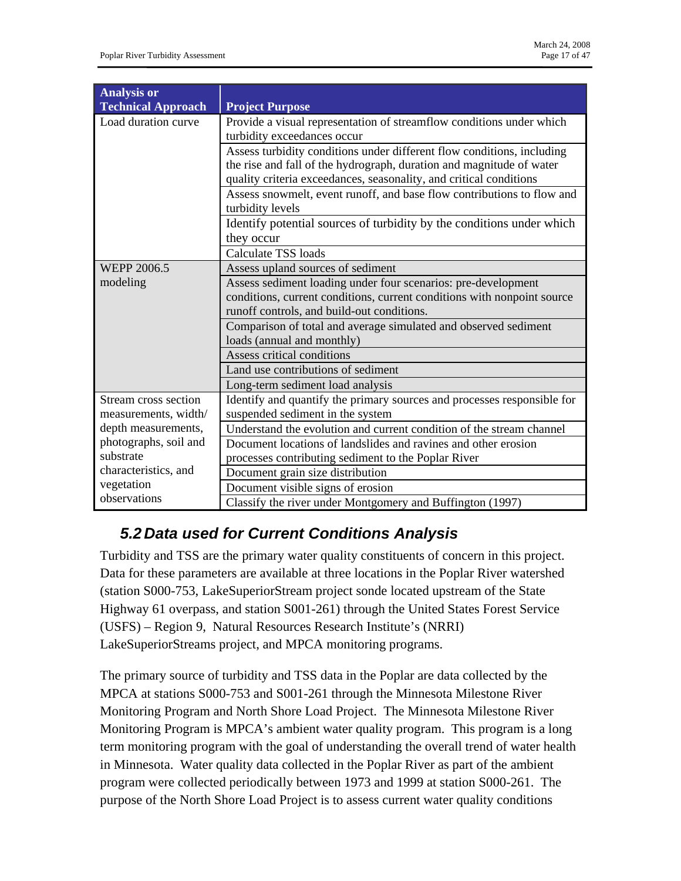| Analysis or Technical Approach | Project Purpose |
|---|---|
| Load duration curve | Provide a visual representation of streamflow conditions under which turbidity exceedances occur |
| | Assess turbidity conditions under different flow conditions, including the rise and fall of the hydrograph, duration and magnitude of water quality criteria exceedances, seasonality, and critical conditions |
| | Assess snowmelt, event runoff, and base flow contributions to flow and turbidity levels |
| | Identify potential sources of turbidity by the conditions under which they occur |
| | Calculate TSS loads |
| WEPP 2006.5 modeling | Assess upland sources of sediment |
| | Assess sediment loading under four scenarios: pre-development conditions, current conditions, current conditions with nonpoint source runoff controls, and build-out conditions. |
| | Comparison of total and average simulated and observed sediment loads (annual and monthly) |
| | Assess critical conditions |
| | Land use contributions of sediment |
| | Long-term sediment load analysis |
| Stream cross section measurements, width/ depth measurements, photographs, soil and substrate characteristics, and vegetation observations | Identify and quantify the primary sources and processes responsible for suspended sediment in the system |
| | Understand the evolution and current condition of the stream channel |
| | Document locations of landslides and ravines and other erosion processes contributing sediment to the Poplar River |
| | Document grain size distribution |
| | Document visible signs of erosion |
| | Classify the river under Montgomery and Buffington (1997) |

## 5.2 Data used for Current Conditions Analysis

Turbidity and TSS are the primary water quality constituents of concern in this project. Data for these parameters are available at three locations in the Poplar River watershed (station S000-753, LakeSuperiorStream project sonde located upstream of the State Highway 61 overpass, and station S001-261) through the United States Forest Service (USFS) – Region 9, Natural Resources Research Institute's (NRRI) LakeSuperiorStreams project, and MPCA monitoring programs.

The primary source of turbidity and TSS data in the Poplar are data collected by the MPCA at stations S000-753 and S001-261 through the Minnesota Milestone River Monitoring Program and North Shore Load Project. The Minnesota Milestone River Monitoring Program is MPCA's ambient water quality program. This program is a long term monitoring program with the goal of understanding the overall trend of water health in Minnesota. Water quality data collected in the Poplar River as part of the ambient program were collected periodically between 1973 and 1999 at station S000-261. The purpose of the North Shore Load Project is to assess current water quality conditions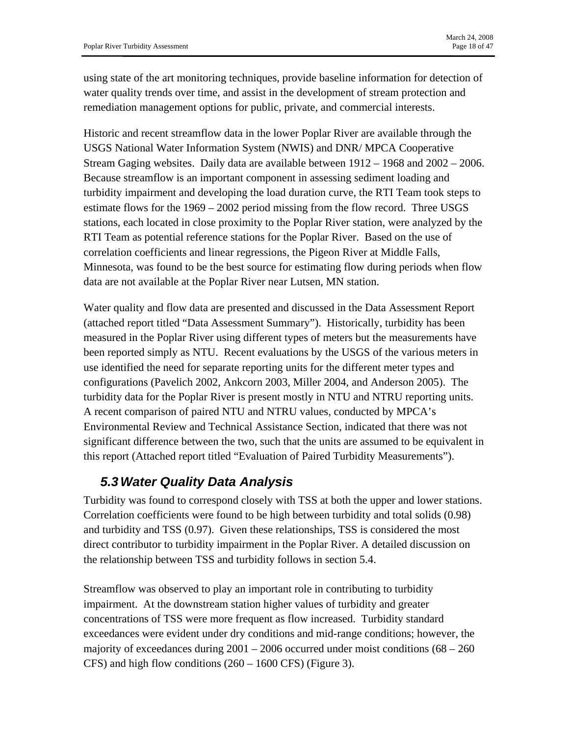using state of the art monitoring techniques, provide baseline information for detection of water quality trends over time, and assist in the development of stream protection and remediation management options for public, private, and commercial interests.

Historic and recent streamflow data in the lower Poplar River are available through the USGS National Water Information System (NWIS) and DNR/ MPCA Cooperative Stream Gaging websites. Daily data are available between 1912 – 1968 and 2002 – 2006. Because streamflow is an important component in assessing sediment loading and turbidity impairment and developing the load duration curve, the RTI Team took steps to estimate flows for the 1969 – 2002 period missing from the flow record. Three USGS stations, each located in close proximity to the Poplar River station, were analyzed by the RTI Team as potential reference stations for the Poplar River. Based on the use of correlation coefficients and linear regressions, the Pigeon River at Middle Falls, Minnesota, was found to be the best source for estimating flow during periods when flow data are not available at the Poplar River near Lutsen, MN station.

Water quality and flow data are presented and discussed in the Data Assessment Report (attached report titled "Data Assessment Summary"). Historically, turbidity has been measured in the Poplar River using different types of meters but the measurements have been reported simply as NTU. Recent evaluations by the USGS of the various meters in use identified the need for separate reporting units for the different meter types and configurations (Pavelich 2002, Ankcorn 2003, Miller 2004, and Anderson 2005). The turbidity data for the Poplar River is present mostly in NTU and NTRU reporting units. A recent comparison of paired NTU and NTRU values, conducted by MPCA's Environmental Review and Technical Assistance Section, indicated that there was not significant difference between the two, such that the units are assumed to be equivalent in this report (Attached report titled "Evaluation of Paired Turbidity Measurements").

## *5.3 Water Quality Data Analysis*

Turbidity was found to correspond closely with TSS at both the upper and lower stations. Correlation coefficients were found to be high between turbidity and total solids (0.98) and turbidity and TSS (0.97). Given these relationships, TSS is considered the most direct contributor to turbidity impairment in the Poplar River. A detailed discussion on the relationship between TSS and turbidity follows in section 5.4.

Streamflow was observed to play an important role in contributing to turbidity impairment. At the downstream station higher values of turbidity and greater concentrations of TSS were more frequent as flow increased. Turbidity standard exceedances were evident under dry conditions and mid-range conditions; however, the majority of exceedances during 2001 – 2006 occurred under moist conditions (68 – 260 CFS) and high flow conditions (260 – 1600 CFS) (Figure 3).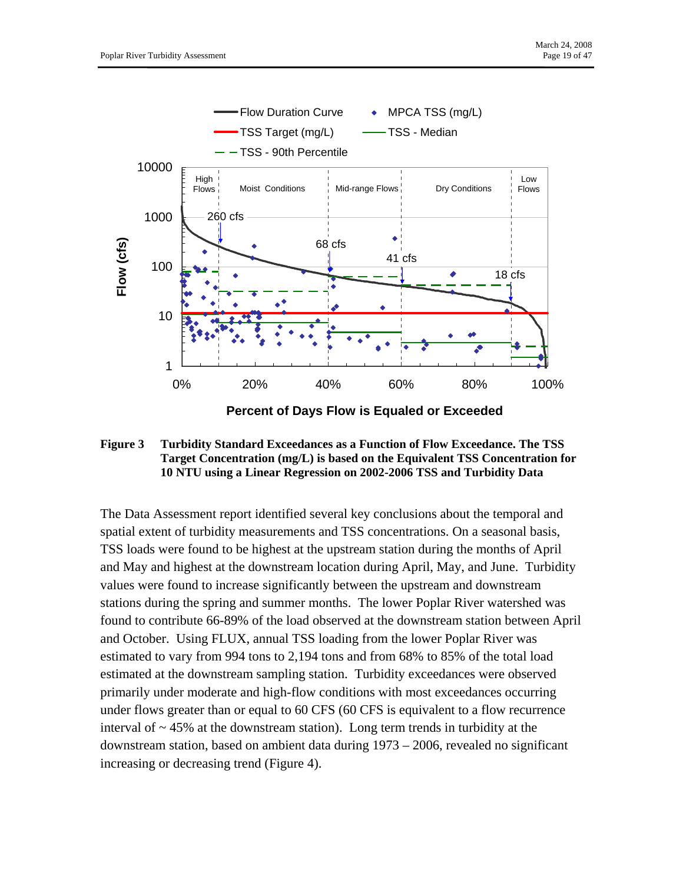**Figure 3 Turbidity Standard Exceedances as a Function of Flow Exceedance. The TSS Target Concentration (mg/L) is based on the Equivalent TSS Concentration for 10 NTU using a Linear Regression on 2002-2006 TSS and Turbidity Data**

The Data Assessment report identified several key conclusions about the temporal and spatial extent of turbidity measurements and TSS concentrations. On a seasonal basis, TSS loads were found to be highest at the upstream station during the months of April and May and highest at the downstream location during April, May, and June. Turbidity values were found to increase significantly between the upstream and downstream stations during the spring and summer months. The lower Poplar River watershed was found to contribute 66-89% of the load observed at the downstream station between April and October. Using FLUX, annual TSS loading from the lower Poplar River was estimated to vary from 994 tons to 2,194 tons and from 68% to 85% of the total load estimated at the downstream sampling station. Turbidity exceedances were observed primarily under moderate and high-flow conditions with most exceedances occurring under flows greater than or equal to 60 CFS (60 CFS is equivalent to a flow recurrence interval of ~ 45% at the downstream station). Long term trends in turbidity at the downstream station, based on ambient data during 1973 – 2006, revealed no significant increasing or decreasing trend (Figure 4).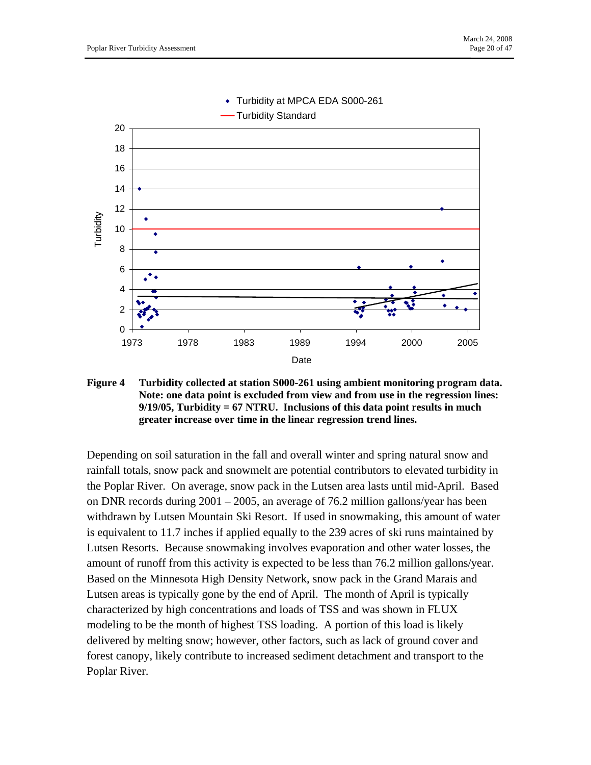**Figure 4 Turbidity collected at station S000-261 using ambient monitoring program data. Note: one data point is excluded from view and from use in the regression lines: 9/19/05, Turbidity = 67 NTRU. Inclusions of this data point results in much greater increase over time in the linear regression trend lines.**

Depending on soil saturation in the fall and overall winter and spring natural snow and rainfall totals, snow pack and snowmelt are potential contributors to elevated turbidity in the Poplar River. On average, snow pack in the Lutsen area lasts until mid-April. Based on DNR records during 2001 – 2005, an average of 76.2 million gallons/year has been withdrawn by Lutsen Mountain Ski Resort. If used in snowmaking, this amount of water is equivalent to 11.7 inches if applied equally to the 239 acres of ski runs maintained by Lutsen Resorts. Because snowmaking involves evaporation and other water losses, the amount of runoff from this activity is expected to be less than 76.2 million gallons/year. Based on the Minnesota High Density Network, snow pack in the Grand Marais and Lutsen areas is typically gone by the end of April. The month of April is typically characterized by high concentrations and loads of TSS and was shown in FLUX modeling to be the month of highest TSS loading. A portion of this load is likely delivered by melting snow; however, other factors, such as lack of ground cover and forest canopy, likely contribute to increased sediment detachment and transport to the Poplar River.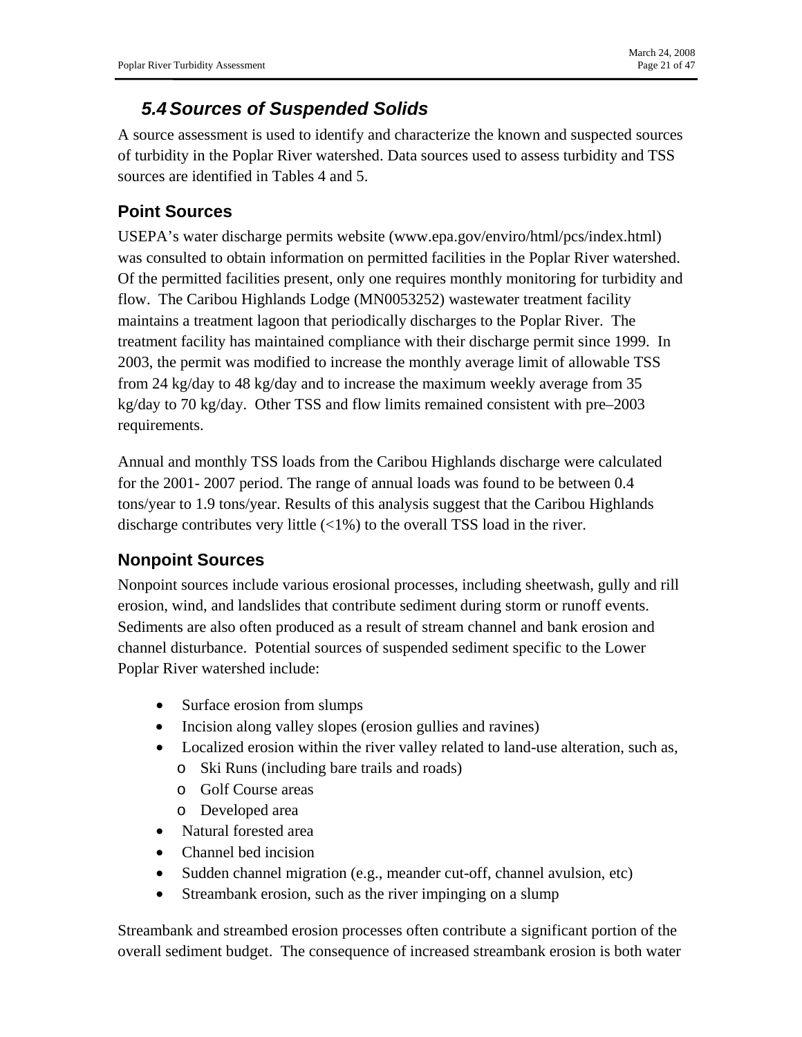## 5.4 Sources of Suspended Solids

A source assessment is used to identify and characterize the known and suspected sources of turbidity in the Poplar River watershed. Data sources used to assess turbidity and TSS sources are identified in Tables 4 and 5.

### Point Sources

USEPA's water discharge permits website (www.epa.gov/enviro/html/pcs/index.html) was consulted to obtain information on permitted facilities in the Poplar River watershed. Of the permitted facilities present, only one requires monthly monitoring for turbidity and flow. The Caribou Highlands Lodge (MN0053252) wastewater treatment facility maintains a treatment lagoon that periodically discharges to the Poplar River. The treatment facility has maintained compliance with their discharge permit since 1999. In 2003, the permit was modified to increase the monthly average limit of allowable TSS from 24 kg/day to 48 kg/day and to increase the maximum weekly average from 35 kg/day to 70 kg/day. Other TSS and flow limits remained consistent with pre–2003 requirements.

Annual and monthly TSS loads from the Caribou Highlands discharge were calculated for the 2001- 2007 period. The range of annual loads was found to be between 0.4 tons/year to 1.9 tons/year. Results of this analysis suggest that the Caribou Highlands discharge contributes very little (<1%) to the overall TSS load in the river.

### Nonpoint Sources

Nonpoint sources include various erosional processes, including sheetwash, gully and rill erosion, wind, and landslides that contribute sediment during storm or runoff events. Sediments are also often produced as a result of stream channel and bank erosion and channel disturbance. Potential sources of suspended sediment specific to the Lower Poplar River watershed include:

- Surface erosion from slumps
- Incision along valley slopes (erosion gullies and ravines)
- Localized erosion within the river valley related to land-use alteration, such as,
  - Ski Runs (including bare trails and roads)
  - Golf Course areas
  - Developed area
- Natural forested area
- Channel bed incision
- Sudden channel migration (e.g., meander cut-off, channel avulsion, etc)
- Streambank erosion, such as the river impinging on a slump

Streambank and streambed erosion processes often contribute a significant portion of the overall sediment budget. The consequence of increased streambank erosion is both water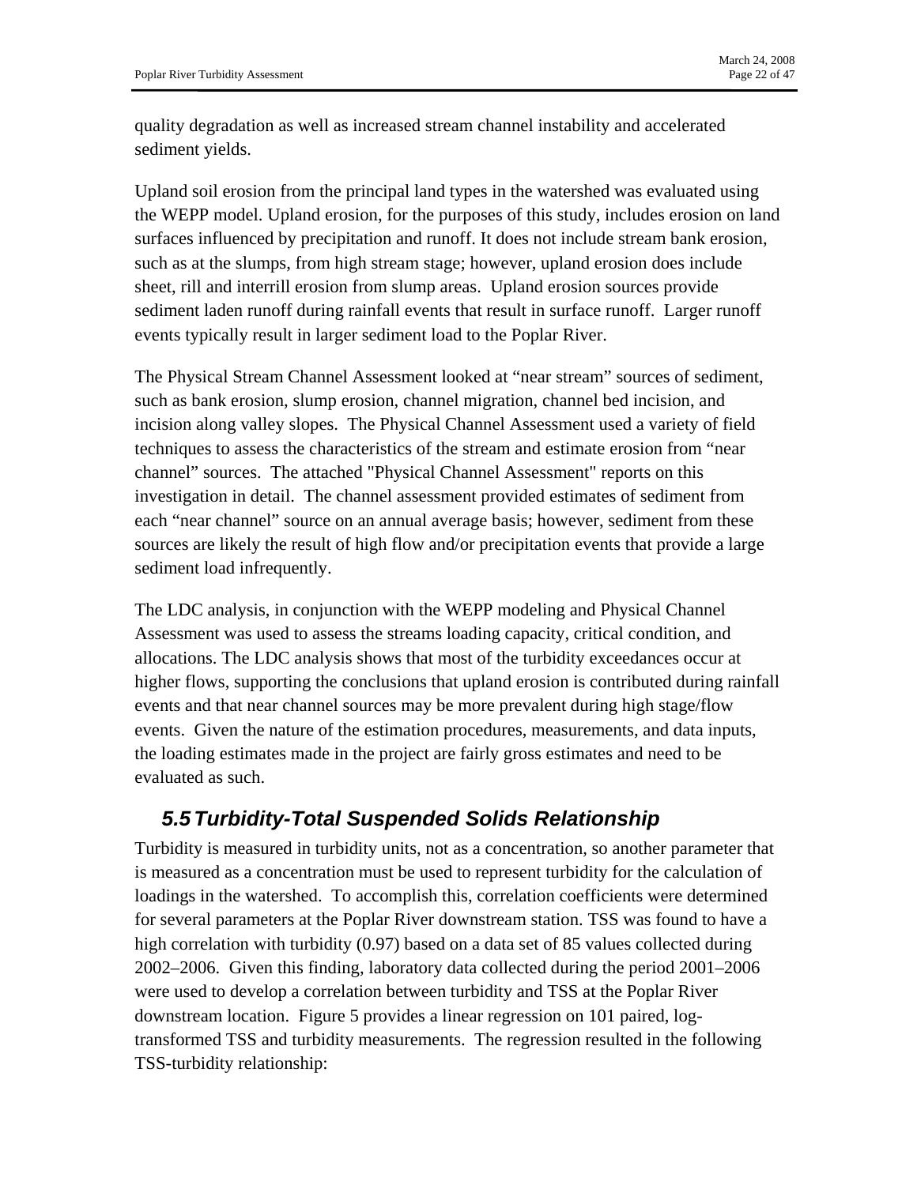quality degradation as well as increased stream channel instability and accelerated sediment yields.

Upland soil erosion from the principal land types in the watershed was evaluated using the WEPP model. Upland erosion, for the purposes of this study, includes erosion on land surfaces influenced by precipitation and runoff. It does not include stream bank erosion, such as at the slumps, from high stream stage; however, upland erosion does include sheet, rill and interrill erosion from slump areas. Upland erosion sources provide sediment laden runoff during rainfall events that result in surface runoff. Larger runoff events typically result in larger sediment load to the Poplar River.

The Physical Stream Channel Assessment looked at "near stream" sources of sediment, such as bank erosion, slump erosion, channel migration, channel bed incision, and incision along valley slopes. The Physical Channel Assessment used a variety of field techniques to assess the characteristics of the stream and estimate erosion from "near channel" sources. The attached "Physical Channel Assessment" reports on this investigation in detail. The channel assessment provided estimates of sediment from each "near channel" source on an annual average basis; however, sediment from these sources are likely the result of high flow and/or precipitation events that provide a large sediment load infrequently.

The LDC analysis, in conjunction with the WEPP modeling and Physical Channel Assessment was used to assess the streams loading capacity, critical condition, and allocations. The LDC analysis shows that most of the turbidity exceedances occur at higher flows, supporting the conclusions that upland erosion is contributed during rainfall events and that near channel sources may be more prevalent during high stage/flow events. Given the nature of the estimation procedures, measurements, and data inputs, the loading estimates made in the project are fairly gross estimates and need to be evaluated as such.

## *5.5 Turbidity-Total Suspended Solids Relationship*

Turbidity is measured in turbidity units, not as a concentration, so another parameter that is measured as a concentration must be used to represent turbidity for the calculation of loadings in the watershed. To accomplish this, correlation coefficients were determined for several parameters at the Poplar River downstream station. TSS was found to have a high correlation with turbidity (0.97) based on a data set of 85 values collected during 2002–2006. Given this finding, laboratory data collected during the period 2001–2006 were used to develop a correlation between turbidity and TSS at the Poplar River downstream location. Figure 5 provides a linear regression on 101 paired, log-transformed TSS and turbidity measurements. The regression resulted in the following TSS-turbidity relationship: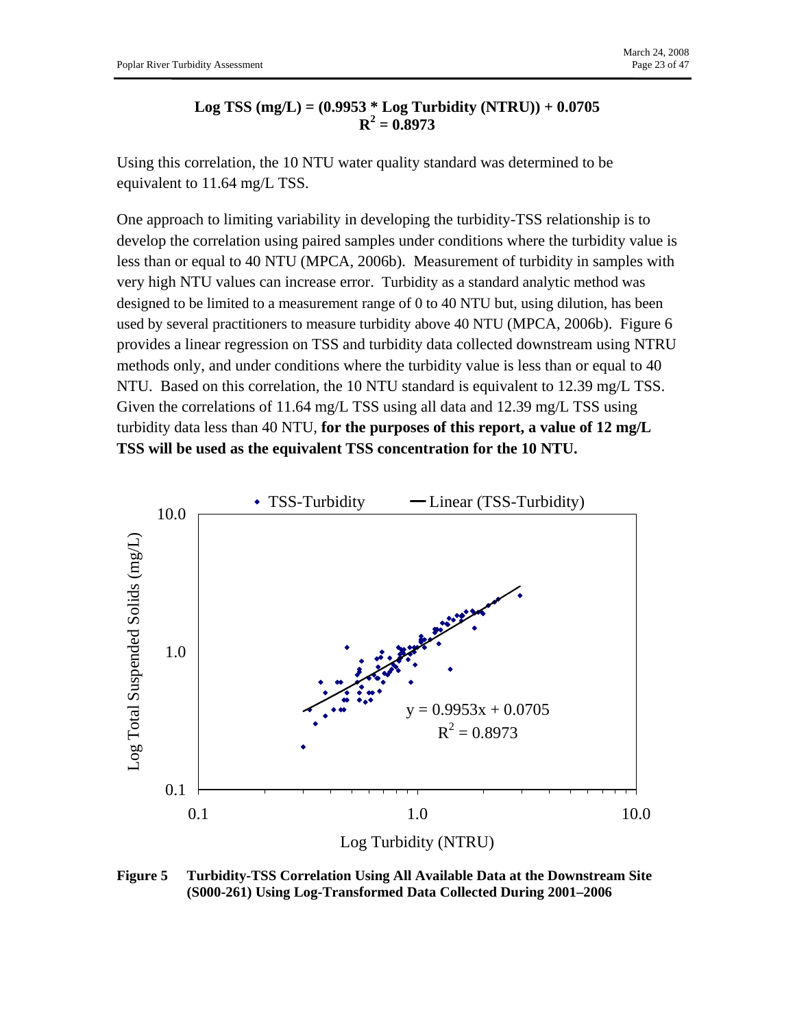**Log TSS (mg/L) = (0.9953 * Log Turbidity (NTRU)) + 0.0705**
**$R^2$ = 0.8973**

Using this correlation, the 10 NTU water quality standard was determined to be equivalent to 11.64 mg/L TSS.

One approach to limiting variability in developing the turbidity-TSS relationship is to develop the correlation using paired samples under conditions where the turbidity value is less than or equal to 40 NTU (MPCA, 2006b). Measurement of turbidity in samples with very high NTU values can increase error. Turbidity as a standard analytic method was designed to be limited to a measurement range of 0 to 40 NTU but, using dilution, has been used by several practitioners to measure turbidity above 40 NTU (MPCA, 2006b). Figure 6 provides a linear regression on TSS and turbidity data collected downstream using NTRU methods only, and under conditions where the turbidity value is less than or equal to 40 NTU. Based on this correlation, the 10 NTU standard is equivalent to 12.39 mg/L TSS. Given the correlations of 11.64 mg/L TSS using all data and 12.39 mg/L TSS using turbidity data less than 40 NTU, **for the purposes of this report, a value of 12 mg/L TSS will be used as the equivalent TSS concentration for the 10 NTU.**

**Figure 5 Turbidity-TSS Correlation Using All Available Data at the Downstream Site (S000-261) Using Log-Transformed Data Collected During 2001–2006**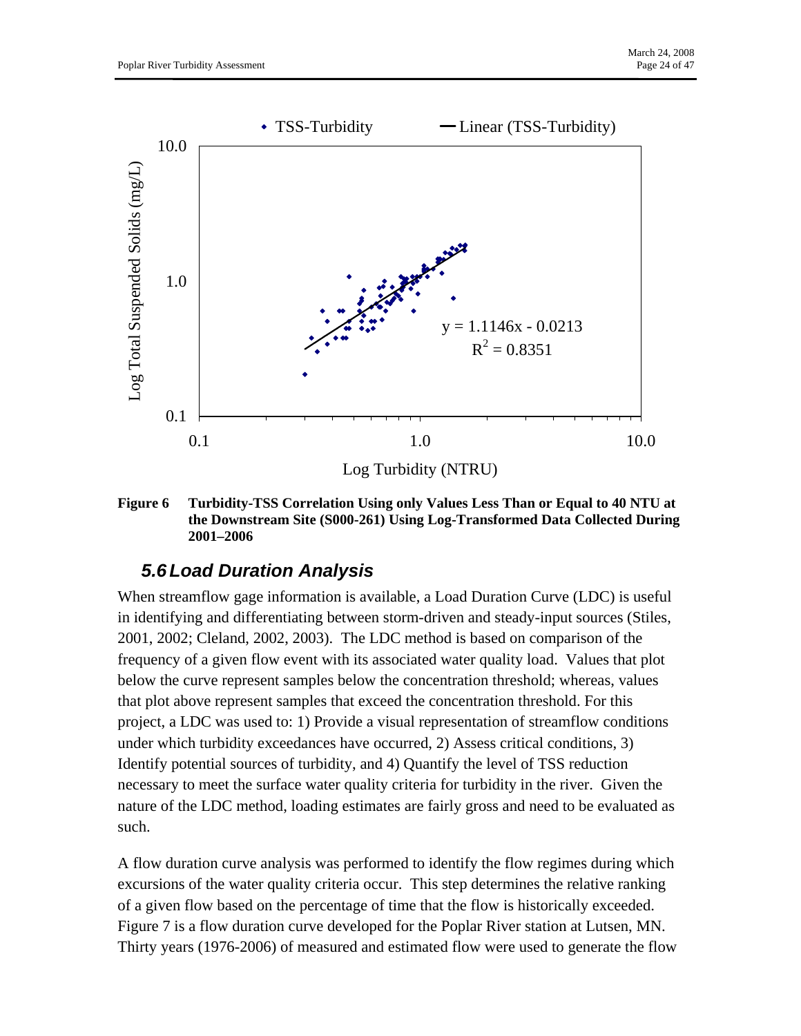**Figure 6 Turbidity-TSS Correlation Using only Values Less Than or Equal to 40 NTU at the Downstream Site (S000-261) Using Log-Transformed Data Collected During 2001–2006**

## *5.6 Load Duration Analysis*

When streamflow gage information is available, a Load Duration Curve (LDC) is useful in identifying and differentiating between storm-driven and steady-input sources (Stiles, 2001, 2002; Cleland, 2002, 2003). The LDC method is based on comparison of the frequency of a given flow event with its associated water quality load. Values that plot below the curve represent samples below the concentration threshold; whereas, values that plot above represent samples that exceed the concentration threshold. For this project, a LDC was used to: 1) Provide a visual representation of streamflow conditions under which turbidity exceedances have occurred, 2) Assess critical conditions, 3) Identify potential sources of turbidity, and 4) Quantify the level of TSS reduction necessary to meet the surface water quality criteria for turbidity in the river. Given the nature of the LDC method, loading estimates are fairly gross and need to be evaluated as such.

A flow duration curve analysis was performed to identify the flow regimes during which excursions of the water quality criteria occur. This step determines the relative ranking of a given flow based on the percentage of time that the flow is historically exceeded. Figure 7 is a flow duration curve developed for the Poplar River station at Lutsen, MN. Thirty years (1976-2006) of measured and estimated flow were used to generate the flow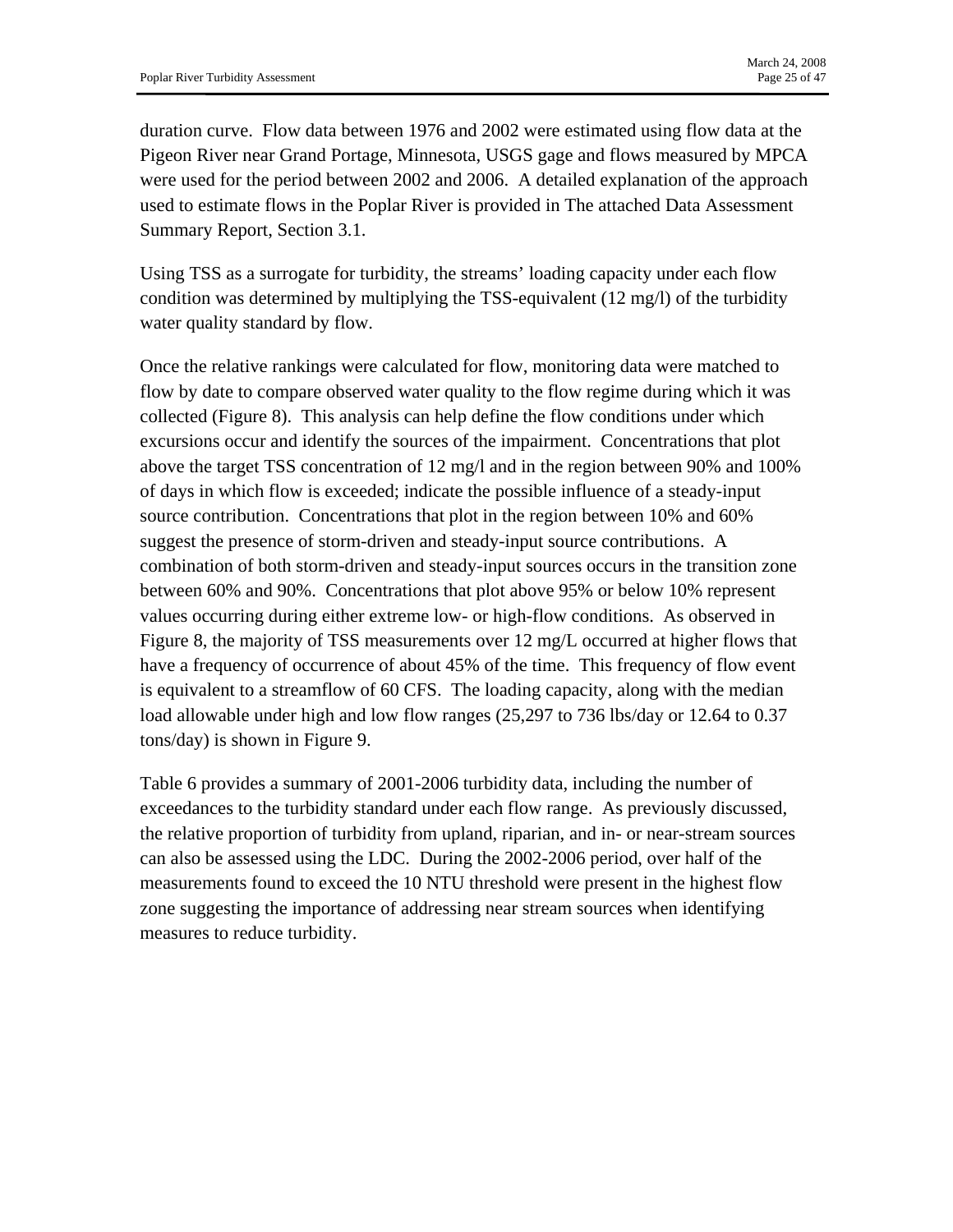duration curve. Flow data between 1976 and 2002 were estimated using flow data at the Pigeon River near Grand Portage, Minnesota, USGS gage and flows measured by MPCA were used for the period between 2002 and 2006. A detailed explanation of the approach used to estimate flows in the Poplar River is provided in The attached Data Assessment Summary Report, Section 3.1.

Using TSS as a surrogate for turbidity, the streams' loading capacity under each flow condition was determined by multiplying the TSS-equivalent (12 mg/l) of the turbidity water quality standard by flow.

Once the relative rankings were calculated for flow, monitoring data were matched to flow by date to compare observed water quality to the flow regime during which it was collected (Figure 8). This analysis can help define the flow conditions under which excursions occur and identify the sources of the impairment. Concentrations that plot above the target TSS concentration of 12 mg/l and in the region between 90% and 100% of days in which flow is exceeded; indicate the possible influence of a steady-input source contribution. Concentrations that plot in the region between 10% and 60% suggest the presence of storm-driven and steady-input source contributions. A combination of both storm-driven and steady-input sources occurs in the transition zone between 60% and 90%. Concentrations that plot above 95% or below 10% represent values occurring during either extreme low- or high-flow conditions. As observed in Figure 8, the majority of TSS measurements over 12 mg/L occurred at higher flows that have a frequency of occurrence of about 45% of the time. This frequency of flow event is equivalent to a streamflow of 60 CFS. The loading capacity, along with the median load allowable under high and low flow ranges (25,297 to 736 lbs/day or 12.64 to 0.37 tons/day) is shown in Figure 9.

Table 6 provides a summary of 2001-2006 turbidity data, including the number of exceedances to the turbidity standard under each flow range. As previously discussed, the relative proportion of turbidity from upland, riparian, and in- or near-stream sources can also be assessed using the LDC. During the 2002-2006 period, over half of the measurements found to exceed the 10 NTU threshold were present in the highest flow zone suggesting the importance of addressing near stream sources when identifying measures to reduce turbidity.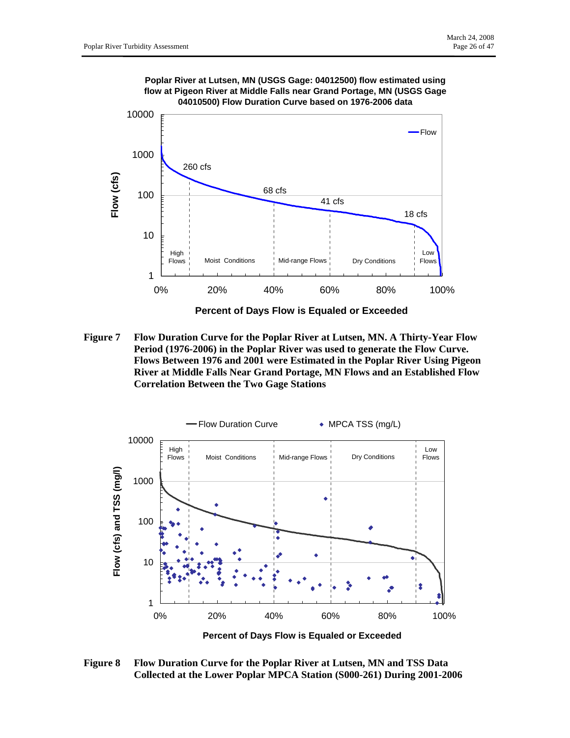**Poplar River at Lutsen, MN (USGS Gage: 04012500) flow estimated using flow at Pigeon River at Middle Falls near Grand Portage, MN (USGS Gage 04010500) Flow Duration Curve based on 1976-2006 data**

**Figure 7 Flow Duration Curve for the Poplar River at Lutsen, MN. A Thirty-Year Flow Period (1976-2006) in the Poplar River was used to generate the Flow Curve. Flows Between 1976 and 2001 were Estimated in the Poplar River Using Pigeon River at Middle Falls Near Grand Portage, MN Flows and an Established Flow Correlation Between the Two Gage Stations**

**Figure 8 Flow Duration Curve for the Poplar River at Lutsen, MN and TSS Data Collected at the Lower Poplar MPCA Station (S000-261) During 2001-2006**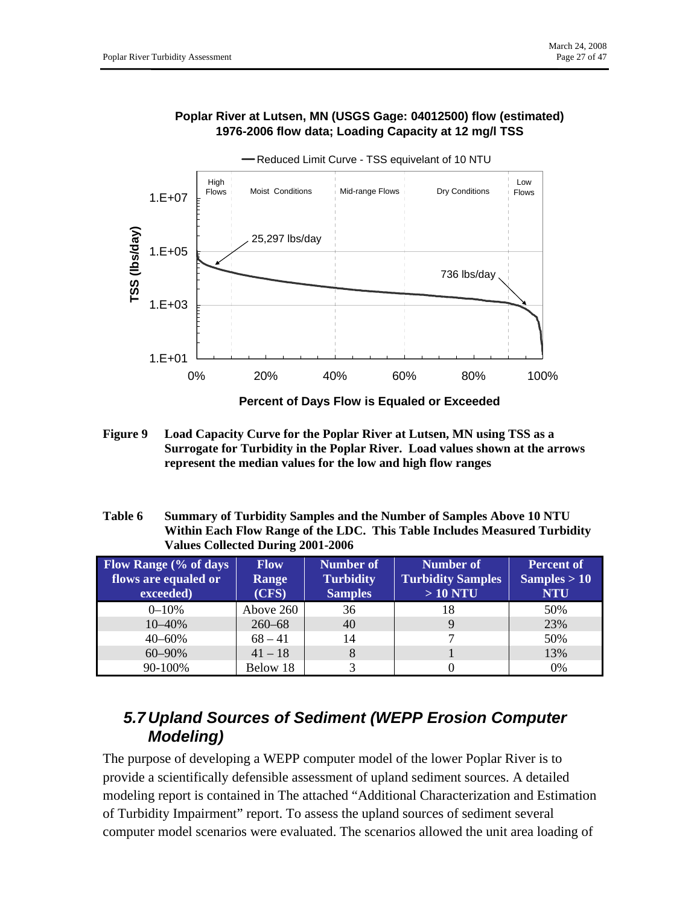**Poplar River at Lutsen, MN (USGS Gage: 04012500) flow (estimated)**
**1976-2006 flow data; Loading Capacity at 12 mg/l TSS**

— Reduced Limit Curve - TSS equivalent of 10 NTU

High Flows | Moist Conditions | Mid-range Flows | Dry Conditions | Low Flows

25,297 lbs/day

736 lbs/day

TSS (lbs/day): 1.E+01, 1.E+03, 1.E+05, 1.E+07

0%, 20%, 40%, 60%, 80%, 100%

Percent of Days Flow is Equaled or Exceeded

**Figure 9 Load Capacity Curve for the Poplar River at Lutsen, MN using TSS as a Surrogate for Turbidity in the Poplar River. Load values shown at the arrows represent the median values for the low and high flow ranges**

**Table 6 Summary of Turbidity Samples and the Number of Samples Above 10 NTU Within Each Flow Range of the LDC. This Table Includes Measured Turbidity Values Collected During 2001-2006**

| Flow Range (% of days flows are equaled or exceeded) | Flow Range (CFS) | Number of Turbidity Samples | Number of Turbidity Samples > 10 NTU | Percent of Samples > 10 NTU |
|---|---|---|---|---|
| 0–10% | Above 260 | 36 | 18 | 50% |
| 10–40% | 260–68 | 40 | 9 | 23% |
| 40–60% | 68 – 41 | 14 | 7 | 50% |
| 60–90% | 41 – 18 | 8 | 1 | 13% |
| 90-100% | Below 18 | 3 | 0 | 0% |

## *5.7 Upland Sources of Sediment (WEPP Erosion Computer Modeling)*

The purpose of developing a WEPP computer model of the lower Poplar River is to provide a scientifically defensible assessment of upland sediment sources. A detailed modeling report is contained in The attached "Additional Characterization and Estimation of Turbidity Impairment" report. To assess the upland sources of sediment several computer model scenarios were evaluated. The scenarios allowed the unit area loading of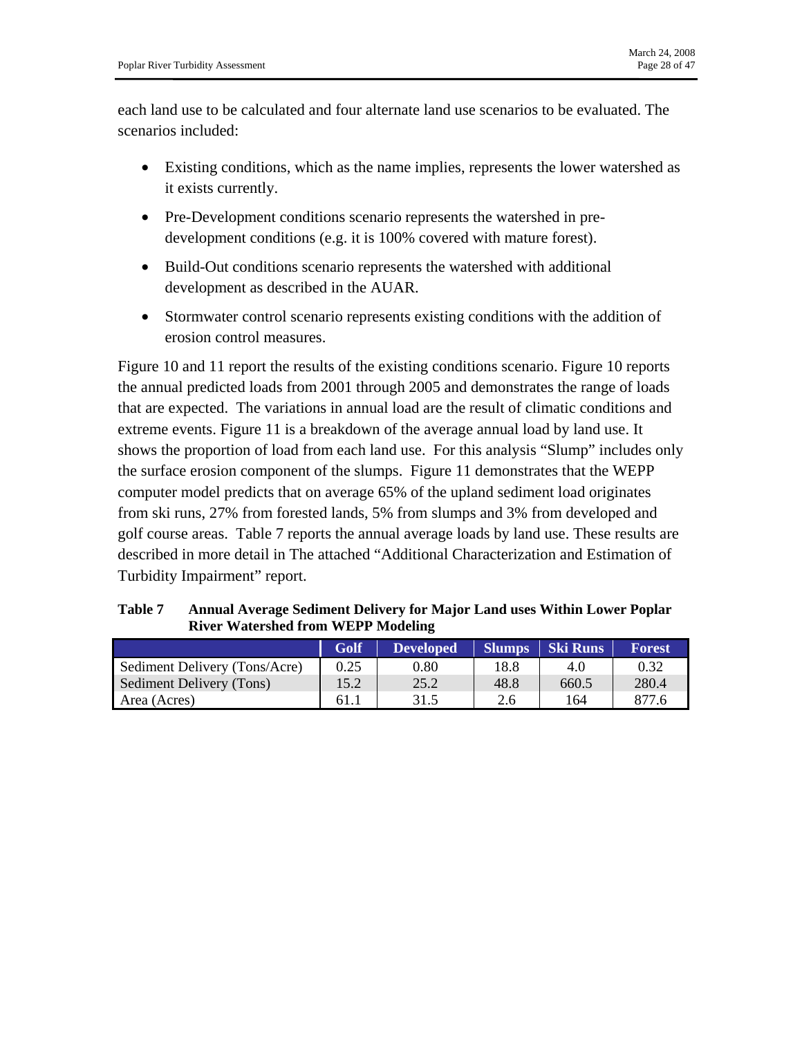each land use to be calculated and four alternate land use scenarios to be evaluated. The scenarios included:

- Existing conditions, which as the name implies, represents the lower watershed as it exists currently.
- Pre-Development conditions scenario represents the watershed in pre-development conditions (e.g. it is 100% covered with mature forest).
- Build-Out conditions scenario represents the watershed with additional development as described in the AUAR.
- Stormwater control scenario represents existing conditions with the addition of erosion control measures.

Figure 10 and 11 report the results of the existing conditions scenario. Figure 10 reports the annual predicted loads from 2001 through 2005 and demonstrates the range of loads that are expected. The variations in annual load are the result of climatic conditions and extreme events. Figure 11 is a breakdown of the average annual load by land use. It shows the proportion of load from each land use. For this analysis "Slump" includes only the surface erosion component of the slumps. Figure 11 demonstrates that the WEPP computer model predicts that on average 65% of the upland sediment load originates from ski runs, 27% from forested lands, 5% from slumps and 3% from developed and golf course areas. Table 7 reports the annual average loads by land use. These results are described in more detail in The attached "Additional Characterization and Estimation of Turbidity Impairment" report.

**Table 7 Annual Average Sediment Delivery for Major Land uses Within Lower Poplar River Watershed from WEPP Modeling**

| | Golf | Developed | Slumps | Ski Runs | Forest |
|---|---|---|---|---|---|
| Sediment Delivery (Tons/Acre) | 0.25 | 0.80 | 18.8 | 4.0 | 0.32 |
| Sediment Delivery (Tons) | 15.2 | 25.2 | 48.8 | 660.5 | 280.4 |
| Area (Acres) | 61.1 | 31.5 | 2.6 | 164 | 877.6 |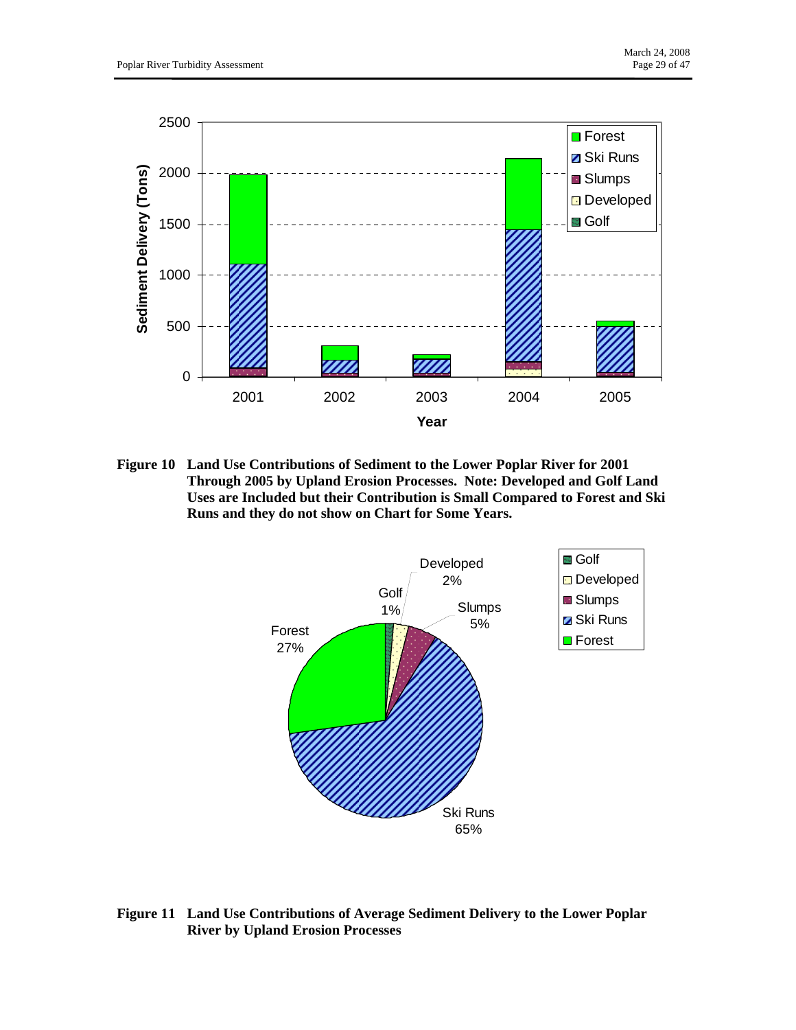**Figure 10 Land Use Contributions of Sediment to the Lower Poplar River for 2001 Through 2005 by Upland Erosion Processes. Note: Developed and Golf Land Uses are Included but their Contribution is Small Compared to Forest and Ski Runs and they do not show on Chart for Some Years.**

**Figure 11 Land Use Contributions of Average Sediment Delivery to the Lower Poplar River by Upland Erosion Processes**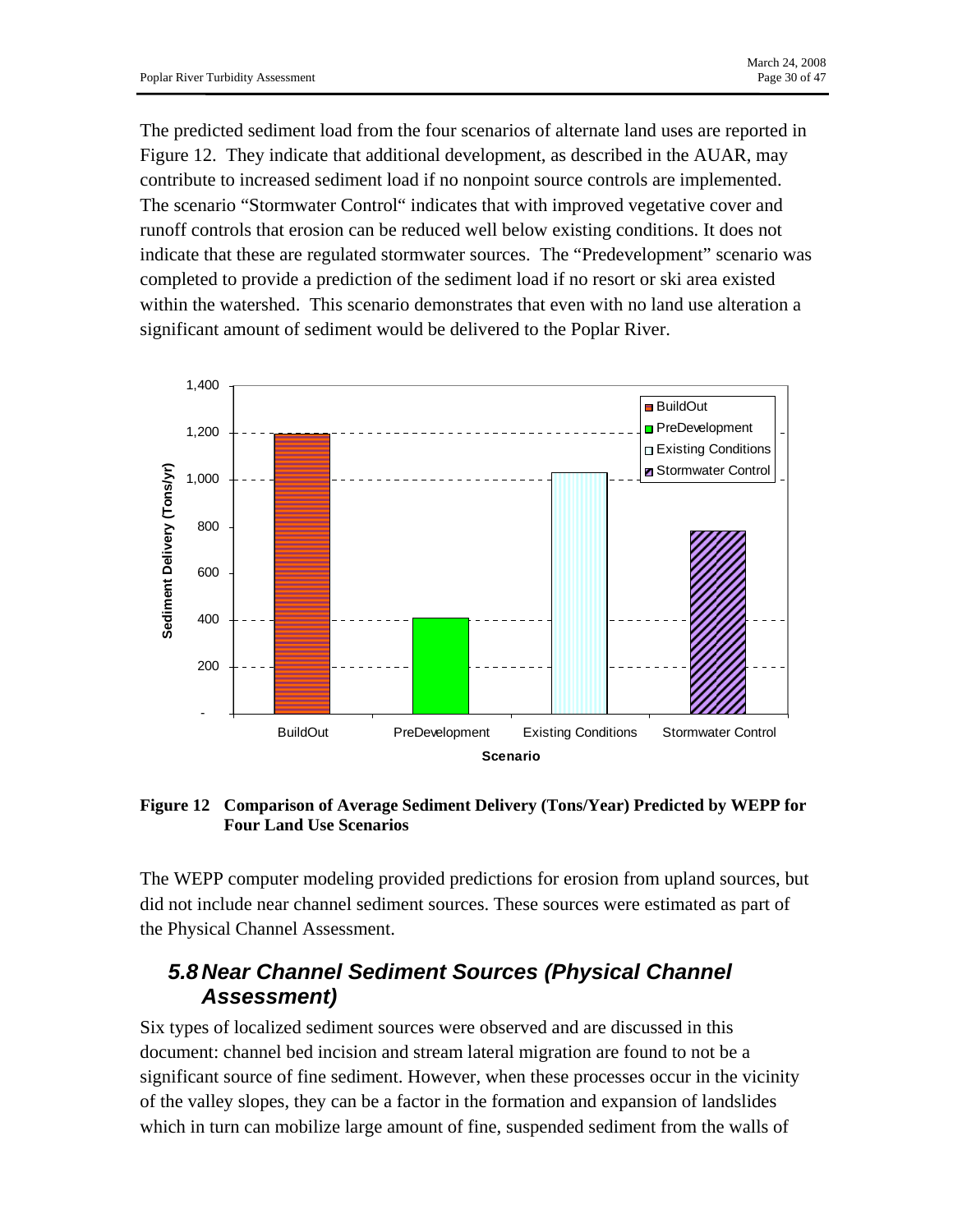The predicted sediment load from the four scenarios of alternate land uses are reported in Figure 12. They indicate that additional development, as described in the AUAR, may contribute to increased sediment load if no nonpoint source controls are implemented. The scenario "Stormwater Control" indicates that with improved vegetative cover and runoff controls that erosion can be reduced well below existing conditions. It does not indicate that these are regulated stormwater sources. The "Predevelopment" scenario was completed to provide a prediction of the sediment load if no resort or ski area existed within the watershed. This scenario demonstrates that even with no land use alteration a significant amount of sediment would be delivered to the Poplar River.

**Figure 12 Comparison of Average Sediment Delivery (Tons/Year) Predicted by WEPP for Four Land Use Scenarios**

The WEPP computer modeling provided predictions for erosion from upland sources, but did not include near channel sediment sources. These sources were estimated as part of the Physical Channel Assessment.

## *5.8 Near Channel Sediment Sources (Physical Channel Assessment)*

Six types of localized sediment sources were observed and are discussed in this document: channel bed incision and stream lateral migration are found to not be a significant source of fine sediment. However, when these processes occur in the vicinity of the valley slopes, they can be a factor in the formation and expansion of landslides which in turn can mobilize large amount of fine, suspended sediment from the walls of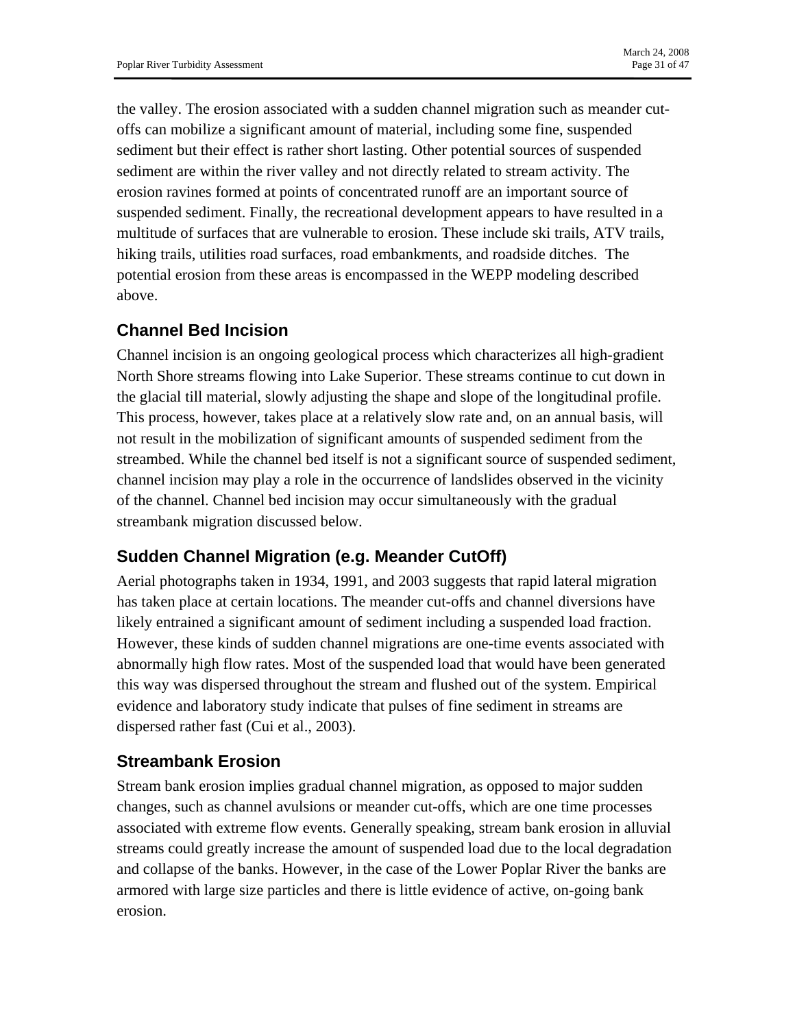the valley. The erosion associated with a sudden channel migration such as meander cut-offs can mobilize a significant amount of material, including some fine, suspended sediment but their effect is rather short lasting. Other potential sources of suspended sediment are within the river valley and not directly related to stream activity. The erosion ravines formed at points of concentrated runoff are an important source of suspended sediment. Finally, the recreational development appears to have resulted in a multitude of surfaces that are vulnerable to erosion. These include ski trails, ATV trails, hiking trails, utilities road surfaces, road embankments, and roadside ditches. The potential erosion from these areas is encompassed in the WEPP modeling described above.

## Channel Bed Incision

Channel incision is an ongoing geological process which characterizes all high-gradient North Shore streams flowing into Lake Superior. These streams continue to cut down in the glacial till material, slowly adjusting the shape and slope of the longitudinal profile. This process, however, takes place at a relatively slow rate and, on an annual basis, will not result in the mobilization of significant amounts of suspended sediment from the streambed. While the channel bed itself is not a significant source of suspended sediment, channel incision may play a role in the occurrence of landslides observed in the vicinity of the channel. Channel bed incision may occur simultaneously with the gradual streambank migration discussed below.

## Sudden Channel Migration (e.g. Meander CutOff)

Aerial photographs taken in 1934, 1991, and 2003 suggests that rapid lateral migration has taken place at certain locations. The meander cut-offs and channel diversions have likely entrained a significant amount of sediment including a suspended load fraction. However, these kinds of sudden channel migrations are one-time events associated with abnormally high flow rates. Most of the suspended load that would have been generated this way was dispersed throughout the stream and flushed out of the system. Empirical evidence and laboratory study indicate that pulses of fine sediment in streams are dispersed rather fast (Cui et al., 2003).

## Streambank Erosion

Stream bank erosion implies gradual channel migration, as opposed to major sudden changes, such as channel avulsions or meander cut-offs, which are one time processes associated with extreme flow events. Generally speaking, stream bank erosion in alluvial streams could greatly increase the amount of suspended load due to the local degradation and collapse of the banks. However, in the case of the Lower Poplar River the banks are armored with large size particles and there is little evidence of active, on-going bank erosion.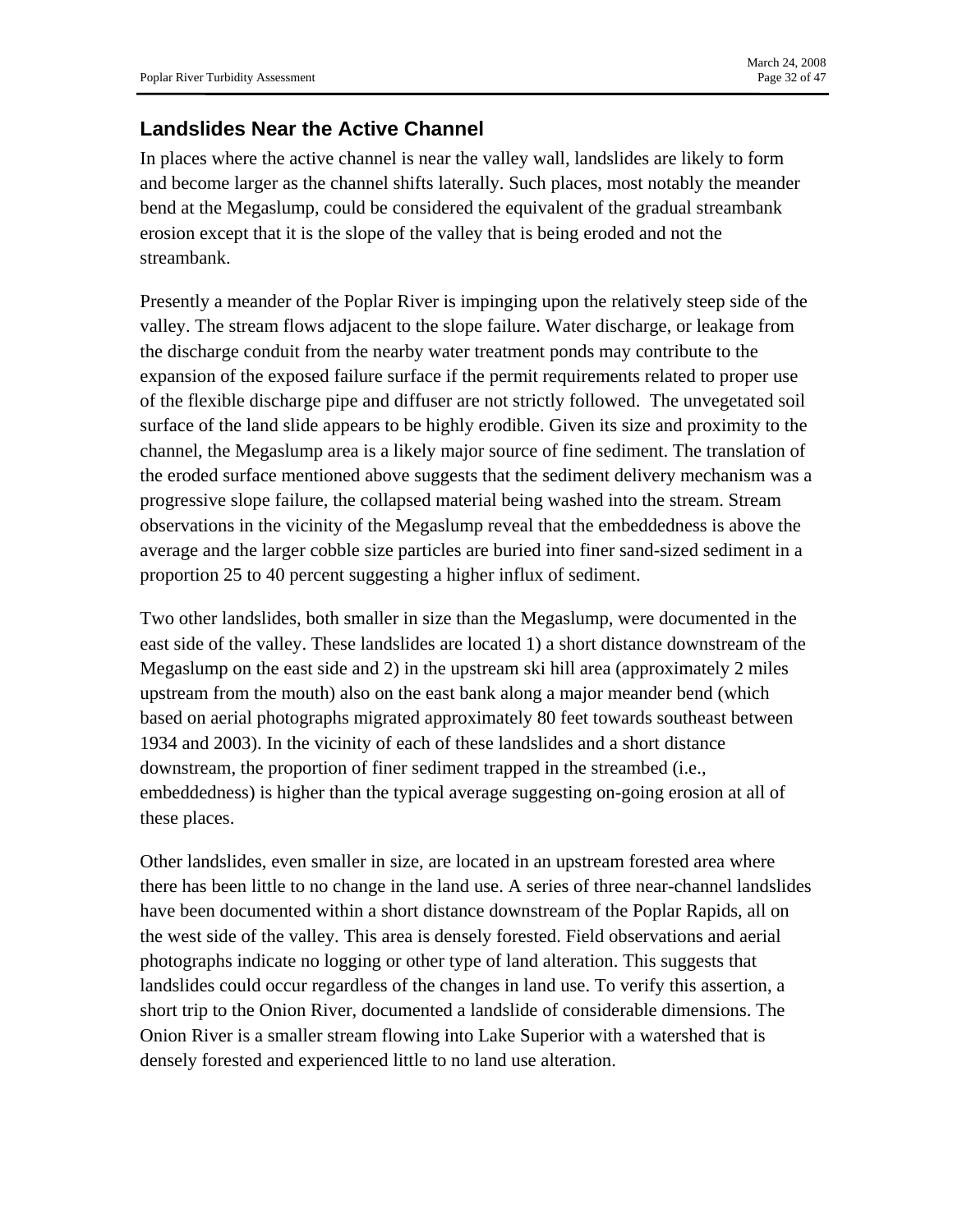## Landslides Near the Active Channel

In places where the active channel is near the valley wall, landslides are likely to form and become larger as the channel shifts laterally. Such places, most notably the meander bend at the Megaslump, could be considered the equivalent of the gradual streambank erosion except that it is the slope of the valley that is being eroded and not the streambank.

Presently a meander of the Poplar River is impinging upon the relatively steep side of the valley. The stream flows adjacent to the slope failure. Water discharge, or leakage from the discharge conduit from the nearby water treatment ponds may contribute to the expansion of the exposed failure surface if the permit requirements related to proper use of the flexible discharge pipe and diffuser are not strictly followed. The unvegetated soil surface of the land slide appears to be highly erodible. Given its size and proximity to the channel, the Megaslump area is a likely major source of fine sediment. The translation of the eroded surface mentioned above suggests that the sediment delivery mechanism was a progressive slope failure, the collapsed material being washed into the stream. Stream observations in the vicinity of the Megaslump reveal that the embeddedness is above the average and the larger cobble size particles are buried into finer sand-sized sediment in a proportion 25 to 40 percent suggesting a higher influx of sediment.

Two other landslides, both smaller in size than the Megaslump, were documented in the east side of the valley. These landslides are located 1) a short distance downstream of the Megaslump on the east side and 2) in the upstream ski hill area (approximately 2 miles upstream from the mouth) also on the east bank along a major meander bend (which based on aerial photographs migrated approximately 80 feet towards southeast between 1934 and 2003). In the vicinity of each of these landslides and a short distance downstream, the proportion of finer sediment trapped in the streambed (i.e., embeddedness) is higher than the typical average suggesting on-going erosion at all of these places.

Other landslides, even smaller in size, are located in an upstream forested area where there has been little to no change in the land use. A series of three near-channel landslides have been documented within a short distance downstream of the Poplar Rapids, all on the west side of the valley. This area is densely forested. Field observations and aerial photographs indicate no logging or other type of land alteration. This suggests that landslides could occur regardless of the changes in land use. To verify this assertion, a short trip to the Onion River, documented a landslide of considerable dimensions. The Onion River is a smaller stream flowing into Lake Superior with a watershed that is densely forested and experienced little to no land use alteration.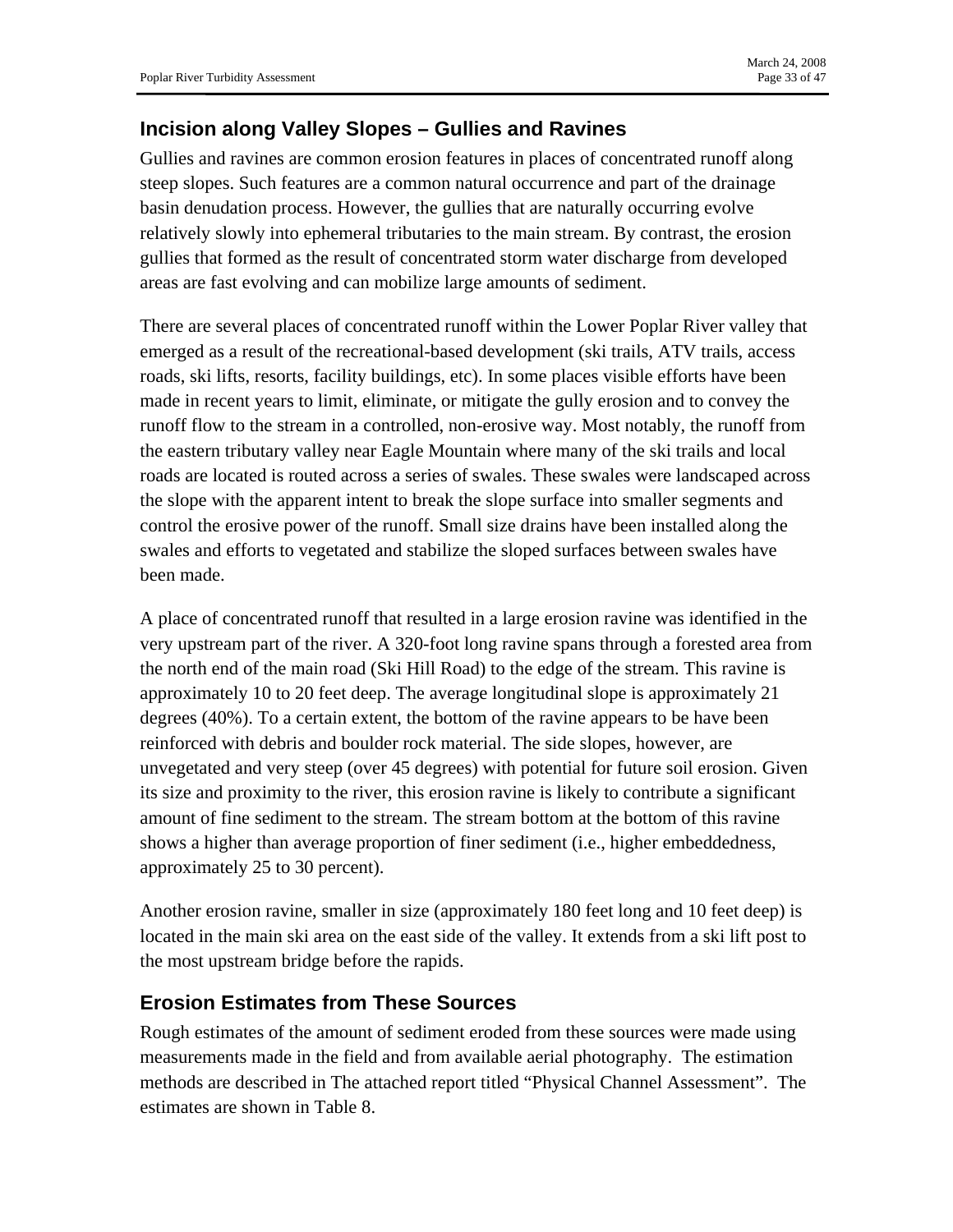## Incision along Valley Slopes – Gullies and Ravines

Gullies and ravines are common erosion features in places of concentrated runoff along steep slopes. Such features are a common natural occurrence and part of the drainage basin denudation process. However, the gullies that are naturally occurring evolve relatively slowly into ephemeral tributaries to the main stream. By contrast, the erosion gullies that formed as the result of concentrated storm water discharge from developed areas are fast evolving and can mobilize large amounts of sediment.

There are several places of concentrated runoff within the Lower Poplar River valley that emerged as a result of the recreational-based development (ski trails, ATV trails, access roads, ski lifts, resorts, facility buildings, etc). In some places visible efforts have been made in recent years to limit, eliminate, or mitigate the gully erosion and to convey the runoff flow to the stream in a controlled, non-erosive way. Most notably, the runoff from the eastern tributary valley near Eagle Mountain where many of the ski trails and local roads are located is routed across a series of swales. These swales were landscaped across the slope with the apparent intent to break the slope surface into smaller segments and control the erosive power of the runoff. Small size drains have been installed along the swales and efforts to vegetated and stabilize the sloped surfaces between swales have been made.

A place of concentrated runoff that resulted in a large erosion ravine was identified in the very upstream part of the river. A 320-foot long ravine spans through a forested area from the north end of the main road (Ski Hill Road) to the edge of the stream. This ravine is approximately 10 to 20 feet deep. The average longitudinal slope is approximately 21 degrees (40%). To a certain extent, the bottom of the ravine appears to be have been reinforced with debris and boulder rock material. The side slopes, however, are unvegetated and very steep (over 45 degrees) with potential for future soil erosion. Given its size and proximity to the river, this erosion ravine is likely to contribute a significant amount of fine sediment to the stream. The stream bottom at the bottom of this ravine shows a higher than average proportion of finer sediment (i.e., higher embeddedness, approximately 25 to 30 percent).

Another erosion ravine, smaller in size (approximately 180 feet long and 10 feet deep) is located in the main ski area on the east side of the valley. It extends from a ski lift post to the most upstream bridge before the rapids.

## Erosion Estimates from These Sources

Rough estimates of the amount of sediment eroded from these sources were made using measurements made in the field and from available aerial photography. The estimation methods are described in The attached report titled "Physical Channel Assessment". The estimates are shown in Table 8.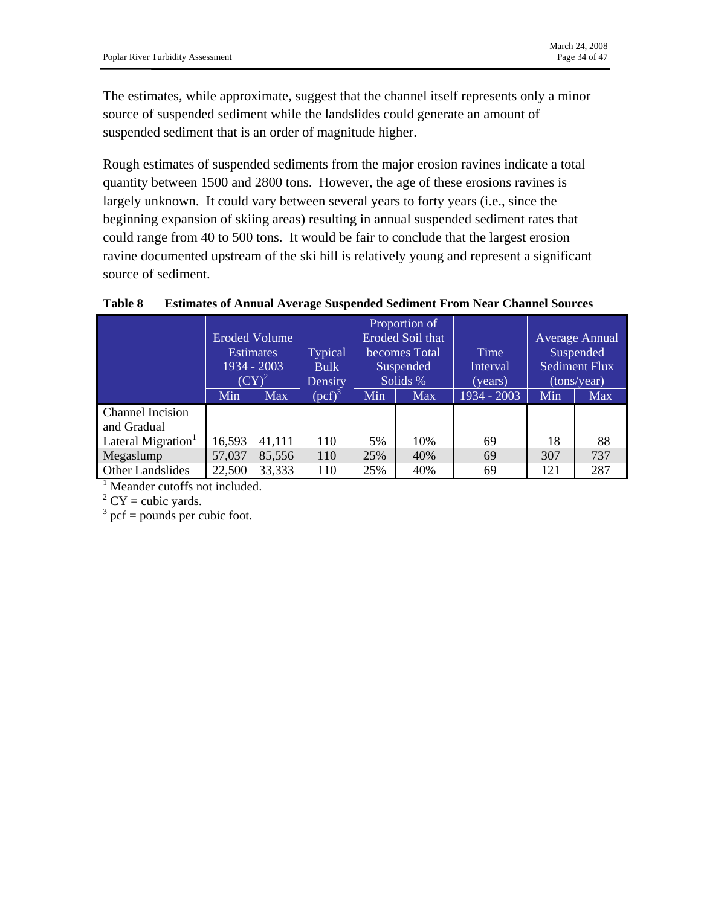The estimates, while approximate, suggest that the channel itself represents only a minor source of suspended sediment while the landslides could generate an amount of suspended sediment that is an order of magnitude higher.

Rough estimates of suspended sediments from the major erosion ravines indicate a total quantity between 1500 and 2800 tons. However, the age of these erosions ravines is largely unknown. It could vary between several years to forty years (i.e., since the beginning expansion of skiing areas) resulting in annual suspended sediment rates that could range from 40 to 500 tons. It would be fair to conclude that the largest erosion ravine documented upstream of the ski hill is relatively young and represent a significant source of sediment.

**Table 8 Estimates of Annual Average Suspended Sediment From Near Channel Sources**

| | Eroded Volume Estimates 1934 - 2003 (CY)[2] | | Typical Bulk Density (pcf)[3] | Proportion of Eroded Soil that becomes Total Suspended Solids % | | Time Interval (years) | Average Annual Suspended Sediment Flux (tons/year) | |
|---|---|---|---|---|---|---|---|---|
| | Min | Max | | Min | Max | 1934 - 2003 | Min | Max |
| Channel Incision and Gradual Lateral Migration[1] | 16,593 | 41,111 | 110 | 5% | 10% | 69 | 18 | 88 |
| Megaslump | 57,037 | 85,556 | 110 | 25% | 40% | 69 | 307 | 737 |
| Other Landslides | 22,500 | 33,333 | 110 | 25% | 40% | 69 | 121 | 287 |

[1] Meander cutoffs not included.
[2] CY = cubic yards.
[3] pcf = pounds per cubic foot.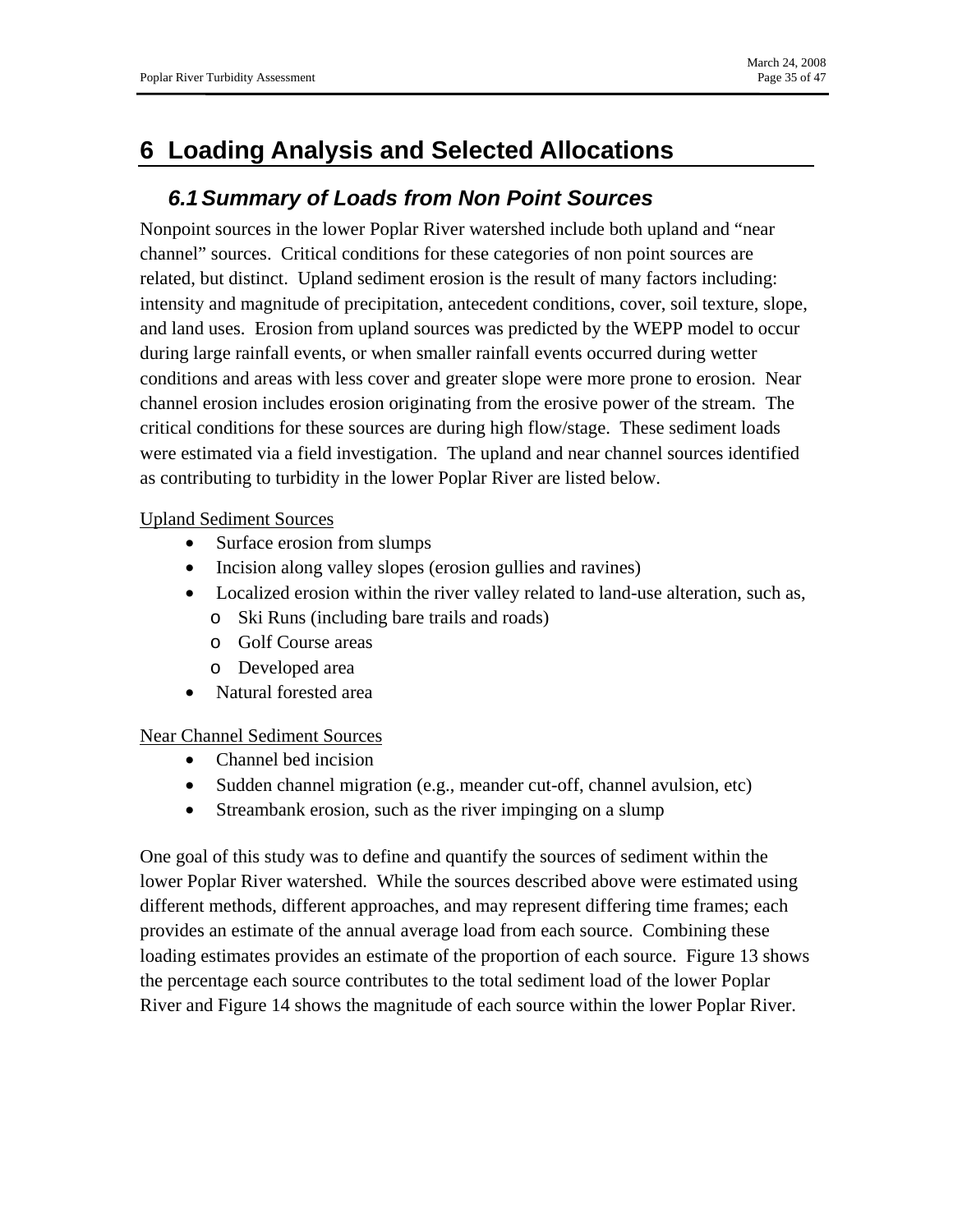# 6 Loading Analysis and Selected Allocations

## 6.1 Summary of Loads from Non Point Sources

Nonpoint sources in the lower Poplar River watershed include both upland and "near channel" sources. Critical conditions for these categories of non point sources are related, but distinct. Upland sediment erosion is the result of many factors including: intensity and magnitude of precipitation, antecedent conditions, cover, soil texture, slope, and land uses. Erosion from upland sources was predicted by the WEPP model to occur during large rainfall events, or when smaller rainfall events occurred during wetter conditions and areas with less cover and greater slope were more prone to erosion. Near channel erosion includes erosion originating from the erosive power of the stream. The critical conditions for these sources are during high flow/stage. These sediment loads were estimated via a field investigation. The upland and near channel sources identified as contributing to turbidity in the lower Poplar River are listed below.

<u>Upland Sediment Sources</u>

- Surface erosion from slumps
- Incision along valley slopes (erosion gullies and ravines)
- Localized erosion within the river valley related to land-use alteration, such as,
  - Ski Runs (including bare trails and roads)
  - Golf Course areas
  - Developed area
- Natural forested area

<u>Near Channel Sediment Sources</u>

- Channel bed incision
- Sudden channel migration (e.g., meander cut-off, channel avulsion, etc)
- Streambank erosion, such as the river impinging on a slump

One goal of this study was to define and quantify the sources of sediment within the lower Poplar River watershed. While the sources described above were estimated using different methods, different approaches, and may represent differing time frames; each provides an estimate of the annual average load from each source. Combining these loading estimates provides an estimate of the proportion of each source. Figure 13 shows the percentage each source contributes to the total sediment load of the lower Poplar River and Figure 14 shows the magnitude of each source within the lower Poplar River.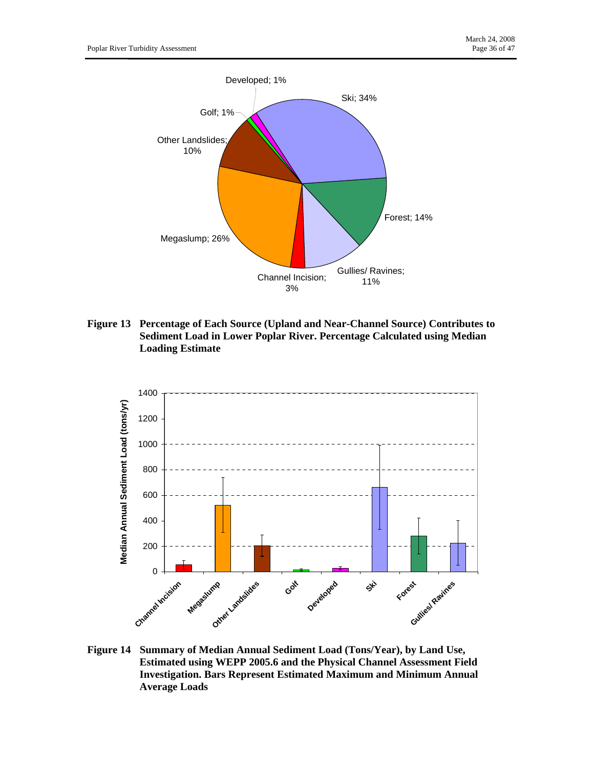**Figure 13 Percentage of Each Source (Upland and Near-Channel Source) Contributes to Sediment Load in Lower Poplar River. Percentage Calculated using Median Loading Estimate**

**Figure 14 Summary of Median Annual Sediment Load (Tons/Year), by Land Use, Estimated using WEPP 2005.6 and the Physical Channel Assessment Field Investigation. Bars Represent Estimated Maximum and Minimum Annual Average Loads**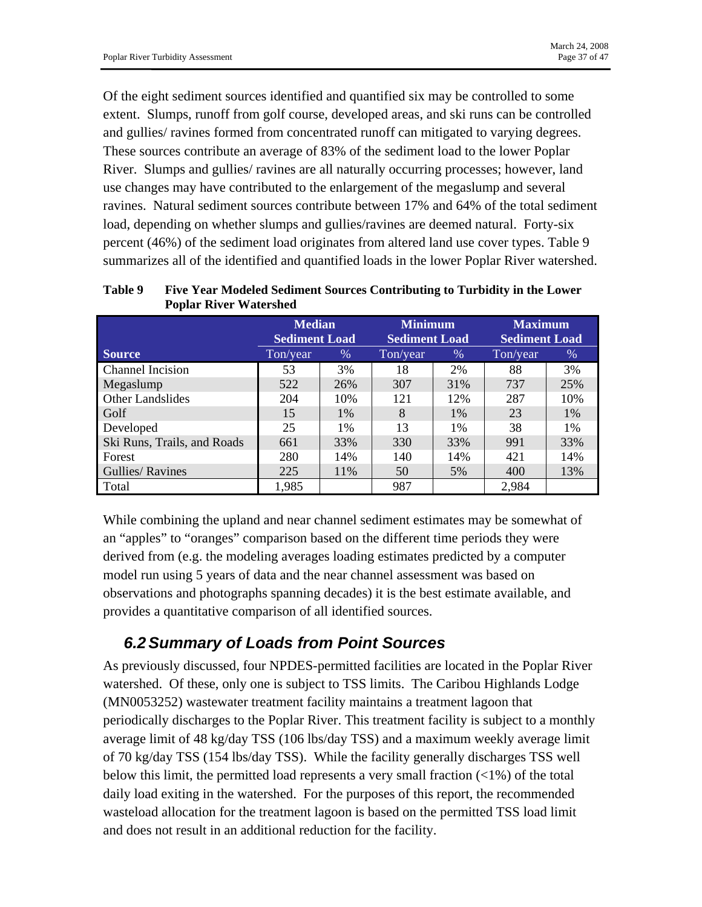Of the eight sediment sources identified and quantified six may be controlled to some extent. Slumps, runoff from golf course, developed areas, and ski runs can be controlled and gullies/ ravines formed from concentrated runoff can mitigated to varying degrees. These sources contribute an average of 83% of the sediment load to the lower Poplar River. Slumps and gullies/ ravines are all naturally occurring processes; however, land use changes may have contributed to the enlargement of the megaslump and several ravines. Natural sediment sources contribute between 17% and 64% of the total sediment load, depending on whether slumps and gullies/ravines are deemed natural. Forty-six percent (46%) of the sediment load originates from altered land use cover types. Table 9 summarizes all of the identified and quantified loads in the lower Poplar River watershed.

**Table 9 Five Year Modeled Sediment Sources Contributing to Turbidity in the Lower Poplar River Watershed**

| | Median Sediment Load | | Minimum Sediment Load | | Maximum Sediment Load | |
|---|---|---|---|---|---|---|
| **Source** | Ton/year | % | Ton/year | % | Ton/year | % |
| Channel Incision | 53 | 3% | 18 | 2% | 88 | 3% |
| Megaslump | 522 | 26% | 307 | 31% | 737 | 25% |
| Other Landslides | 204 | 10% | 121 | 12% | 287 | 10% |
| Golf | 15 | 1% | 8 | 1% | 23 | 1% |
| Developed | 25 | 1% | 13 | 1% | 38 | 1% |
| Ski Runs, Trails, and Roads | 661 | 33% | 330 | 33% | 991 | 33% |
| Forest | 280 | 14% | 140 | 14% | 421 | 14% |
| Gullies/ Ravines | 225 | 11% | 50 | 5% | 400 | 13% |
| Total | 1,985 | | 987 | | 2,984 | |

While combining the upland and near channel sediment estimates may be somewhat of an "apples" to "oranges" comparison based on the different time periods they were derived from (e.g. the modeling averages loading estimates predicted by a computer model run using 5 years of data and the near channel assessment was based on observations and photographs spanning decades) it is the best estimate available, and provides a quantitative comparison of all identified sources.

## *6.2 Summary of Loads from Point Sources*

As previously discussed, four NPDES-permitted facilities are located in the Poplar River watershed. Of these, only one is subject to TSS limits. The Caribou Highlands Lodge (MN0053252) wastewater treatment facility maintains a treatment lagoon that periodically discharges to the Poplar River. This treatment facility is subject to a monthly average limit of 48 kg/day TSS (106 lbs/day TSS) and a maximum weekly average limit of 70 kg/day TSS (154 lbs/day TSS). While the facility generally discharges TSS well below this limit, the permitted load represents a very small fraction (<1%) of the total daily load exiting in the watershed. For the purposes of this report, the recommended wasteload allocation for the treatment lagoon is based on the permitted TSS load limit and does not result in an additional reduction for the facility.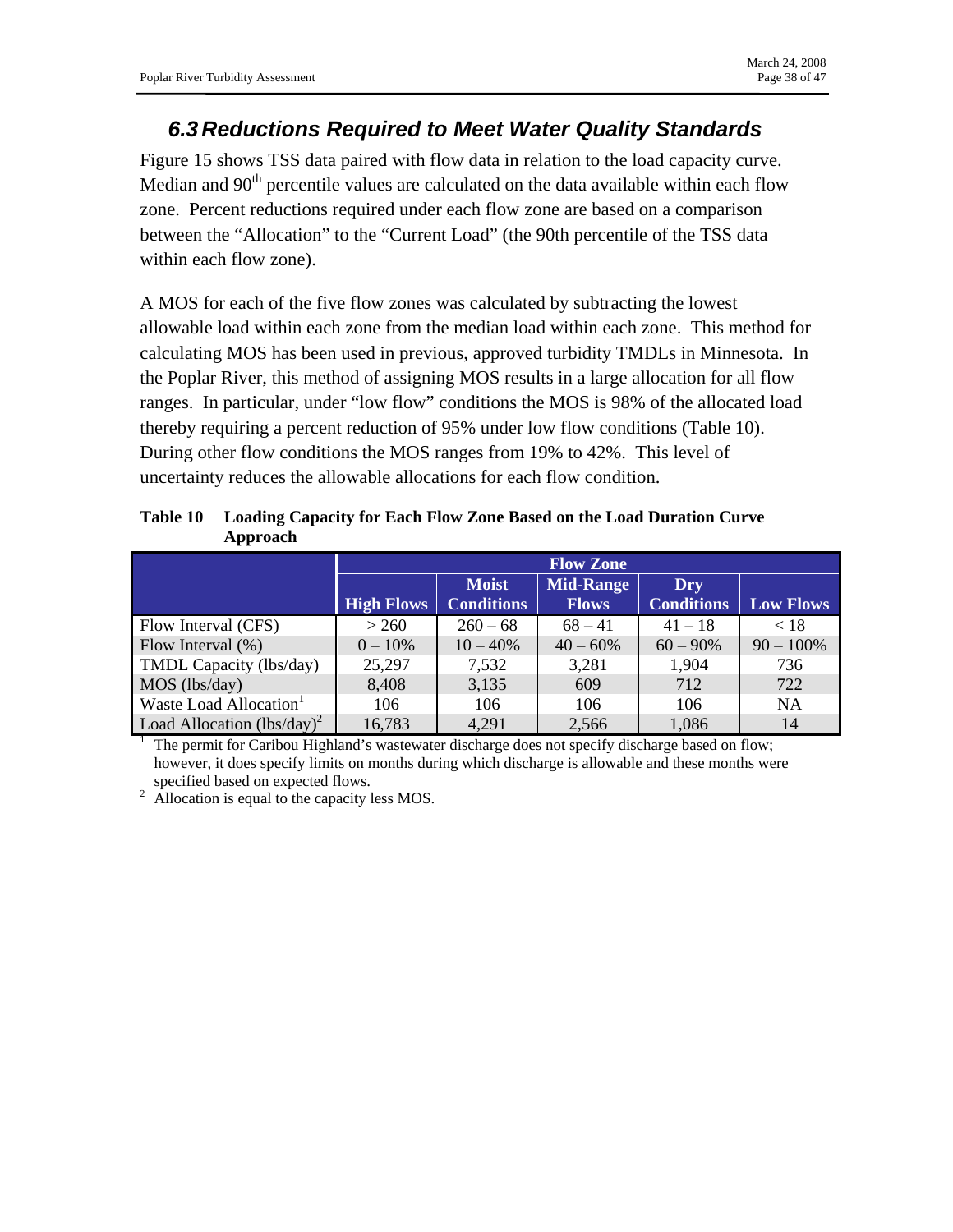## 6.3 Reductions Required to Meet Water Quality Standards

Figure 15 shows TSS data paired with flow data in relation to the load capacity curve. Median and 90th percentile values are calculated on the data available within each flow zone. Percent reductions required under each flow zone are based on a comparison between the "Allocation" to the "Current Load" (the 90th percentile of the TSS data within each flow zone).

A MOS for each of the five flow zones was calculated by subtracting the lowest allowable load within each zone from the median load within each zone. This method for calculating MOS has been used in previous, approved turbidity TMDLs in Minnesota. In the Poplar River, this method of assigning MOS results in a large allocation for all flow ranges. In particular, under "low flow" conditions the MOS is 98% of the allocated load thereby requiring a percent reduction of 95% under low flow conditions (Table 10). During other flow conditions the MOS ranges from 19% to 42%. This level of uncertainty reduces the allowable allocations for each flow condition.

**Table 10 Loading Capacity for Each Flow Zone Based on the Load Duration Curve Approach**

| | Flow Zone | | | | |
|---|---|---|---|---|---|
| | High Flows | Moist Conditions | Mid-Range Flows | Dry Conditions | Low Flows |
| Flow Interval (CFS) | > 260 | 260 – 68 | 68 – 41 | 41 – 18 | < 18 |
| Flow Interval (%) | 0 – 10% | 10 – 40% | 40 – 60% | 60 – 90% | 90 – 100% |
| TMDL Capacity (lbs/day) | 25,297 | 7,532 | 3,281 | 1,904 | 736 |
| MOS (lbs/day) | 8,408 | 3,135 | 609 | 712 | 722 |
| Waste Load Allocation[1] | 106 | 106 | 106 | 106 | NA |
| Load Allocation (lbs/day)[2] | 16,783 | 4,291 | 2,566 | 1,086 | 14 |

[1] The permit for Caribou Highland's wastewater discharge does not specify discharge based on flow; however, it does specify limits on months during which discharge is allowable and these months were specified based on expected flows.

[2] Allocation is equal to the capacity less MOS.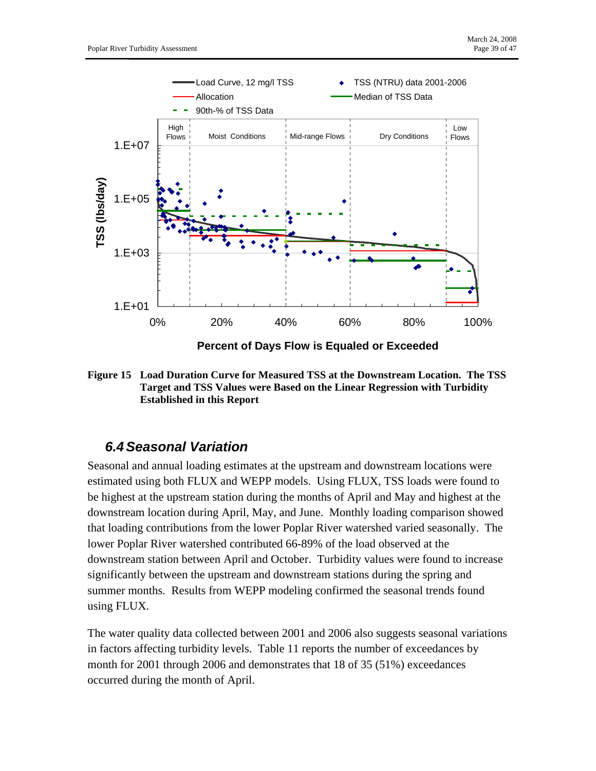**Figure 15 Load Duration Curve for Measured TSS at the Downstream Location. The TSS Target and TSS Values were Based on the Linear Regression with Turbidity Established in this Report**

## *6.4 Seasonal Variation*

Seasonal and annual loading estimates at the upstream and downstream locations were estimated using both FLUX and WEPP models. Using FLUX, TSS loads were found to be highest at the upstream station during the months of April and May and highest at the downstream location during April, May, and June. Monthly loading comparison showed that loading contributions from the lower Poplar River watershed varied seasonally. The lower Poplar River watershed contributed 66-89% of the load observed at the downstream station between April and October. Turbidity values were found to increase significantly between the upstream and downstream stations during the spring and summer months. Results from WEPP modeling confirmed the seasonal trends found using FLUX.

The water quality data collected between 2001 and 2006 also suggests seasonal variations in factors affecting turbidity levels. Table 11 reports the number of exceedances by month for 2001 through 2006 and demonstrates that 18 of 35 (51%) exceedances occurred during the month of April.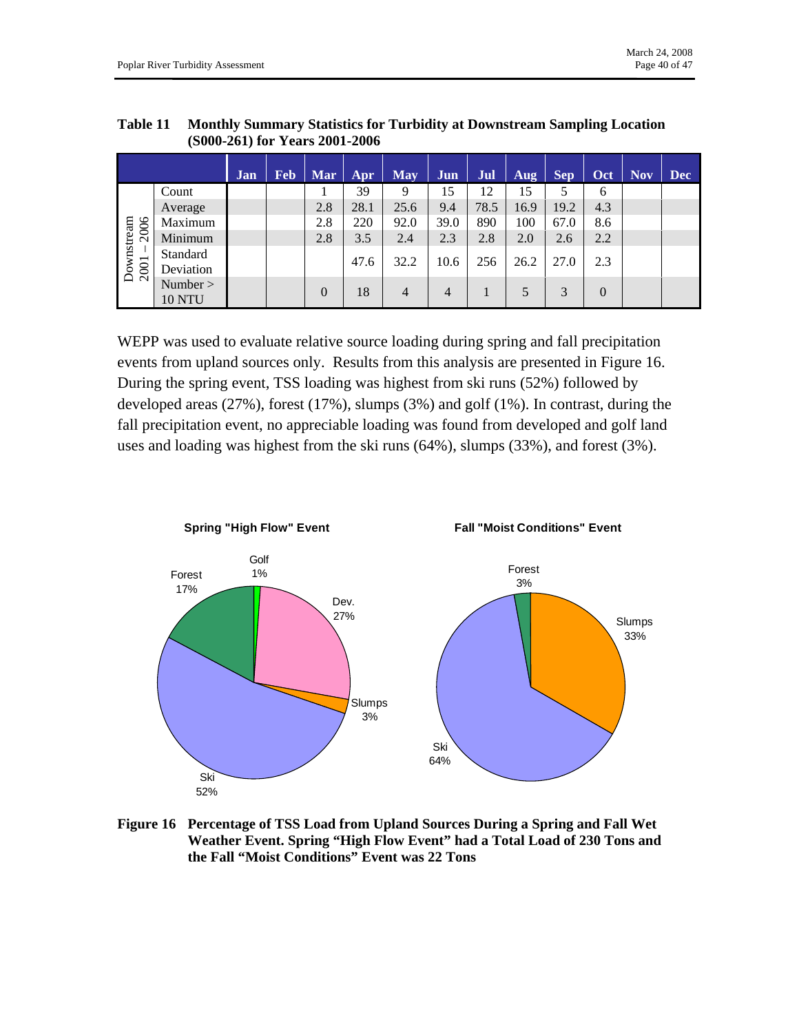**Table 11 Monthly Summary Statistics for Turbidity at Downstream Sampling Location (S000-261) for Years 2001-2006**

| | | Jan | Feb | Mar | Apr | May | Jun | Jul | Aug | Sep | Oct | Nov | Dec |
|---|---|---|---|---|---|---|---|---|---|---|---|---|---|
| Downstream 2001 – 2006 | Count | | | 1 | 39 | 9 | 15 | 12 | 15 | 5 | 6 | | |
| | Average | | | 2.8 | 28.1 | 25.6 | 9.4 | 78.5 | 16.9 | 19.2 | 4.3 | | |
| | Maximum | | | 2.8 | 220 | 92.0 | 39.0 | 890 | 100 | 67.0 | 8.6 | | |
| | Minimum | | | 2.8 | 3.5 | 2.4 | 2.3 | 2.8 | 2.0 | 2.6 | 2.2 | | |
| | Standard Deviation | | | | 47.6 | 32.2 | 10.6 | 256 | 26.2 | 27.0 | 2.3 | | |
| | Number > 10 NTU | | | 0 | 18 | 4 | 4 | 1 | 5 | 3 | 0 | | |

WEPP was used to evaluate relative source loading during spring and fall precipitation events from upland sources only. Results from this analysis are presented in Figure 16. During the spring event, TSS loading was highest from ski runs (52%) followed by developed areas (27%), forest (17%), slumps (3%) and golf (1%). In contrast, during the fall precipitation event, no appreciable loading was found from developed and golf land uses and loading was highest from the ski runs (64%), slumps (33%), and forest (3%).

**Spring "High Flow" Event**

| Source | Percentage |
|---|---|
| Ski | 52% |
| Dev. | 27% |
| Forest | 17% |
| Slumps | 3% |
| Golf | 1% |

**Fall "Moist Conditions" Event**

| Source | Percentage |
|---|---|
| Ski | 64% |
| Slumps | 33% |
| Forest | 3% |

**Figure 16 Percentage of TSS Load from Upland Sources During a Spring and Fall Wet Weather Event. Spring "High Flow Event" had a Total Load of 230 Tons and the Fall "Moist Conditions" Event was 22 Tons**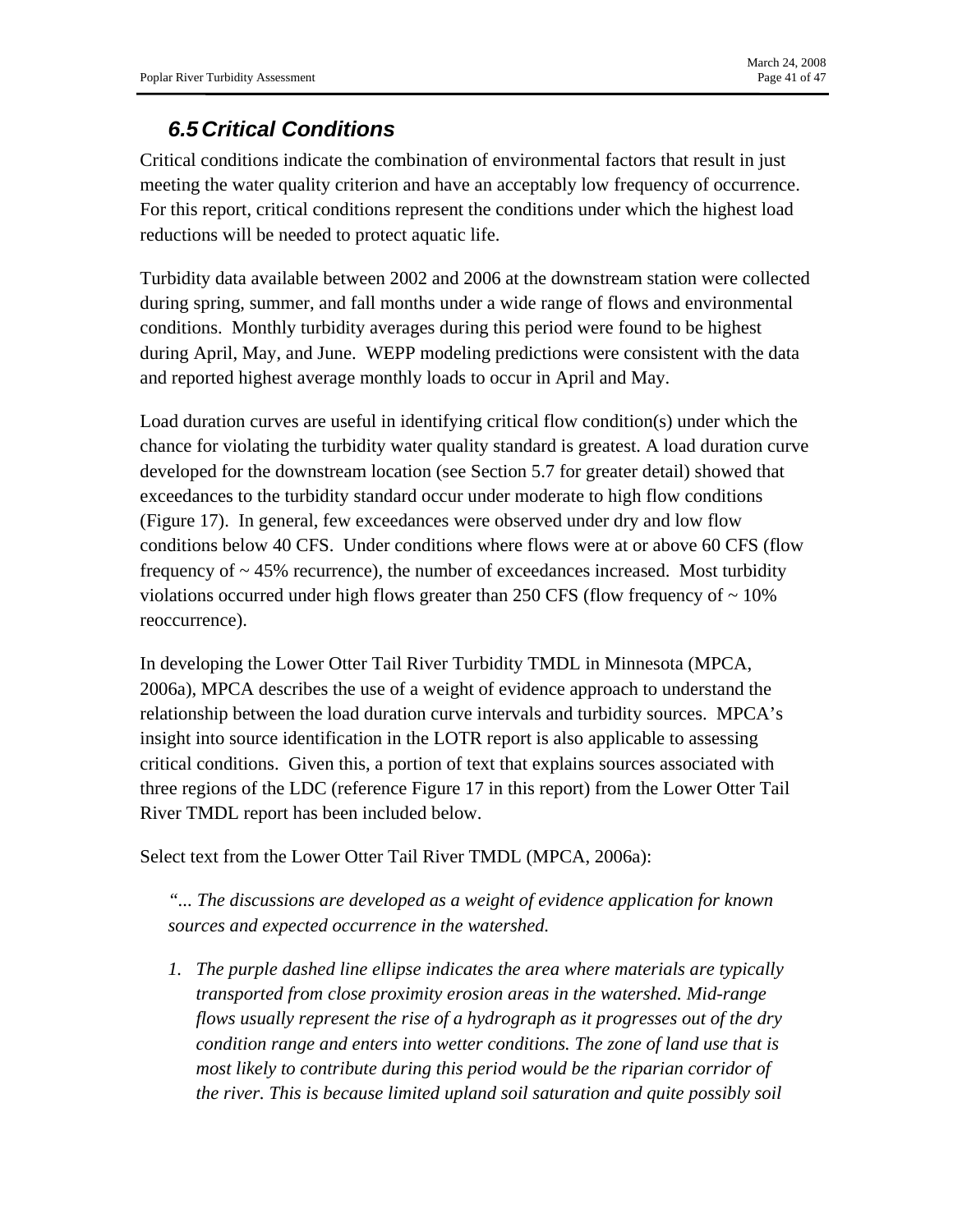## 6.5 Critical Conditions

Critical conditions indicate the combination of environmental factors that result in just meeting the water quality criterion and have an acceptably low frequency of occurrence. For this report, critical conditions represent the conditions under which the highest load reductions will be needed to protect aquatic life.

Turbidity data available between 2002 and 2006 at the downstream station were collected during spring, summer, and fall months under a wide range of flows and environmental conditions. Monthly turbidity averages during this period were found to be highest during April, May, and June. WEPP modeling predictions were consistent with the data and reported highest average monthly loads to occur in April and May.

Load duration curves are useful in identifying critical flow condition(s) under which the chance for violating the turbidity water quality standard is greatest. A load duration curve developed for the downstream location (see Section 5.7 for greater detail) showed that exceedances to the turbidity standard occur under moderate to high flow conditions (Figure 17). In general, few exceedances were observed under dry and low flow conditions below 40 CFS. Under conditions where flows were at or above 60 CFS (flow frequency of ~ 45% recurrence), the number of exceedances increased. Most turbidity violations occurred under high flows greater than 250 CFS (flow frequency of ~ 10% reoccurrence).

In developing the Lower Otter Tail River Turbidity TMDL in Minnesota (MPCA, 2006a), MPCA describes the use of a weight of evidence approach to understand the relationship between the load duration curve intervals and turbidity sources. MPCA's insight into source identification in the LOTR report is also applicable to assessing critical conditions. Given this, a portion of text that explains sources associated with three regions of the LDC (reference Figure 17 in this report) from the Lower Otter Tail River TMDL report has been included below.

Select text from the Lower Otter Tail River TMDL (MPCA, 2006a):

*"... The discussions are developed as a weight of evidence application for known sources and expected occurrence in the watershed.*

1. *The purple dashed line ellipse indicates the area where materials are typically transported from close proximity erosion areas in the watershed. Mid-range flows usually represent the rise of a hydrograph as it progresses out of the dry condition range and enters into wetter conditions. The zone of land use that is most likely to contribute during this period would be the riparian corridor of the river. This is because limited upland soil saturation and quite possibly soil*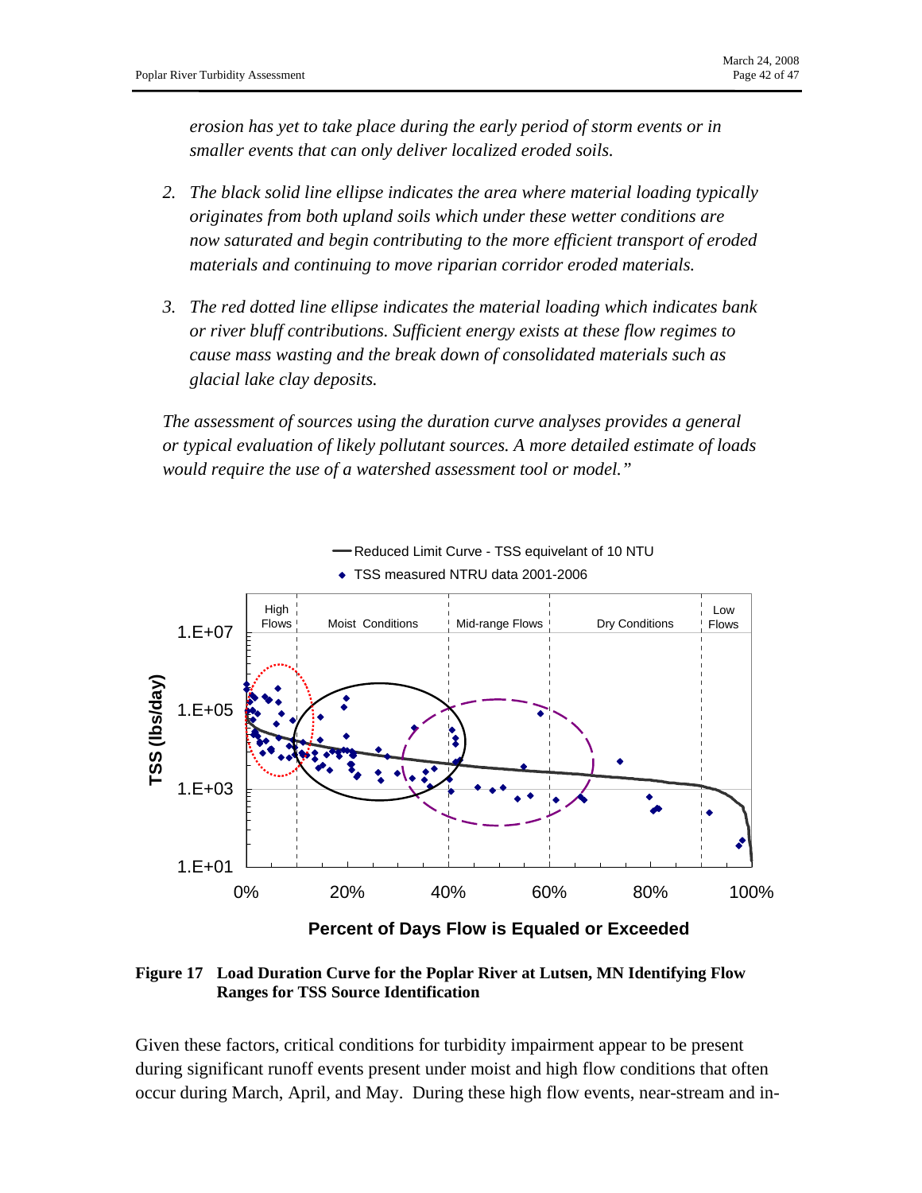*erosion has yet to take place during the early period of storm events or in smaller events that can only deliver localized eroded soils.*

2. *The black solid line ellipse indicates the area where material loading typically originates from both upland soils which under these wetter conditions are now saturated and begin contributing to the more efficient transport of eroded materials and continuing to move riparian corridor eroded materials.*

3. *The red dotted line ellipse indicates the material loading which indicates bank or river bluff contributions. Sufficient energy exists at these flow regimes to cause mass wasting and the break down of consolidated materials such as glacial lake clay deposits.*

*The assessment of sources using the duration curve analyses provides a general or typical evaluation of likely pollutant sources. A more detailed estimate of loads would require the use of a watershed assessment tool or model."*

**Figure 17 Load Duration Curve for the Poplar River at Lutsen, MN Identifying Flow Ranges for TSS Source Identification**

Given these factors, critical conditions for turbidity impairment appear to be present during significant runoff events present under moist and high flow conditions that often occur during March, April, and May. During these high flow events, near-stream and in-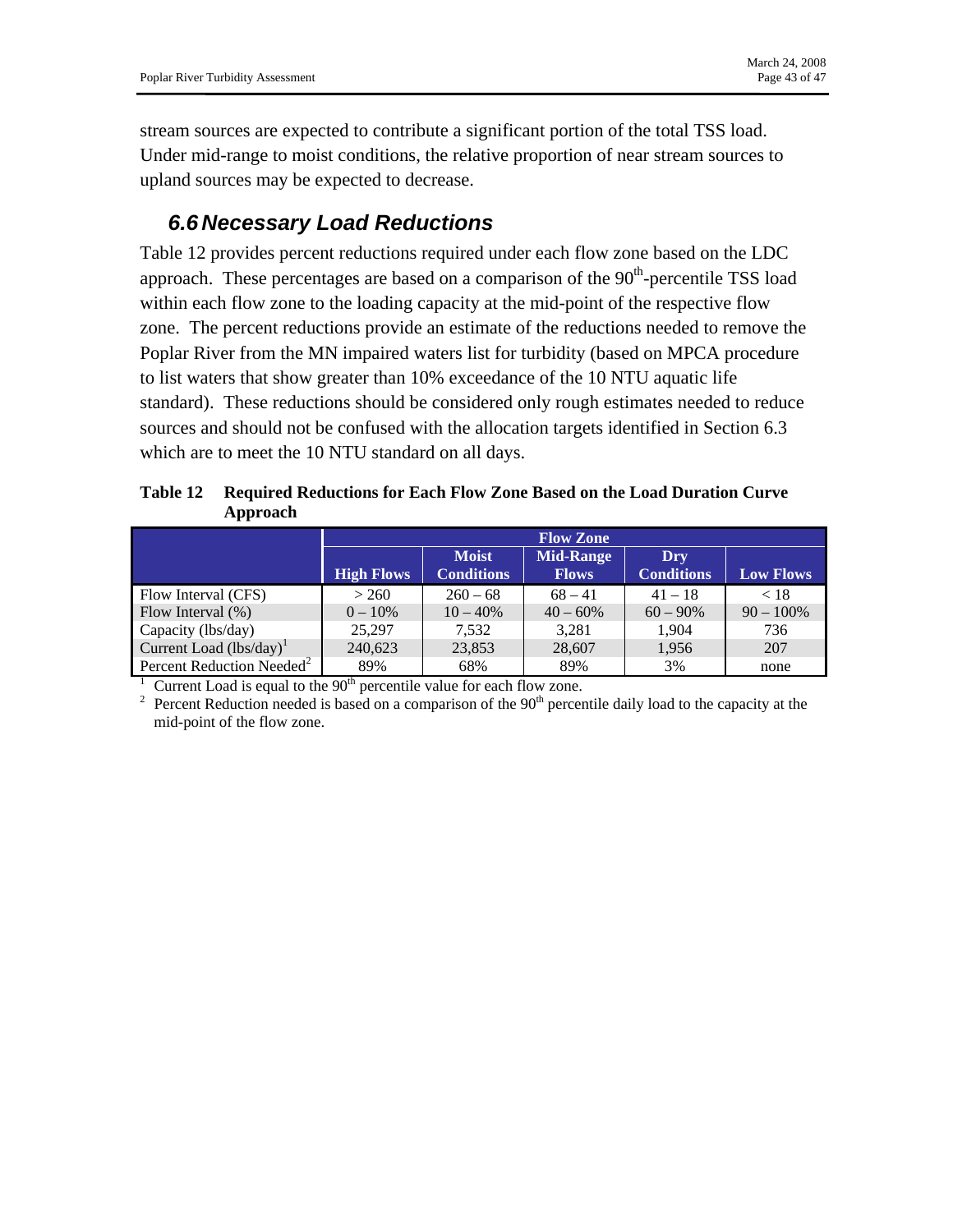stream sources are expected to contribute a significant portion of the total TSS load. Under mid-range to moist conditions, the relative proportion of near stream sources to upland sources may be expected to decrease.

## 6.6 Necessary Load Reductions

Table 12 provides percent reductions required under each flow zone based on the LDC approach. These percentages are based on a comparison of the 90th-percentile TSS load within each flow zone to the loading capacity at the mid-point of the respective flow zone. The percent reductions provide an estimate of the reductions needed to remove the Poplar River from the MN impaired waters list for turbidity (based on MPCA procedure to list waters that show greater than 10% exceedance of the 10 NTU aquatic life standard). These reductions should be considered only rough estimates needed to reduce sources and should not be confused with the allocation targets identified in Section 6.3 which are to meet the 10 NTU standard on all days.

**Table 12 Required Reductions for Each Flow Zone Based on the Load Duration Curve Approach**

| | Flow Zone | | | | |
|---|---|---|---|---|---|
| | High Flows | Moist Conditions | Mid-Range Flows | Dry Conditions | Low Flows |
| Flow Interval (CFS) | > 260 | 260 – 68 | 68 – 41 | 41 – 18 | < 18 |
| Flow Interval (%) | 0 – 10% | 10 – 40% | 40 – 60% | 60 – 90% | 90 – 100% |
| Capacity (lbs/day) | 25,297 | 7,532 | 3,281 | 1,904 | 736 |
| Current Load (lbs/day)[1] | 240,623 | 23,853 | 28,607 | 1,956 | 207 |
| Percent Reduction Needed[2] | 89% | 68% | 89% | 3% | none |

[1] Current Load is equal to the 90th percentile value for each flow zone.

[2] Percent Reduction needed is based on a comparison of the 90th percentile daily load to the capacity at the mid-point of the flow zone.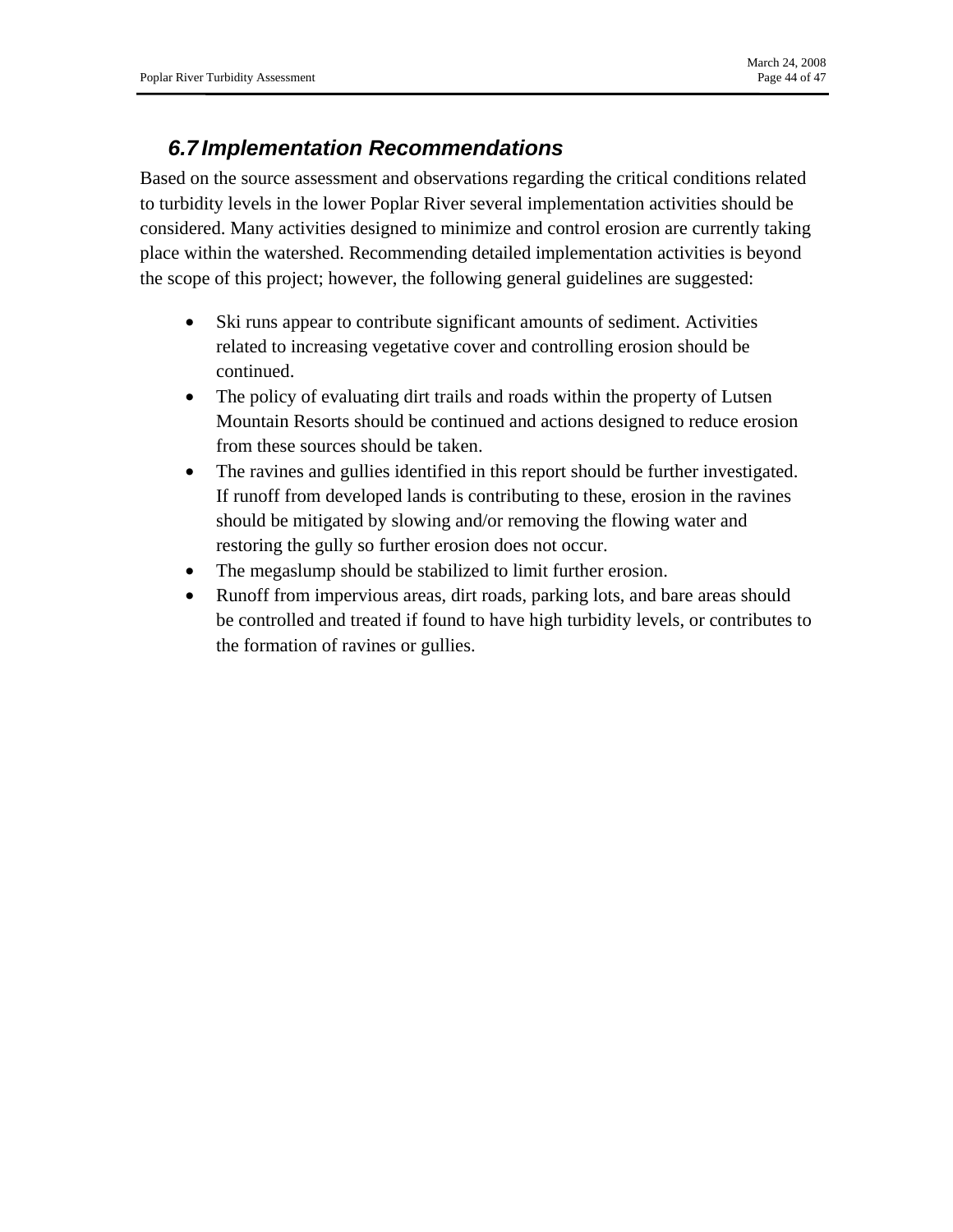## 6.7 Implementation Recommendations

Based on the source assessment and observations regarding the critical conditions related to turbidity levels in the lower Poplar River several implementation activities should be considered. Many activities designed to minimize and control erosion are currently taking place within the watershed. Recommending detailed implementation activities is beyond the scope of this project; however, the following general guidelines are suggested:

- Ski runs appear to contribute significant amounts of sediment. Activities related to increasing vegetative cover and controlling erosion should be continued.
- The policy of evaluating dirt trails and roads within the property of Lutsen Mountain Resorts should be continued and actions designed to reduce erosion from these sources should be taken.
- The ravines and gullies identified in this report should be further investigated. If runoff from developed lands is contributing to these, erosion in the ravines should be mitigated by slowing and/or removing the flowing water and restoring the gully so further erosion does not occur.
- The megaslump should be stabilized to limit further erosion.
- Runoff from impervious areas, dirt roads, parking lots, and bare areas should be controlled and treated if found to have high turbidity levels, or contributes to the formation of ravines or gullies.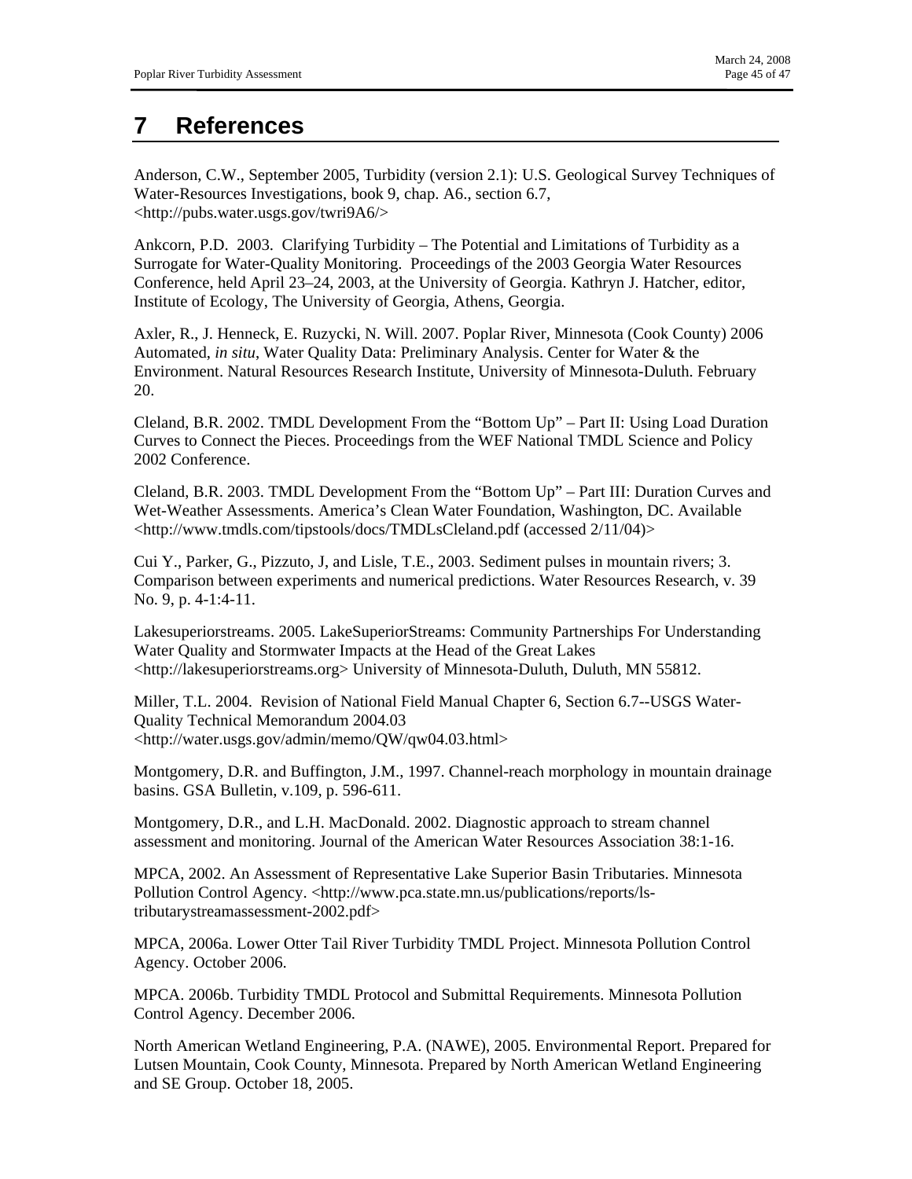# 7 References

Anderson, C.W., September 2005, Turbidity (version 2.1): U.S. Geological Survey Techniques of Water-Resources Investigations, book 9, chap. A6., section 6.7, <http://pubs.water.usgs.gov/twri9A6/>

Ankcorn, P.D. 2003. Clarifying Turbidity – The Potential and Limitations of Turbidity as a Surrogate for Water-Quality Monitoring. Proceedings of the 2003 Georgia Water Resources Conference, held April 23–24, 2003, at the University of Georgia. Kathryn J. Hatcher, editor, Institute of Ecology, The University of Georgia, Athens, Georgia.

Axler, R., J. Henneck, E. Ruzycki, N. Will. 2007. Poplar River, Minnesota (Cook County) 2006 Automated, *in situ*, Water Quality Data: Preliminary Analysis. Center for Water & the Environment. Natural Resources Research Institute, University of Minnesota-Duluth. February 20.

Cleland, B.R. 2002. TMDL Development From the "Bottom Up" – Part II: Using Load Duration Curves to Connect the Pieces. Proceedings from the WEF National TMDL Science and Policy 2002 Conference.

Cleland, B.R. 2003. TMDL Development From the "Bottom Up" – Part III: Duration Curves and Wet-Weather Assessments. America's Clean Water Foundation, Washington, DC. Available <http://www.tmdls.com/tipstools/docs/TMDLsCleland.pdf (accessed 2/11/04)>

Cui Y., Parker, G., Pizzuto, J, and Lisle, T.E., 2003. Sediment pulses in mountain rivers; 3. Comparison between experiments and numerical predictions. Water Resources Research, v. 39 No. 9, p. 4-1:4-11.

Lakesuperiorstreams. 2005. LakeSuperiorStreams: Community Partnerships For Understanding Water Quality and Stormwater Impacts at the Head of the Great Lakes <http://lakesuperiorstreams.org> University of Minnesota-Duluth, Duluth, MN 55812.

Miller, T.L. 2004. Revision of National Field Manual Chapter 6, Section 6.7--USGS Water-Quality Technical Memorandum 2004.03 <http://water.usgs.gov/admin/memo/QW/qw04.03.html>

Montgomery, D.R. and Buffington, J.M., 1997. Channel-reach morphology in mountain drainage basins. GSA Bulletin, v.109, p. 596-611.

Montgomery, D.R., and L.H. MacDonald. 2002. Diagnostic approach to stream channel assessment and monitoring. Journal of the American Water Resources Association 38:1-16.

MPCA, 2002. An Assessment of Representative Lake Superior Basin Tributaries. Minnesota Pollution Control Agency. <http://www.pca.state.mn.us/publications/reports/ls-tributarystreamassessment-2002.pdf>

MPCA, 2006a. Lower Otter Tail River Turbidity TMDL Project. Minnesota Pollution Control Agency. October 2006.

MPCA. 2006b. Turbidity TMDL Protocol and Submittal Requirements. Minnesota Pollution Control Agency. December 2006.

North American Wetland Engineering, P.A. (NAWE), 2005. Environmental Report. Prepared for Lutsen Mountain, Cook County, Minnesota. Prepared by North American Wetland Engineering and SE Group. October 18, 2005.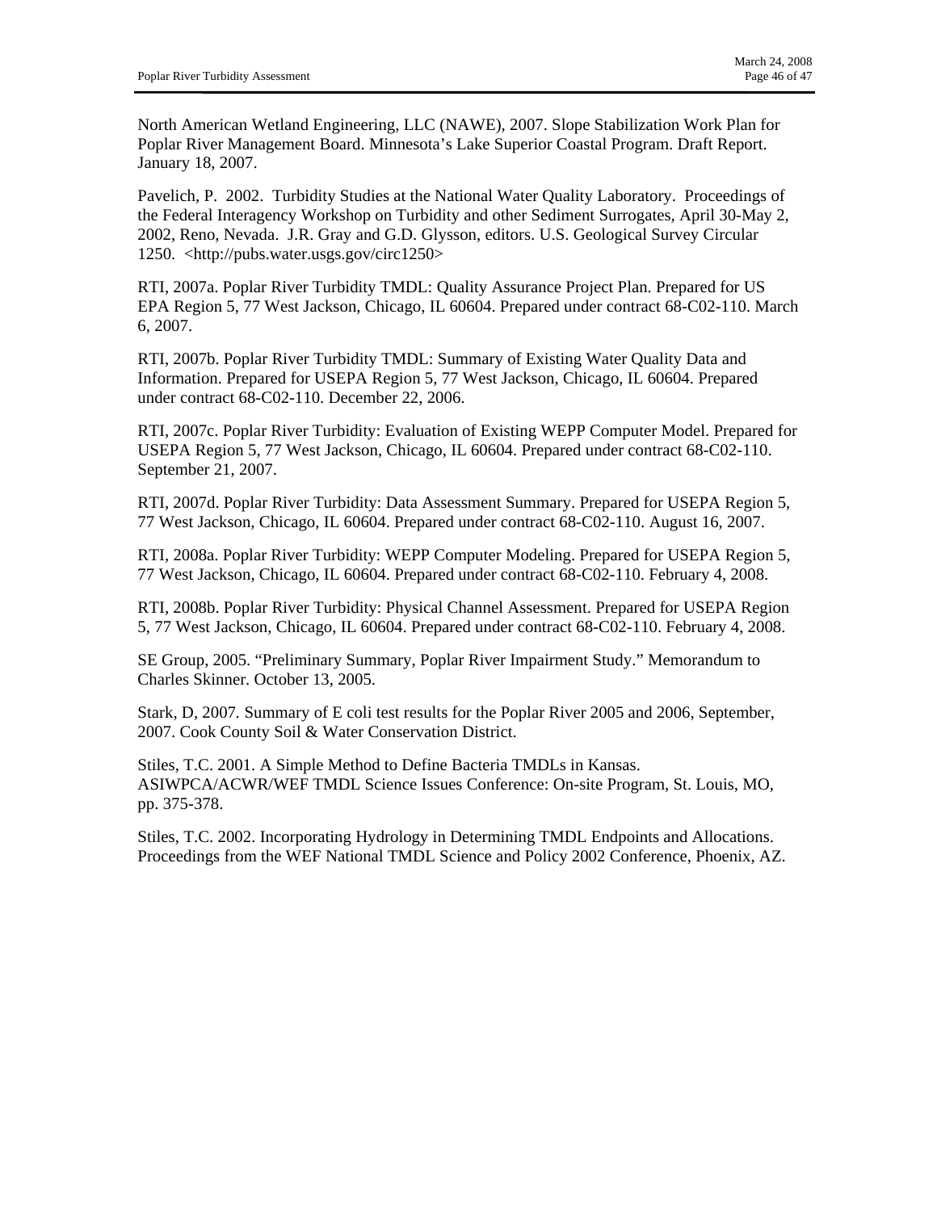North American Wetland Engineering, LLC (NAWE), 2007. Slope Stabilization Work Plan for Poplar River Management Board. Minnesota's Lake Superior Coastal Program. Draft Report. January 18, 2007.

Pavelich, P. 2002. Turbidity Studies at the National Water Quality Laboratory. Proceedings of the Federal Interagency Workshop on Turbidity and other Sediment Surrogates, April 30-May 2, 2002, Reno, Nevada. J.R. Gray and G.D. Glysson, editors. U.S. Geological Survey Circular 1250. <http://pubs.water.usgs.gov/circ1250>

RTI, 2007a. Poplar River Turbidity TMDL: Quality Assurance Project Plan. Prepared for US EPA Region 5, 77 West Jackson, Chicago, IL 60604. Prepared under contract 68-C02-110. March 6, 2007.

RTI, 2007b. Poplar River Turbidity TMDL: Summary of Existing Water Quality Data and Information. Prepared for USEPA Region 5, 77 West Jackson, Chicago, IL 60604. Prepared under contract 68-C02-110. December 22, 2006.

RTI, 2007c. Poplar River Turbidity: Evaluation of Existing WEPP Computer Model. Prepared for USEPA Region 5, 77 West Jackson, Chicago, IL 60604. Prepared under contract 68-C02-110. September 21, 2007.

RTI, 2007d. Poplar River Turbidity: Data Assessment Summary. Prepared for USEPA Region 5, 77 West Jackson, Chicago, IL 60604. Prepared under contract 68-C02-110. August 16, 2007.

RTI, 2008a. Poplar River Turbidity: WEPP Computer Modeling. Prepared for USEPA Region 5, 77 West Jackson, Chicago, IL 60604. Prepared under contract 68-C02-110. February 4, 2008.

RTI, 2008b. Poplar River Turbidity: Physical Channel Assessment. Prepared for USEPA Region 5, 77 West Jackson, Chicago, IL 60604. Prepared under contract 68-C02-110. February 4, 2008.

SE Group, 2005. "Preliminary Summary, Poplar River Impairment Study." Memorandum to Charles Skinner. October 13, 2005.

Stark, D, 2007. Summary of E coli test results for the Poplar River 2005 and 2006, September, 2007. Cook County Soil & Water Conservation District.

Stiles, T.C. 2001. A Simple Method to Define Bacteria TMDLs in Kansas. ASIWPCA/ACWR/WEF TMDL Science Issues Conference: On-site Program, St. Louis, MO, pp. 375-378.

Stiles, T.C. 2002. Incorporating Hydrology in Determining TMDL Endpoints and Allocations. Proceedings from the WEF National TMDL Science and Policy 2002 Conference, Phoenix, AZ.